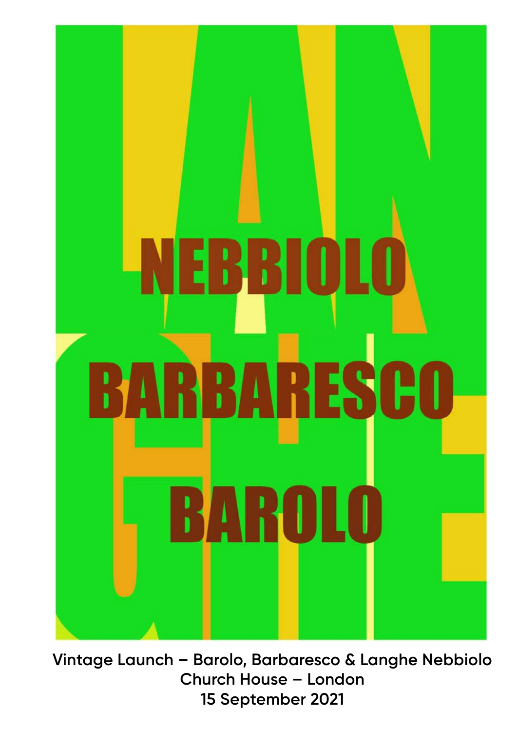# NEBBIOLO

# BARBARESCO

# BAROLO

**Vintage Launch – Barolo, Barbaresco & Langhe Nebbiolo**
**Church House – London**
**15 September 2021**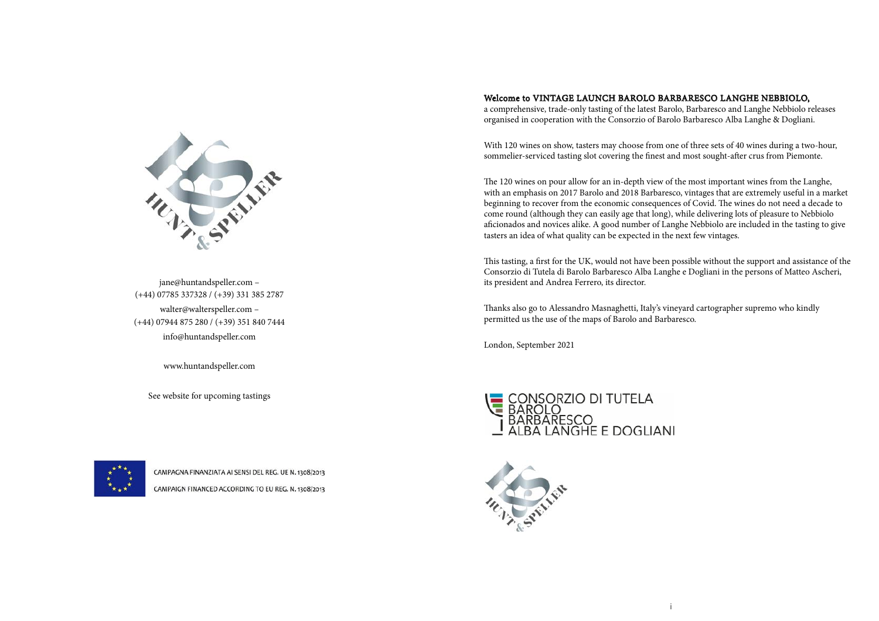jane@huntandspeller.com –
(+44) 07785 337328 / (+39) 331 385 2787

walter@walterspeller.com –
(+44) 07944 875 280 / (+39) 351 840 7444

info@huntandspeller.com

www.huntandspeller.com

See website for upcoming tastings

CAMPAGNA FINANZIATA AI SENSI DEL REG. UE N. 1308/2013

CAMPAIGN FINANCED ACCORDING TO EU REG. N. 1308/2013

**Welcome to VINTAGE LAUNCH BAROLO BARBARESCO LANGHE NEBBIOLO,**
a comprehensive, trade-only tasting of the latest Barolo, Barbaresco and Langhe Nebbiolo releases organised in cooperation with the Consorzio of Barolo Barbaresco Alba Langhe & Dogliani.

With 120 wines on show, tasters may choose from one of three sets of 40 wines during a two-hour, sommelier-serviced tasting slot covering the finest and most sought-after crus from Piemonte.

The 120 wines on pour allow for an in-depth view of the most important wines from the Langhe, with an emphasis on 2017 Barolo and 2018 Barbaresco, vintages that are extremely useful in a market beginning to recover from the economic consequences of Covid. The wines do not need a decade to come round (although they can easily age that long), while delivering lots of pleasure to Nebbiolo aficionados and novices alike. A good number of Langhe Nebbiolo are included in the tasting to give tasters an idea of what quality can be expected in the next few vintages.

This tasting, a first for the UK, would not have been possible without the support and assistance of the Consorzio di Tutela di Barolo Barbaresco Alba Langhe e Dogliani in the persons of Matteo Ascheri, its president and Andrea Ferrero, its director.

Thanks also go to Alessandro Masnaghetti, Italy's vineyard cartographer supremo who kindly permitted us the use of the maps of Barolo and Barbaresco.

London, September 2021

CONSORZIO DI TUTELA
BAROLO
BARBARESCO
ALBA LANGHE E DOGLIANI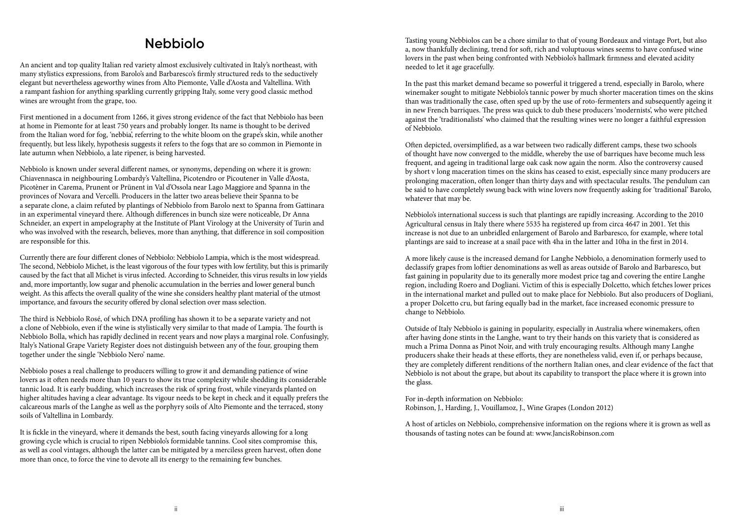# Nebbiolo

An ancient and top quality Italian red variety almost exclusively cultivated in Italy's northeast, with many stylistics expressions, from Barolo's and Barbaresco's firmly structured reds to the seductively elegant but nevertheless ageworthy wines from Alto Piemonte, Valle d'Aosta and Valtellina. With a rampant fashion for anything sparkling currently gripping Italy, some very good classic method wines are wrought from the grape, too.

First mentioned in a document from 1266, it gives strong evidence of the fact that Nebbiolo has been at home in Piemonte for at least 750 years and probably longer. Its name is thought to be derived from the Italian word for fog, 'nebbia', referring to the white bloom on the grape's skin, while another frequently, but less likely, hypothesis suggests it refers to the fogs that are so common in Piemonte in late autumn when Nebbiolo, a late ripener, is being harvested.

Nebbiolo is known under several different names, or synonyms, depending on where it is grown: Chiavennasca in neighbouring Lombardy's Valtellina, Picotendro or Picoutener in Valle d'Aosta, Picotèner in Carema, Prunent or Prünent in Val d'Ossola near Lago Maggiore and Spanna in the provinces of Novara and Vercelli. Producers in the latter two areas believe their Spanna to be a separate clone, a claim refuted by plantings of Nebbiolo from Barolo next to Spanna from Gattinara in an experimental vineyard there. Although differences in bunch size were noticeable, Dr Anna Schneider, an expert in ampelography at the Institute of Plant Virology at the University of Turin and who was involved with the research, believes, more than anything, that difference in soil composition are responsible for this.

Currently there are four different clones of Nebbiolo: Nebbiolo Lampia, which is the most widespread. The second, Nebbiolo Michet, is the least vigorous of the four types with low fertility, but this is primarily caused by the fact that all Michet is virus infected. According to Schneider, this virus results in low yields and, more importantly, low sugar and phenolic accumulation in the berries and lower general bunch weight. As this affects the overall quality of the wine she considers healthy plant material of the utmost importance, and favours the security offered by clonal selection over mass selection.

The third is Nebbiolo Rosé, of which DNA profiling has shown it to be a separate variety and not a clone of Nebbiolo, even if the wine is stylistically very similar to that made of Lampia. The fourth is Nebbiolo Bolla, which has rapidly declined in recent years and now plays a marginal role. Confusingly, Italy's National Grape Variety Register does not distinguish between any of the four, grouping them together under the single 'Nebbiolo Nero' name.

Nebbiolo poses a real challenge to producers willing to grow it and demanding patience of wine lovers as it often needs more than 10 years to show its true complexity while shedding its considerable tannic load. It is early budding, which increases the risk of spring frost, while vineyards planted on higher altitudes having a clear advantage. Its vigour needs to be kept in check and it equally prefers the calcareous marls of the Langhe as well as the porphyry soils of Alto Piemonte and the terraced, stony soils of Valtellina in Lombardy.

It is fickle in the vineyard, where it demands the best, south facing vineyards allowing for a long growing cycle which is crucial to ripen Nebbiolo's formidable tannins. Cool sites compromise this, as well as cool vintages, although the latter can be mitigated by a merciless green harvest, often done more than once, to force the vine to devote all its energy to the remaining few bunches.

Tasting young Nebbiolos can be a chore similar to that of young Bordeaux and vintage Port, but also a, now thankfully declining, trend for soft, rich and voluptuous wines seems to have confused wine lovers in the past when being confronted with Nebbiolo's hallmark firmness and elevated acidity needed to let it age gracefully.

In the past this market demand became so powerful it triggered a trend, especially in Barolo, where winemaker sought to mitigate Nebbiolo's tannic power by much shorter maceration times on the skins than was traditionally the case, often sped up by the use of roto-fermenters and subsequently ageing it in new French barriques. The press was quick to dub these producers 'modernists', who were pitched against the 'traditionalists' who claimed that the resulting wines were no longer a faithful expression of Nebbiolo.

Often depicted, oversimplified, as a war between two radically different camps, these two schools of thought have now converged to the middle, whereby the use of barriques have become much less frequent, and ageing in traditional large oak cask now again the norm. Also the controversy caused by short v long maceration times on the skins has ceased to exist, especially since many producers are prolonging maceration, often longer than thirty days and with spectacular results. The pendulum can be said to have completely swung back with wine lovers now frequently asking for 'traditional' Barolo, whatever that may be.

Nebbiolo's international success is such that plantings are rapidly increasing. According to the 2010 Agricultural census in Italy there where 5535 ha registered up from circa 4647 in 2001. Yet this increase is not due to an unbridled enlargement of Barolo and Barbaresco, for example, where total plantings are said to increase at a snail pace with 4ha in the latter and 10ha in the first in 2014.

A more likely cause is the increased demand for Langhe Nebbiolo, a denomination formerly used to declassify grapes from loftier denominations as well as areas outside of Barolo and Barbaresco, but fast gaining in popularity due to its generally more modest price tag and covering the entire Langhe region, including Roero and Dogliani. Victim of this is especially Dolcetto, which fetches lower prices in the international market and pulled out to make place for Nebbiolo. But also producers of Dogliani, a proper Dolcetto cru, but faring equally bad in the market, face increased economic pressure to change to Nebbiolo.

Outside of Italy Nebbiolo is gaining in popularity, especially in Australia where winemakers, often after having done stints in the Langhe, want to try their hands on this variety that is considered as much a Prima Donna as Pinot Noir, and with truly encouraging results. Although many Langhe producers shake their heads at these efforts, they are nonetheless valid, even if, or perhaps because, they are completely different renditions of the northern Italian ones, and clear evidence of the fact that Nebbiolo is not about the grape, but about its capability to transport the place where it is grown into the glass.

For in-depth information on Nebbiolo:
Robinson, J., Harding, J., Vouillamoz, J., Wine Grapes (London 2012)

A host of articles on Nebbiolo, comprehensive information on the regions where it is grown as well as thousands of tasting notes can be found at: www.JancisRobinson.com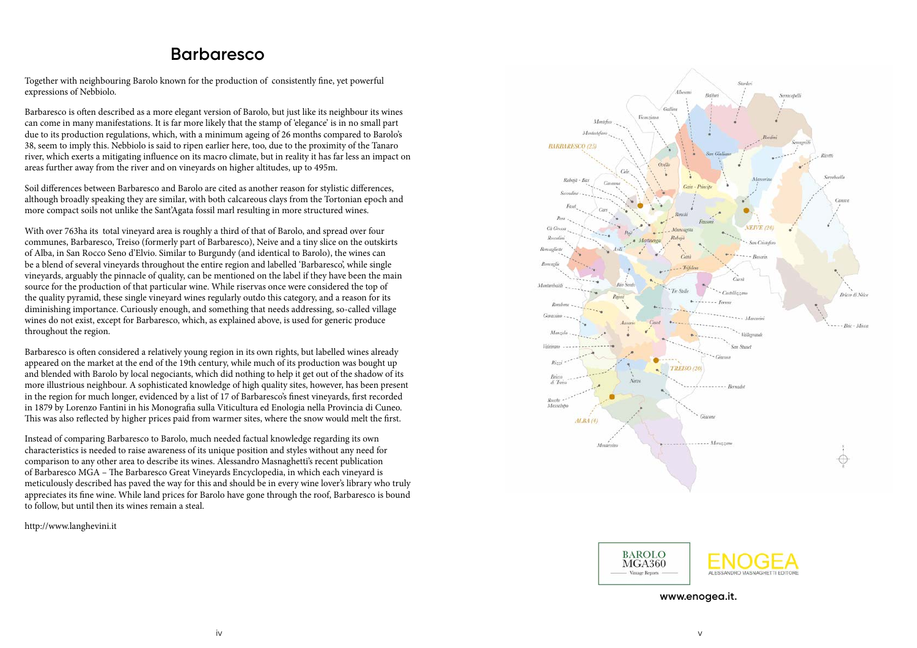# Barbaresco

Together with neighbouring Barolo known for the production of consistently fine, yet powerful expressions of Nebbiolo.

Barbaresco is often described as a more elegant version of Barolo, but just like its neighbour its wines can come in many manifestations. It is far more likely that the stamp of 'elegance' is in no small part due to its production regulations, which, with a minimum ageing of 26 months compared to Barolo's 38, seem to imply this. Nebbiolo is said to ripen earlier here, too, due to the proximity of the Tanaro river, which exerts a mitigating influence on its macro climate, but in reality it has far less an impact on areas further away from the river and on vineyards on higher altitudes, up to 495m.

Soil differences between Barbaresco and Barolo are cited as another reason for stylistic differences, although broadly speaking they are similar, with both calcareous clays from the Tortonian epoch and more compact soils not unlike the Sant'Agata fossil marl resulting in more structured wines.

With over 763ha its total vineyard area is roughly a third of that of Barolo, and spread over four communes, Barbaresco, Treiso (formerly part of Barbaresco), Neive and a tiny slice on the outskirts of Alba, in San Rocco Seno d'Elvio. Similar to Burgundy (and identical to Barolo), the wines can be a blend of several vineyards throughout the entire region and labelled 'Barbaresco', while single vineyards, arguably the pinnacle of quality, can be mentioned on the label if they have been the main source for the production of that particular wine. While riservas once were considered the top of the quality pyramid, these single vineyard wines regularly outdo this category, and a reason for its diminishing importance. Curiously enough, and something that needs addressing, so-called village wines do not exist, except for Barbaresco, which, as explained above, is used for generic produce throughout the region.

Barbaresco is often considered a relatively young region in its own rights, but labelled wines already appeared on the market at the end of the 19th century, while much of its production was bought up and blended with Barolo by local negociants, which did nothing to help it get out of the shadow of its more illustrious neighbour. A sophisticated knowledge of high quality sites, however, has been present in the region for much longer, evidenced by a list of 17 of Barbaresco's finest vineyards, first recorded in 1879 by Lorenzo Fantini in his Monografia sulla Viticultura ed Enologia nella Provincia di Cuneo. This was also reflected by higher prices paid from warmer sites, where the snow would melt the first.

Instead of comparing Barbaresco to Barolo, much needed factual knowledge regarding its own characteristics is needed to raise awareness of its unique position and styles without any need for comparison to any other area to describe its wines. Alessandro Masnaghetti's recent publication of Barbaresco MGA – The Barbaresco Great Vineyards Encyclopedia, in which each vineyard is meticulously described has paved the way for this and should be in every wine lover's library who truly appreciates its fine wine. While land prices for Barolo have gone through the roof, Barbaresco is bound to follow, but until then its wines remain a steal.

http://www.langhevini.it

BARBARESCO (25) · NEIVE (20) · TREISO (20) · ALBA (4)

BAROLO MGA360 Vintage Reports

ENOGEA ALESSANDRO MASNAGHETTI EDITORE

www.enogea.it.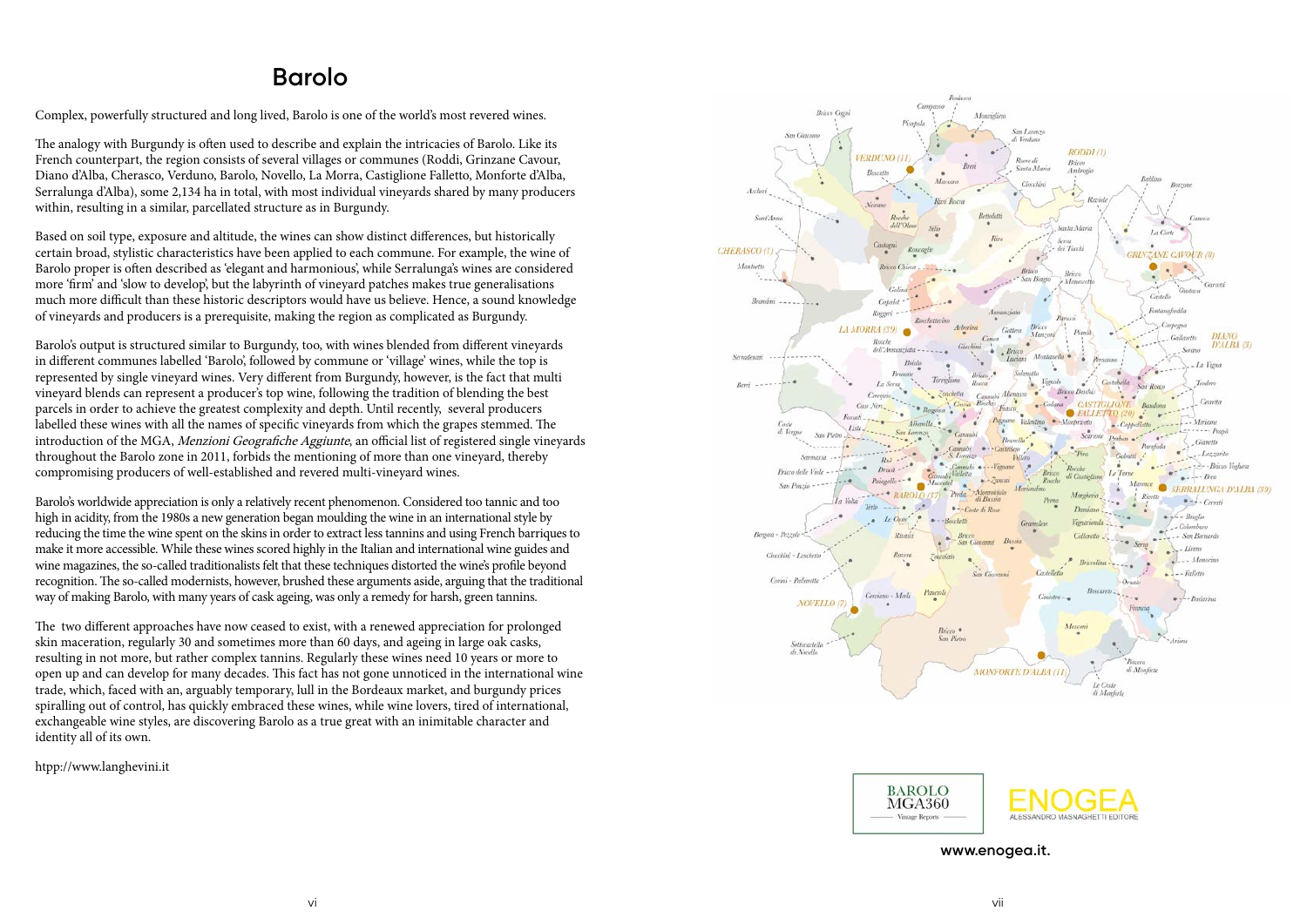# Barolo

Complex, powerfully structured and long lived, Barolo is one of the world's most revered wines.

The analogy with Burgundy is often used to describe and explain the intricacies of Barolo. Like its French counterpart, the region consists of several villages or communes (Roddi, Grinzane Cavour, Diano d'Alba, Cherasco, Verduno, Barolo, Novello, La Morra, Castiglione Falletto, Monforte d'Alba, Serralunga d'Alba), some 2,134 ha in total, with most individual vineyards shared by many producers within, resulting in a similar, parcellated structure as in Burgundy.

Based on soil type, exposure and altitude, the wines can show distinct differences, but historically certain broad, stylistic characteristics have been applied to each commune. For example, the wine of Barolo proper is often described as 'elegant and harmonious', while Serralunga's wines are considered more 'firm' and 'slow to develop', but the labyrinth of vineyard patches makes true generalisations much more difficult than these historic descriptors would have us believe. Hence, a sound knowledge of vineyards and producers is a prerequisite, making the region as complicated as Burgundy.

Barolo's output is structured similar to Burgundy, too, with wines blended from different vineyards in different communes labelled 'Barolo', followed by commune or 'village' wines, while the top is represented by single vineyard wines. Very different from Burgundy, however, is the fact that multi vineyard blends can represent a producer's top wine, following the tradition of blending the best parcels in order to achieve the greatest complexity and depth. Until recently, several producers labelled these wines with all the names of specific vineyards from which the grapes stemmed. The introduction of the MGA, *Menzioni Geografiche Aggiunte*, an official list of registered single vineyards throughout the Barolo zone in 2011, forbids the mentioning of more than one vineyard, thereby compromising producers of well-established and revered multi-vineyard wines.

Barolo's worldwide appreciation is only a relatively recent phenomenon. Considered too tannic and too high in acidity, from the 1980s a new generation began moulding the wine in an international style by reducing the time the wine spent on the skins in order to extract less tannins and using French barriques to make it more accessible. While these wines scored highly in the Italian and international wine guides and wine magazines, the so-called traditionalists felt that these techniques distorted the wine's profile beyond recognition. The so-called modernists, however, brushed these arguments aside, arguing that the traditional way of making Barolo, with many years of cask ageing, was only a remedy for harsh, green tannins.

The two different approaches have now ceased to exist, with a renewed appreciation for prolonged skin maceration, regularly 30 and sometimes more than 60 days, and ageing in large oak casks, resulting in not more, but rather complex tannins. Regularly these wines need 10 years or more to open up and can develop for many decades. This fact has not gone unnoticed in the international wine trade, which, faced with an, arguably temporary, lull in the Bordeaux market, and burgundy prices spiralling out of control, has quickly embraced these wines, while wine lovers, tired of international, exchangeable wine styles, are discovering Barolo as a true great with an inimitable character and identity all of its own.

htpp://www.langhevini.it

BAROLO MGA360 Vintage Reports

ENOGEA ALESSANDRO MASNAGHETTI EDITORE

www.enogea.it.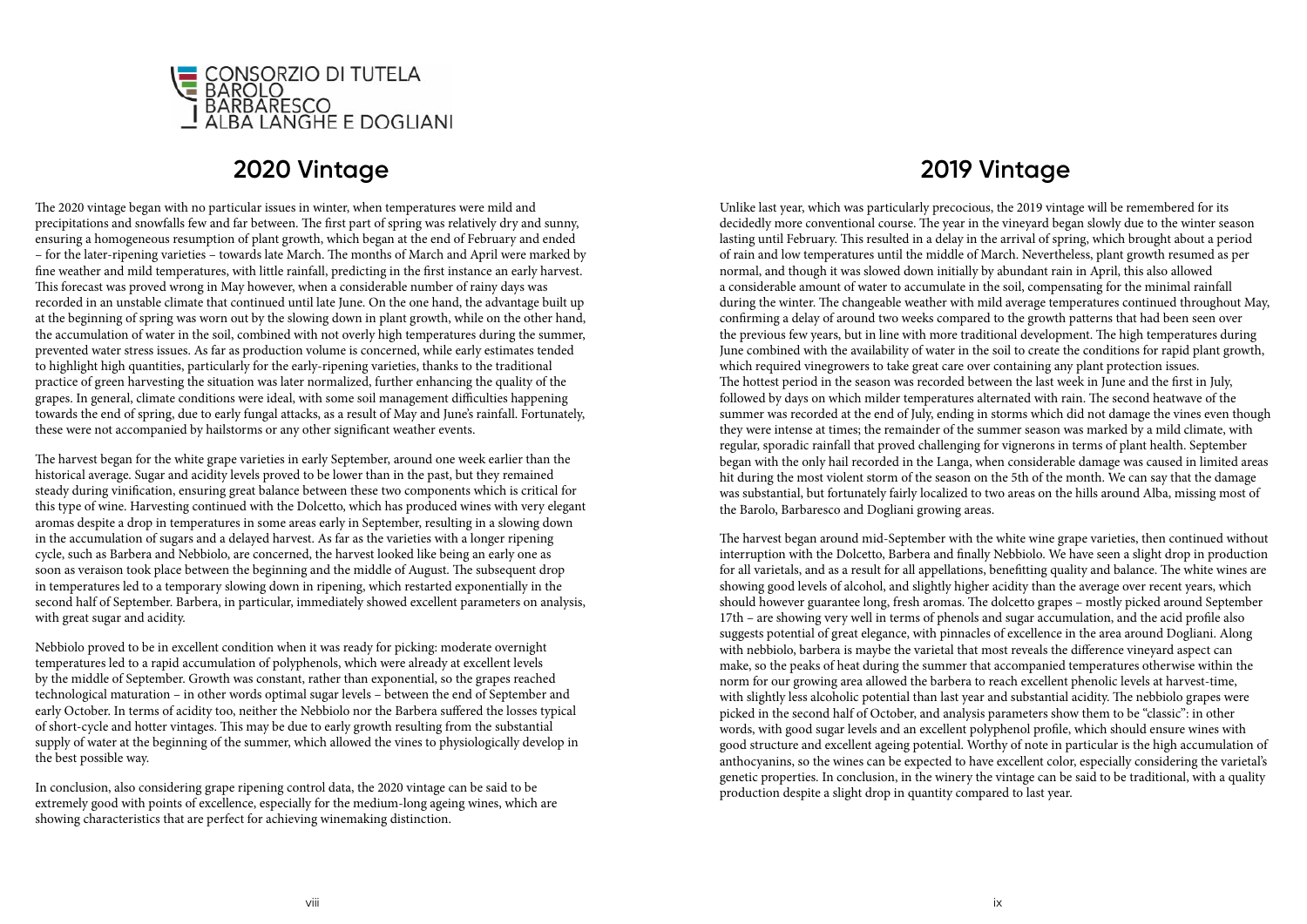CONSORZIO DI TUTELA
BAROLO
BARBARESCO
ALBA LANGHE E DOGLIANI

## 2020 Vintage

The 2020 vintage began with no particular issues in winter, when temperatures were mild and precipitations and snowfalls few and far between. The first part of spring was relatively dry and sunny, ensuring a homogeneous resumption of plant growth, which began at the end of February and ended – for the later-ripening varieties – towards late March. The months of March and April were marked by fine weather and mild temperatures, with little rainfall, predicting in the first instance an early harvest. This forecast was proved wrong in May however, when a considerable number of rainy days was recorded in an unstable climate that continued until late June. On the one hand, the advantage built up at the beginning of spring was worn out by the slowing down in plant growth, while on the other hand, the accumulation of water in the soil, combined with not overly high temperatures during the summer, prevented water stress issues. As far as production volume is concerned, while early estimates tended to highlight high quantities, particularly for the early-ripening varieties, thanks to the traditional practice of green harvesting the situation was later normalized, further enhancing the quality of the grapes. In general, climate conditions were ideal, with some soil management difficulties happening towards the end of spring, due to early fungal attacks, as a result of May and June's rainfall. Fortunately, these were not accompanied by hailstorms or any other significant weather events.

The harvest began for the white grape varieties in early September, around one week earlier than the historical average. Sugar and acidity levels proved to be lower than in the past, but they remained steady during vinification, ensuring great balance between these two components which is critical for this type of wine. Harvesting continued with the Dolcetto, which has produced wines with very elegant aromas despite a drop in temperatures in some areas early in September, resulting in a slowing down in the accumulation of sugars and a delayed harvest. As far as the varieties with a longer ripening cycle, such as Barbera and Nebbiolo, are concerned, the harvest looked like being an early one as soon as veraison took place between the beginning and the middle of August. The subsequent drop in temperatures led to a temporary slowing down in ripening, which restarted exponentially in the second half of September. Barbera, in particular, immediately showed excellent parameters on analysis, with great sugar and acidity.

Nebbiolo proved to be in excellent condition when it was ready for picking: moderate overnight temperatures led to a rapid accumulation of polyphenols, which were already at excellent levels by the middle of September. Growth was constant, rather than exponential, so the grapes reached technological maturation – in other words optimal sugar levels – between the end of September and early October. In terms of acidity too, neither the Nebbiolo nor the Barbera suffered the losses typical of short-cycle and hotter vintages. This may be due to early growth resulting from the substantial supply of water at the beginning of the summer, which allowed the vines to physiologically develop in the best possible way.

In conclusion, also considering grape ripening control data, the 2020 vintage can be said to be extremely good with points of excellence, especially for the medium-long ageing wines, which are showing characteristics that are perfect for achieving winemaking distinction.

## 2019 Vintage

Unlike last year, which was particularly precocious, the 2019 vintage will be remembered for its decidedly more conventional course. The year in the vineyard began slowly due to the winter season lasting until February. This resulted in a delay in the arrival of spring, which brought about a period of rain and low temperatures until the middle of March. Nevertheless, plant growth resumed as per normal, and though it was slowed down initially by abundant rain in April, this also allowed a considerable amount of water to accumulate in the soil, compensating for the minimal rainfall during the winter. The changeable weather with mild average temperatures continued throughout May, confirming a delay of around two weeks compared to the growth patterns that had been seen over the previous few years, but in line with more traditional development. The high temperatures during June combined with the availability of water in the soil to create the conditions for rapid plant growth, which required vinegrowers to take great care over containing any plant protection issues. The hottest period in the season was recorded between the last week in June and the first in July, followed by days on which milder temperatures alternated with rain. The second heatwave of the summer was recorded at the end of July, ending in storms which did not damage the vines even though they were intense at times; the remainder of the summer season was marked by a mild climate, with regular, sporadic rainfall that proved challenging for vignerons in terms of plant health. September began with the only hail recorded in the Langa, when considerable damage was caused in limited areas hit during the most violent storm of the season on the 5th of the month. We can say that the damage was substantial, but fortunately fairly localized to two areas on the hills around Alba, missing most of the Barolo, Barbaresco and Dogliani growing areas.

The harvest began around mid-September with the white wine grape varieties, then continued without interruption with the Dolcetto, Barbera and finally Nebbiolo. We have seen a slight drop in production for all varietals, and as a result for all appellations, benefitting quality and balance. The white wines are showing good levels of alcohol, and slightly higher acidity than the average over recent years, which should however guarantee long, fresh aromas. The dolcetto grapes – mostly picked around September 17th – are showing very well in terms of phenols and sugar accumulation, and the acid profile also suggests potential of great elegance, with pinnacles of excellence in the area around Dogliani. Along with nebbiolo, barbera is maybe the varietal that most reveals the difference vineyard aspect can make, so the peaks of heat during the summer that accompanied temperatures otherwise within the norm for our growing area allowed the barbera to reach excellent phenolic levels at harvest-time, with slightly less alcoholic potential than last year and substantial acidity. The nebbiolo grapes were picked in the second half of October, and analysis parameters show them to be "classic": in other words, with good sugar levels and an excellent polyphenol profile, which should ensure wines with good structure and excellent ageing potential. Worthy of note in particular is the high accumulation of anthocyanins, so the wines can be expected to have excellent color, especially considering the varietal's genetic properties. In conclusion, in the winery the vintage can be said to be traditional, with a quality production despite a slight drop in quantity compared to last year.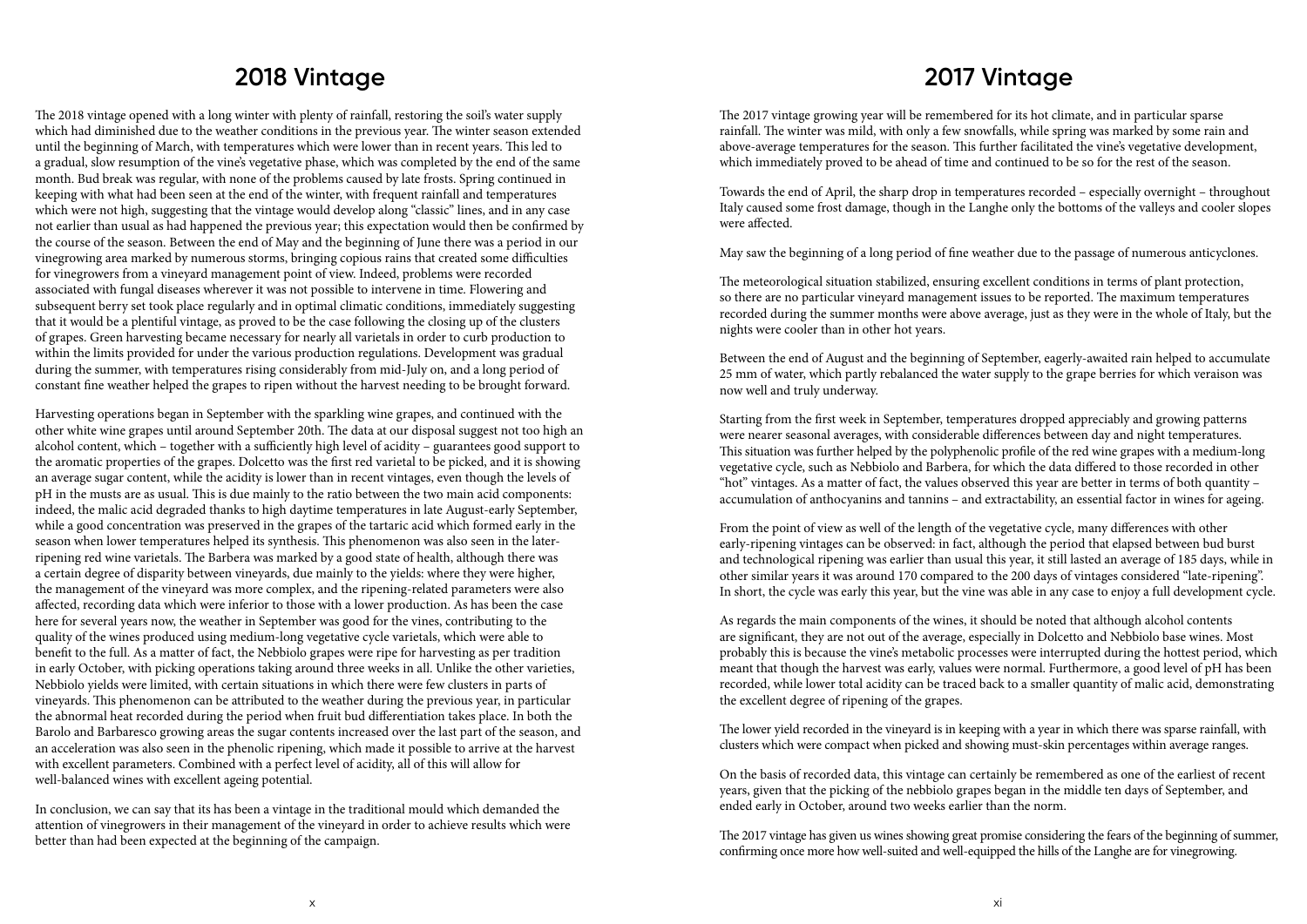## 2018 Vintage

The 2018 vintage opened with a long winter with plenty of rainfall, restoring the soil's water supply which had diminished due to the weather conditions in the previous year. The winter season extended until the beginning of March, with temperatures which were lower than in recent years. This led to a gradual, slow resumption of the vine's vegetative phase, which was completed by the end of the same month. Bud break was regular, with none of the problems caused by late frosts. Spring continued in keeping with what had been seen at the end of the winter, with frequent rainfall and temperatures which were not high, suggesting that the vintage would develop along "classic" lines, and in any case not earlier than usual as had happened the previous year; this expectation would then be confirmed by the course of the season. Between the end of May and the beginning of June there was a period in our vinegrowing area marked by numerous storms, bringing copious rains that created some difficulties for vinegrowers from a vineyard management point of view. Indeed, problems were recorded associated with fungal diseases wherever it was not possible to intervene in time. Flowering and subsequent berry set took place regularly and in optimal climatic conditions, immediately suggesting that it would be a plentiful vintage, as proved to be the case following the closing up of the clusters of grapes. Green harvesting became necessary for nearly all varietals in order to curb production to within the limits provided for under the various production regulations. Development was gradual during the summer, with temperatures rising considerably from mid-July on, and a long period of constant fine weather helped the grapes to ripen without the harvest needing to be brought forward.

Harvesting operations began in September with the sparkling wine grapes, and continued with the other white wine grapes until around September 20th. The data at our disposal suggest not too high an alcohol content, which – together with a sufficiently high level of acidity – guarantees good support to the aromatic properties of the grapes. Dolcetto was the first red varietal to be picked, and it is showing an average sugar content, while the acidity is lower than in recent vintages, even though the levels of pH in the musts are as usual. This is due mainly to the ratio between the two main acid components: indeed, the malic acid degraded thanks to high daytime temperatures in late August-early September, while a good concentration was preserved in the grapes of the tartaric acid which formed early in the season when lower temperatures helped its synthesis. This phenomenon was also seen in the later-ripening red wine varietals. The Barbera was marked by a good state of health, although there was a certain degree of disparity between vineyards, due mainly to the yields: where they were higher, the management of the vineyard was more complex, and the ripening-related parameters were also affected, recording data which were inferior to those with a lower production. As has been the case here for several years now, the weather in September was good for the vines, contributing to the quality of the wines produced using medium-long vegetative cycle varietals, which were able to benefit to the full. As a matter of fact, the Nebbiolo grapes were ripe for harvesting as per tradition in early October, with picking operations taking around three weeks in all. Unlike the other varieties, Nebbiolo yields were limited, with certain situations in which there were few clusters in parts of vineyards. This phenomenon can be attributed to the weather during the previous year, in particular the abnormal heat recorded during the period when fruit bud differentiation takes place. In both the Barolo and Barbaresco growing areas the sugar contents increased over the last part of the season, and an acceleration was also seen in the phenolic ripening, which made it possible to arrive at the harvest with excellent parameters. Combined with a perfect level of acidity, all of this will allow for well-balanced wines with excellent ageing potential.

In conclusion, we can say that its has been a vintage in the traditional mould which demanded the attention of vinegrowers in their management of the vineyard in order to achieve results which were better than had been expected at the beginning of the campaign.

## 2017 Vintage

The 2017 vintage growing year will be remembered for its hot climate, and in particular sparse rainfall. The winter was mild, with only a few snowfalls, while spring was marked by some rain and above-average temperatures for the season. This further facilitated the vine's vegetative development, which immediately proved to be ahead of time and continued to be so for the rest of the season.

Towards the end of April, the sharp drop in temperatures recorded – especially overnight – throughout Italy caused some frost damage, though in the Langhe only the bottoms of the valleys and cooler slopes were affected.

May saw the beginning of a long period of fine weather due to the passage of numerous anticyclones.

The meteorological situation stabilized, ensuring excellent conditions in terms of plant protection, so there are no particular vineyard management issues to be reported. The maximum temperatures recorded during the summer months were above average, just as they were in the whole of Italy, but the nights were cooler than in other hot years.

Between the end of August and the beginning of September, eagerly-awaited rain helped to accumulate 25 mm of water, which partly rebalanced the water supply to the grape berries for which veraison was now well and truly underway.

Starting from the first week in September, temperatures dropped appreciably and growing patterns were nearer seasonal averages, with considerable differences between day and night temperatures. This situation was further helped by the polyphenolic profile of the red wine grapes with a medium-long vegetative cycle, such as Nebbiolo and Barbera, for which the data differed to those recorded in other "hot" vintages. As a matter of fact, the values observed this year are better in terms of both quantity – accumulation of anthocyanins and tannins – and extractability, an essential factor in wines for ageing.

From the point of view as well of the length of the vegetative cycle, many differences with other early-ripening vintages can be observed: in fact, although the period that elapsed between bud burst and technological ripening was earlier than usual this year, it still lasted an average of 185 days, while in other similar years it was around 170 compared to the 200 days of vintages considered "late-ripening". In short, the cycle was early this year, but the vine was able in any case to enjoy a full development cycle.

As regards the main components of the wines, it should be noted that although alcohol contents are significant, they are not out of the average, especially in Dolcetto and Nebbiolo base wines. Most probably this is because the vine's metabolic processes were interrupted during the hottest period, which meant that though the harvest was early, values were normal. Furthermore, a good level of pH has been recorded, while lower total acidity can be traced back to a smaller quantity of malic acid, demonstrating the excellent degree of ripening of the grapes.

The lower yield recorded in the vineyard is in keeping with a year in which there was sparse rainfall, with clusters which were compact when picked and showing must-skin percentages within average ranges.

On the basis of recorded data, this vintage can certainly be remembered as one of the earliest of recent years, given that the picking of the nebbiolo grapes began in the middle ten days of September, and ended early in October, around two weeks earlier than the norm.

The 2017 vintage has given us wines showing great promise considering the fears of the beginning of summer, confirming once more how well-suited and well-equipped the hills of the Langhe are for vinegrowing.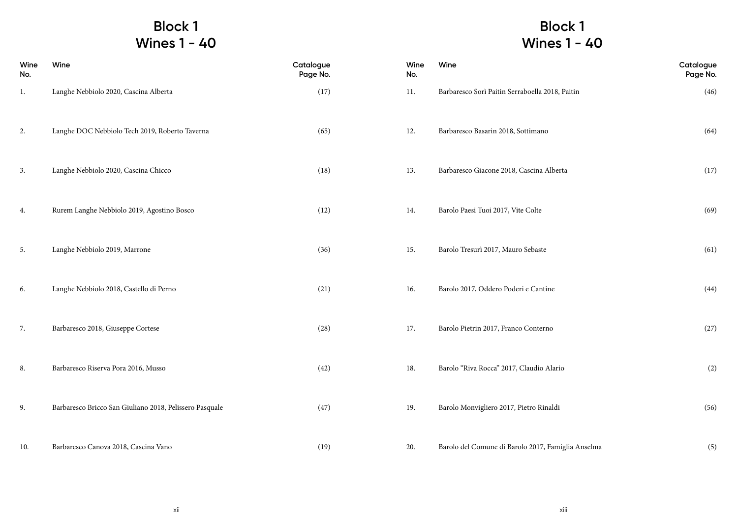# Block 1
## Wines 1 - 40

| Wine No. | Wine | Catalogue Page No. |
|---|---|---|
| 1. | Langhe Nebbiolo 2020, Cascina Alberta | (17) |
| 2. | Langhe DOC Nebbiolo Tech 2019, Roberto Taverna | (65) |
| 3. | Langhe Nebbiolo 2020, Cascina Chicco | (18) |
| 4. | Rurem Langhe Nebbiolo 2019, Agostino Bosco | (12) |
| 5. | Langhe Nebbiolo 2019, Marrone | (36) |
| 6. | Langhe Nebbiolo 2018, Castello di Perno | (21) |
| 7. | Barbaresco 2018, Giuseppe Cortese | (28) |
| 8. | Barbaresco Riserva Pora 2016, Musso | (42) |
| 9. | Barbaresco Bricco San Giuliano 2018, Pelissero Pasquale | (47) |
| 10. | Barbaresco Canova 2018, Cascina Vano | (19) |

# Block 1
## Wines 1 - 40

| Wine No. | Wine | Catalogue Page No. |
|---|---|---|
| 11. | Barbaresco Sorì Paitin Serraboella 2018, Paitin | (46) |
| 12. | Barbaresco Basarin 2018, Sottimano | (64) |
| 13. | Barbaresco Giacone 2018, Cascina Alberta | (17) |
| 14. | Barolo Paesi Tuoi 2017, Vite Colte | (69) |
| 15. | Barolo Tresurì 2017, Mauro Sebaste | (61) |
| 16. | Barolo 2017, Oddero Poderi e Cantine | (44) |
| 17. | Barolo Pietrin 2017, Franco Conterno | (27) |
| 18. | Barolo "Riva Rocca" 2017, Claudio Alario | (2) |
| 19. | Barolo Monvigliero 2017, Pietro Rinaldi | (56) |
| 20. | Barolo del Comune di Barolo 2017, Famiglia Anselma | (5) |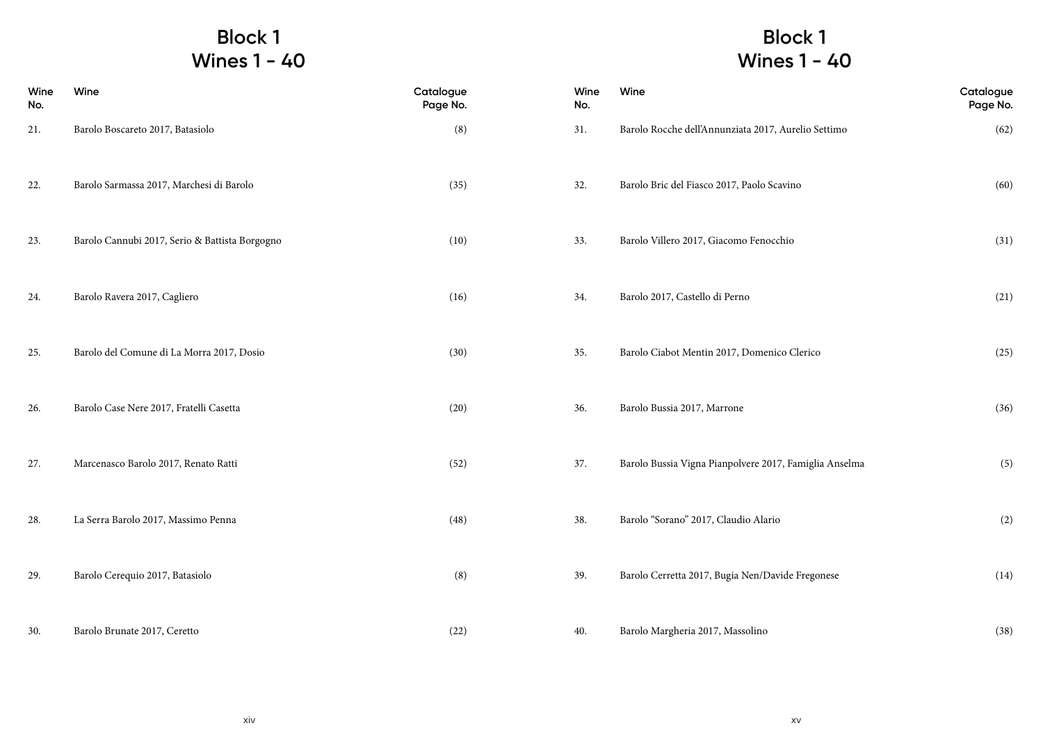# Block 1
# Wines 1 - 40

| Wine No. | Wine | Catalogue Page No. |
|---|---|---|
| 21. | Barolo Boscareto 2017, Batasiolo | (8) |
| 22. | Barolo Sarmassa 2017, Marchesi di Barolo | (35) |
| 23. | Barolo Cannubi 2017, Serio & Battista Borgogno | (10) |
| 24. | Barolo Ravera 2017, Cagliero | (16) |
| 25. | Barolo del Comune di La Morra 2017, Dosio | (30) |
| 26. | Barolo Case Nere 2017, Fratelli Casetta | (20) |
| 27. | Marcenasco Barolo 2017, Renato Ratti | (52) |
| 28. | La Serra Barolo 2017, Massimo Penna | (48) |
| 29. | Barolo Cerequio 2017, Batasiolo | (8) |
| 30. | Barolo Brunate 2017, Ceretto | (22) |

# Block 1
# Wines 1 - 40

| Wine No. | Wine | Catalogue Page No. |
|---|---|---|
| 31. | Barolo Rocche dell'Annunziata 2017, Aurelio Settimo | (62) |
| 32. | Barolo Bric del Fiasco 2017, Paolo Scavino | (60) |
| 33. | Barolo Villero 2017, Giacomo Fenocchio | (31) |
| 34. | Barolo 2017, Castello di Perno | (21) |
| 35. | Barolo Ciabot Mentin 2017, Domenico Clerico | (25) |
| 36. | Barolo Bussia 2017, Marrone | (36) |
| 37. | Barolo Bussia Vigna Pianpolvere 2017, Famiglia Anselma | (5) |
| 38. | Barolo "Sorano" 2017, Claudio Alario | (2) |
| 39. | Barolo Cerretta 2017, Bugia Nen/Davide Fregonese | (14) |
| 40. | Barolo Margheria 2017, Massolino | (38) |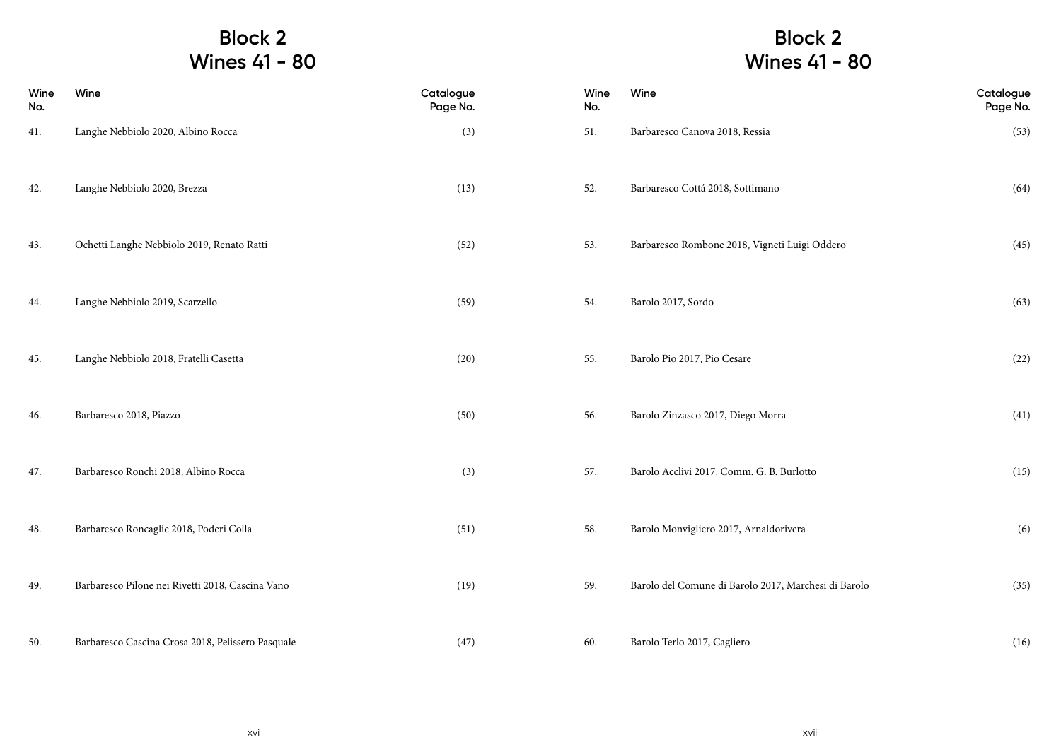# Block 2
# Wines 41 - 80

| Wine No. | Wine | Catalogue Page No. |
|---|---|---|
| 41. | Langhe Nebbiolo 2020, Albino Rocca | (3) |
| 42. | Langhe Nebbiolo 2020, Brezza | (13) |
| 43. | Ochetti Langhe Nebbiolo 2019, Renato Ratti | (52) |
| 44. | Langhe Nebbiolo 2019, Scarzello | (59) |
| 45. | Langhe Nebbiolo 2018, Fratelli Casetta | (20) |
| 46. | Barbaresco 2018, Piazzo | (50) |
| 47. | Barbaresco Ronchi 2018, Albino Rocca | (3) |
| 48. | Barbaresco Roncaglie 2018, Poderi Colla | (51) |
| 49. | Barbaresco Pilone nei Rivetti 2018, Cascina Vano | (19) |
| 50. | Barbaresco Cascina Crosa 2018, Pelissero Pasquale | (47) |

# Block 2
# Wines 41 - 80

| Wine No. | Wine | Catalogue Page No. |
|---|---|---|
| 51. | Barbaresco Canova 2018, Ressia | (53) |
| 52. | Barbaresco Cottá 2018, Sottimano | (64) |
| 53. | Barbaresco Rombone 2018, Vigneti Luigi Oddero | (45) |
| 54. | Barolo 2017, Sordo | (63) |
| 55. | Barolo Pio 2017, Pio Cesare | (22) |
| 56. | Barolo Zinzasco 2017, Diego Morra | (41) |
| 57. | Barolo Acclivi 2017, Comm. G. B. Burlotto | (15) |
| 58. | Barolo Monvigliero 2017, Arnaldorivera | (6) |
| 59. | Barolo del Comune di Barolo 2017, Marchesi di Barolo | (35) |
| 60. | Barolo Terlo 2017, Cagliero | (16) |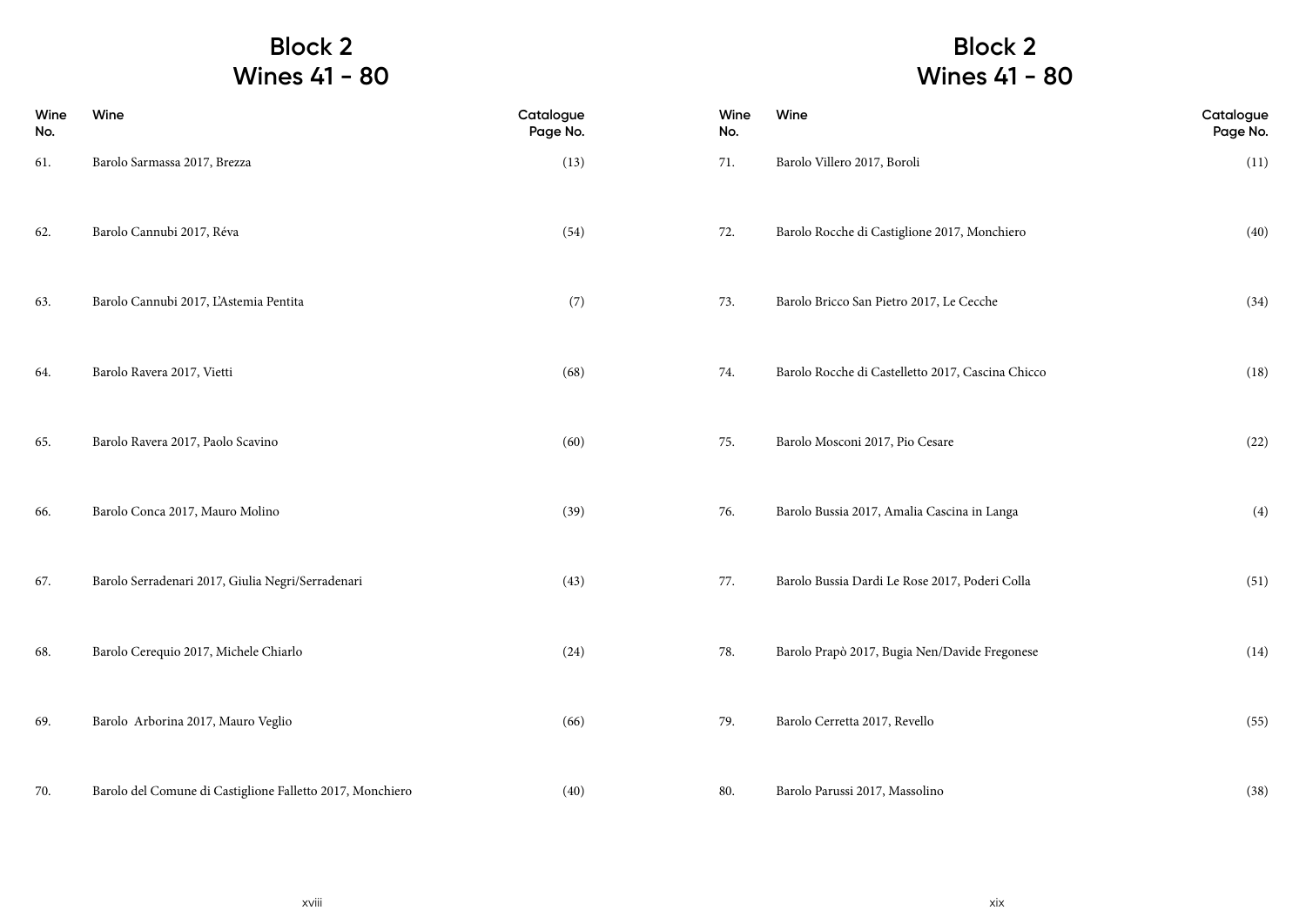# Block 2
# Wines 41 - 80

| Wine No. | Wine | Catalogue Page No. |
|---|---|---|
| 61. | Barolo Sarmassa 2017, Brezza | (13) |
| 62. | Barolo Cannubi 2017, Réva | (54) |
| 63. | Barolo Cannubi 2017, L'Astemia Pentita | (7) |
| 64. | Barolo Ravera 2017, Vietti | (68) |
| 65. | Barolo Ravera 2017, Paolo Scavino | (60) |
| 66. | Barolo Conca 2017, Mauro Molino | (39) |
| 67. | Barolo Serradenari 2017, Giulia Negri/Serradenari | (43) |
| 68. | Barolo Cerequio 2017, Michele Chiarlo | (24) |
| 69. | Barolo Arborina 2017, Mauro Veglio | (66) |
| 70. | Barolo del Comune di Castiglione Falletto 2017, Monchiero | (40) |

# Block 2
# Wines 41 - 80

| Wine No. | Wine | Catalogue Page No. |
|---|---|---|
| 71. | Barolo Villero 2017, Boroli | (11) |
| 72. | Barolo Rocche di Castiglione 2017, Monchiero | (40) |
| 73. | Barolo Bricco San Pietro 2017, Le Cecche | (34) |
| 74. | Barolo Rocche di Castelletto 2017, Cascina Chicco | (18) |
| 75. | Barolo Mosconi 2017, Pio Cesare | (22) |
| 76. | Barolo Bussia 2017, Amalia Cascina in Langa | (4) |
| 77. | Barolo Bussia Dardi Le Rose 2017, Poderi Colla | (51) |
| 78. | Barolo Prapò 2017, Bugia Nen/Davide Fregonese | (14) |
| 79. | Barolo Cerretta 2017, Revello | (55) |
| 80. | Barolo Parussi 2017, Massolino | (38) |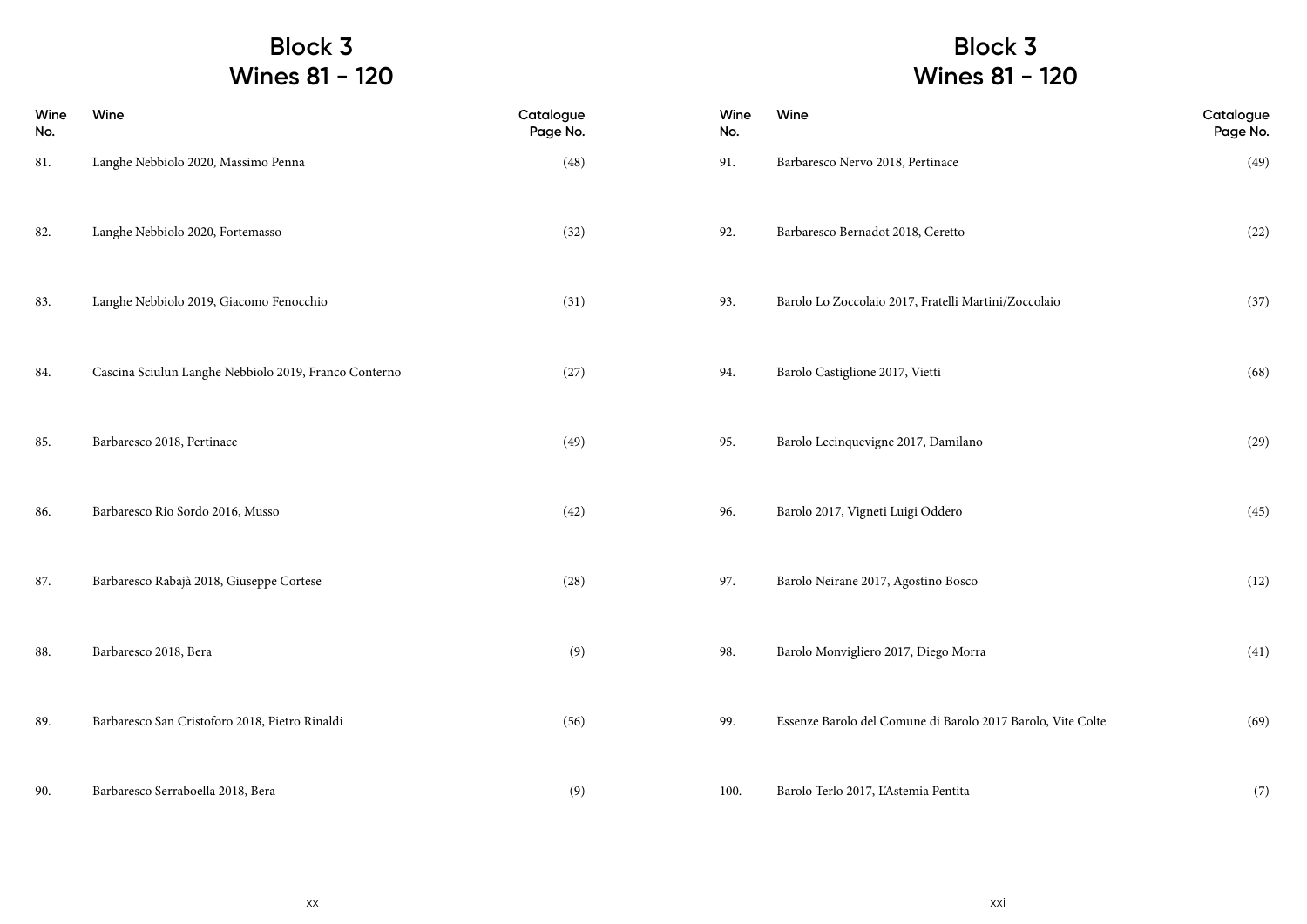# Block 3
# Wines 81 - 120

| Wine No. | Wine | Catalogue Page No. |
|---|---|---|
| 81. | Langhe Nebbiolo 2020, Massimo Penna | (48) |
| 82. | Langhe Nebbiolo 2020, Fortemasso | (32) |
| 83. | Langhe Nebbiolo 2019, Giacomo Fenocchio | (31) |
| 84. | Cascina Sciulun Langhe Nebbiolo 2019, Franco Conterno | (27) |
| 85. | Barbaresco 2018, Pertinace | (49) |
| 86. | Barbaresco Rio Sordo 2016, Musso | (42) |
| 87. | Barbaresco Rabajà 2018, Giuseppe Cortese | (28) |
| 88. | Barbaresco 2018, Bera | (9) |
| 89. | Barbaresco San Cristoforo 2018, Pietro Rinaldi | (56) |
| 90. | Barbaresco Serraboella 2018, Bera | (9) |

# Block 3
# Wines 81 - 120

| Wine No. | Wine | Catalogue Page No. |
|---|---|---|
| 91. | Barbaresco Nervo 2018, Pertinace | (49) |
| 92. | Barbaresco Bernadot 2018, Ceretto | (22) |
| 93. | Barolo Lo Zoccolaio 2017, Fratelli Martini/Zoccolaio | (37) |
| 94. | Barolo Castiglione 2017, Vietti | (68) |
| 95. | Barolo Lecinquevigne 2017, Damilano | (29) |
| 96. | Barolo 2017, Vigneti Luigi Oddero | (45) |
| 97. | Barolo Neirane 2017, Agostino Bosco | (12) |
| 98. | Barolo Monvigliero 2017, Diego Morra | (41) |
| 99. | Essenze Barolo del Comune di Barolo 2017 Barolo, Vite Colte | (69) |
| 100. | Barolo Terlo 2017, L'Astemia Pentita | (7) |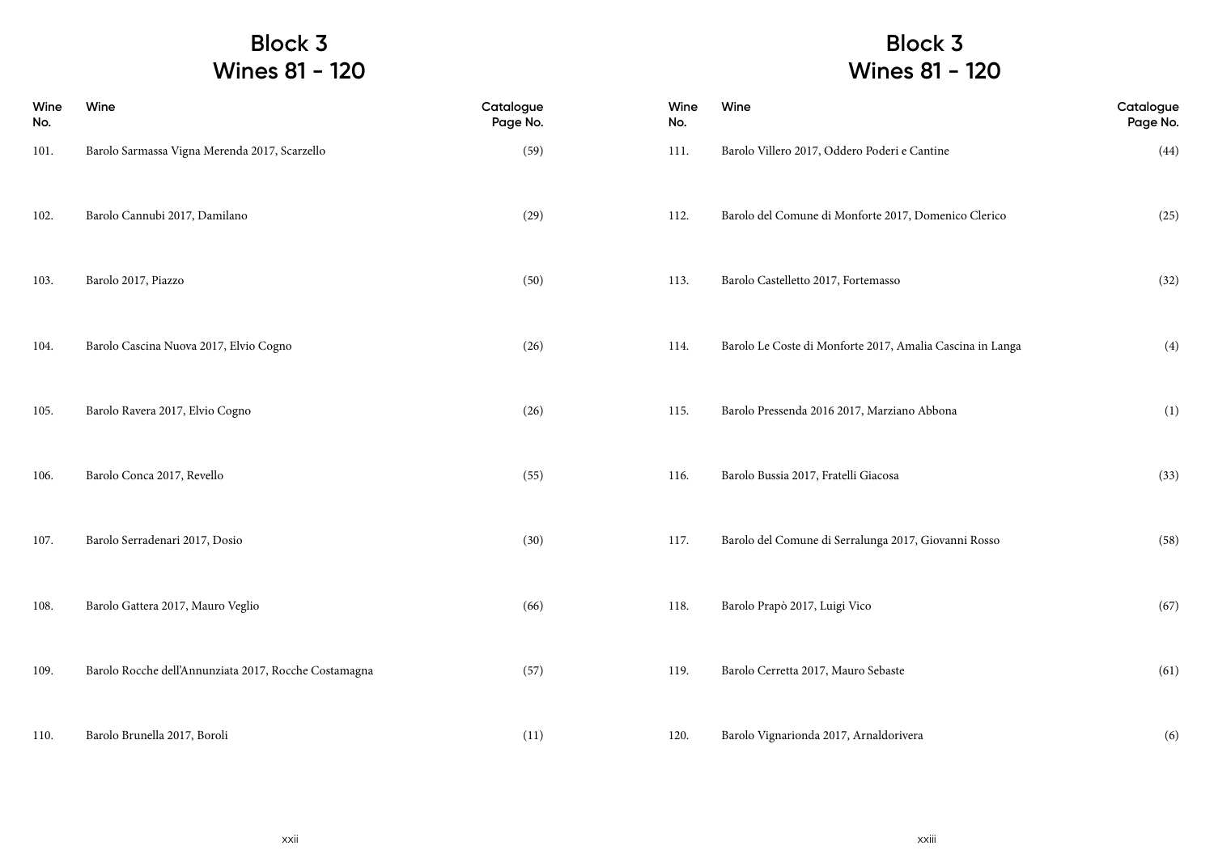# Block 3
## Wines 81 - 120

| Wine No. | Wine | Catalogue Page No. |
|---|---|---|
| 101. | Barolo Sarmassa Vigna Merenda 2017, Scarzello | (59) |
| 102. | Barolo Cannubi 2017, Damilano | (29) |
| 103. | Barolo 2017, Piazzo | (50) |
| 104. | Barolo Cascina Nuova 2017, Elvio Cogno | (26) |
| 105. | Barolo Ravera 2017, Elvio Cogno | (26) |
| 106. | Barolo Conca 2017, Revello | (55) |
| 107. | Barolo Serradenari 2017, Dosio | (30) |
| 108. | Barolo Gattera 2017, Mauro Veglio | (66) |
| 109. | Barolo Rocche dell'Annunziata 2017, Rocche Costamagna | (57) |
| 110. | Barolo Brunella 2017, Boroli | (11) |

# Block 3
## Wines 81 - 120

| Wine No. | Wine | Catalogue Page No. |
|---|---|---|
| 111. | Barolo Villero 2017, Oddero Poderi e Cantine | (44) |
| 112. | Barolo del Comune di Monforte 2017, Domenico Clerico | (25) |
| 113. | Barolo Castelletto 2017, Fortemasso | (32) |
| 114. | Barolo Le Coste di Monforte 2017, Amalia Cascina in Langa | (4) |
| 115. | Barolo Pressenda 2016 2017, Marziano Abbona | (1) |
| 116. | Barolo Bussia 2017, Fratelli Giacosa | (33) |
| 117. | Barolo del Comune di Serralunga 2017, Giovanni Rosso | (58) |
| 118. | Barolo Prapò 2017, Luigi Vico | (67) |
| 119. | Barolo Cerretta 2017, Mauro Sebaste | (61) |
| 120. | Barolo Vignarionda 2017, Arnaldorivera | (6) |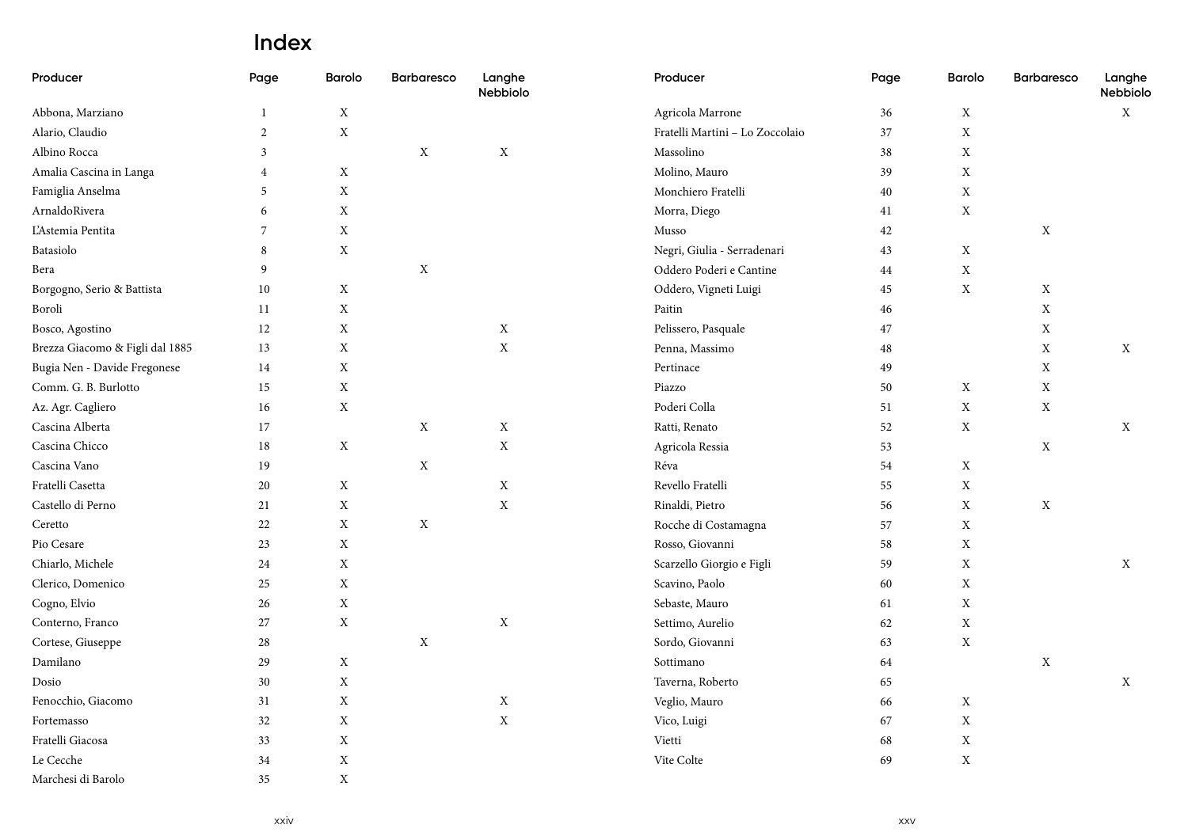# Index

| Producer | Page | Barolo | Barbaresco | Langhe Nebbiolo |
|---|---|---|---|---|
| Abbona, Marziano | 1 | X | | |
| Alario, Claudio | 2 | X | | |
| Albino Rocca | 3 | | X | X |
| Amalia Cascina in Langa | 4 | X | | |
| Famiglia Anselma | 5 | X | | |
| ArnaldoRivera | 6 | X | | |
| L'Astemia Pentita | 7 | X | | |
| Batasiolo | 8 | X | | |
| Bera | 9 | | X | |
| Borgogno, Serio & Battista | 10 | X | | |
| Boroli | 11 | X | | |
| Bosco, Agostino | 12 | X | | X |
| Brezza Giacomo & Figli dal 1885 | 13 | X | | X |
| Bugia Nen - Davide Fregonese | 14 | X | | |
| Comm. G. B. Burlotto | 15 | X | | |
| Az. Agr. Cagliero | 16 | X | | |
| Cascina Alberta | 17 | | X | X |
| Cascina Chicco | 18 | X | | X |
| Cascina Vano | 19 | | X | |
| Fratelli Casetta | 20 | X | | X |
| Castello di Perno | 21 | X | | X |
| Ceretto | 22 | X | X | |
| Pio Cesare | 23 | X | | |
| Chiarlo, Michele | 24 | X | | |
| Clerico, Domenico | 25 | X | | |
| Cogno, Elvio | 26 | X | | |
| Conterno, Franco | 27 | X | | X |
| Cortese, Giuseppe | 28 | | X | |
| Damilano | 29 | X | | |
| Dosio | 30 | X | | |
| Fenocchio, Giacomo | 31 | X | | X |
| Fortemasso | 32 | X | | X |
| Fratelli Giacosa | 33 | X | | |
| Le Cecche | 34 | X | | |
| Marchesi di Barolo | 35 | X | | |
| Agricola Marrone | 36 | X | | X |
| Fratelli Martini – Lo Zoccolaio | 37 | X | | |
| Massolino | 38 | X | | |
| Molino, Mauro | 39 | X | | |
| Monchiero Fratelli | 40 | X | | |
| Morra, Diego | 41 | X | | |
| Musso | 42 | | X | |
| Negri, Giulia - Serradenari | 43 | X | | |
| Oddero Poderi e Cantine | 44 | X | | |
| Oddero, Vigneti Luigi | 45 | X | X | |
| Paitin | 46 | | X | |
| Pelissero, Pasquale | 47 | | X | |
| Penna, Massimo | 48 | | X | X |
| Pertinace | 49 | | X | |
| Piazzo | 50 | X | X | |
| Poderi Colla | 51 | X | X | |
| Ratti, Renato | 52 | X | | X |
| Agricola Ressia | 53 | | X | |
| Réva | 54 | X | | |
| Revello Fratelli | 55 | X | | |
| Rinaldi, Pietro | 56 | X | X | |
| Rocche di Costamagna | 57 | X | | |
| Rosso, Giovanni | 58 | X | | |
| Scarzello Giorgio e Figli | 59 | X | | X |
| Scavino, Paolo | 60 | X | | |
| Sebaste, Mauro | 61 | X | | |
| Settimo, Aurelio | 62 | X | | |
| Sordo, Giovanni | 63 | X | | |
| Sottimano | 64 | | X | |
| Taverna, Roberto | 65 | | | X |
| Veglio, Mauro | 66 | X | | |
| Vico, Luigi | 67 | X | | |
| Vietti | 68 | X | | |
| Vite Colte | 69 | X | | |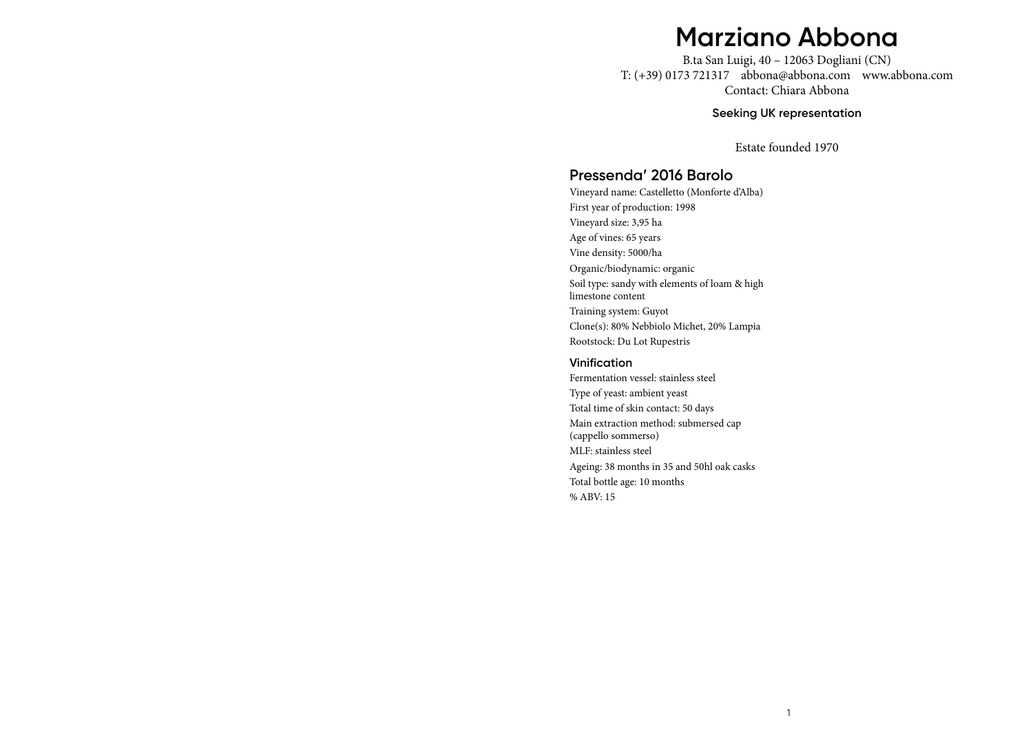# Marziano Abbona

B.ta San Luigi, 40 – 12063 Dogliani (CN)
T: (+39) 0173 721317 abbona@abbona.com www.abbona.com
Contact: Chiara Abbona

**Seeking UK representation**

Estate founded 1970

## Pressenda’ 2016 Barolo

Vineyard name: Castelletto (Monforte d’Alba)
First year of production: 1998
Vineyard size: 3,95 ha
Age of vines: 65 years
Vine density: 5000/ha
Organic/biodynamic: organic
Soil type: sandy with elements of loam & high limestone content
Training system: Guyot
Clone(s): 80% Nebbiolo Michet, 20% Lampia
Rootstock: Du Lot Rupestris

### Vinification

Fermentation vessel: stainless steel
Type of yeast: ambient yeast
Total time of skin contact: 50 days
Main extraction method: submersed cap (cappello sommerso)
MLF: stainless steel
Ageing: 38 months in 35 and 50hl oak casks
Total bottle age: 10 months
% ABV: 15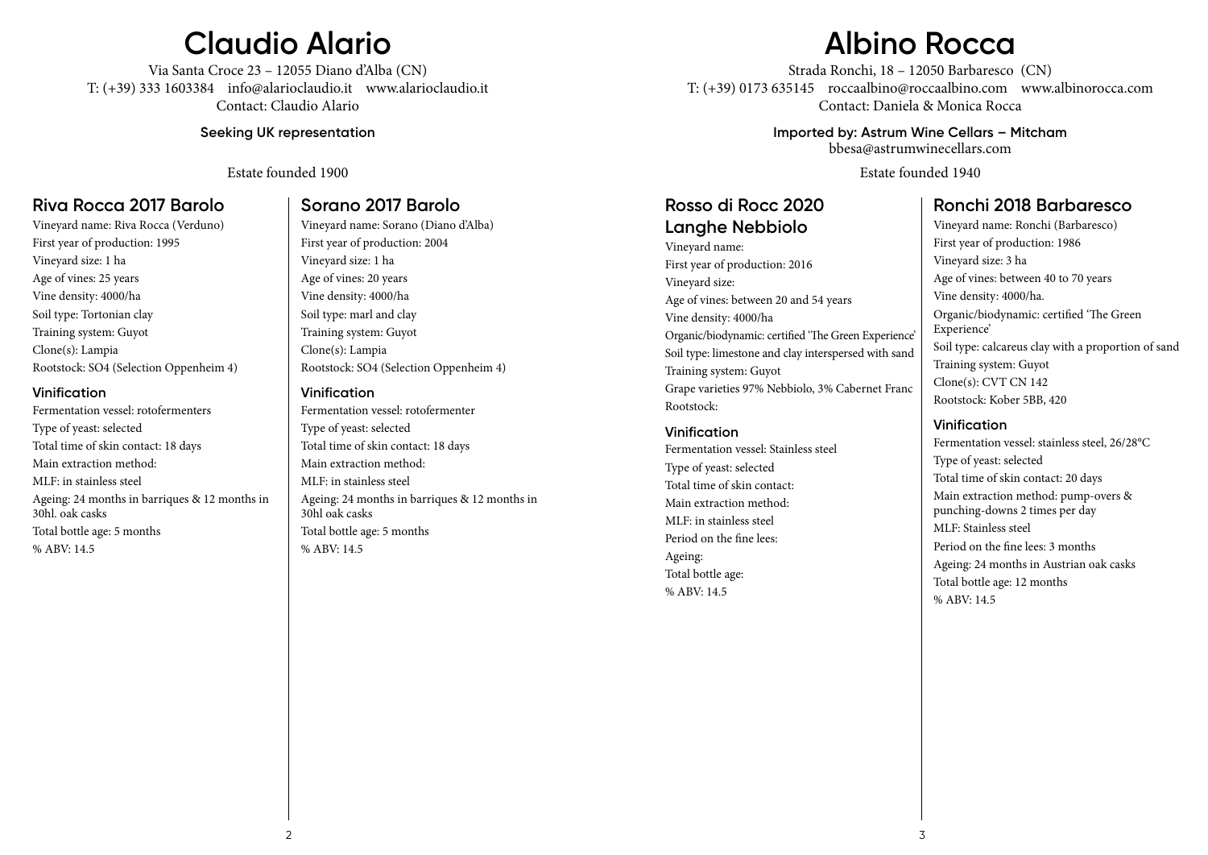# Claudio Alario

Via Santa Croce 23 – 12055 Diano d'Alba (CN)
T: (+39) 333 1603384 info@alarioclaudio.it www.alarioclaudio.it
Contact: Claudio Alario

**Seeking UK representation**

Estate founded 1900

## Riva Rocca 2017 Barolo

Vineyard name: Riva Rocca (Verduno)
First year of production: 1995
Vineyard size: 1 ha
Age of vines: 25 years
Vine density: 4000/ha
Soil type: Tortonian clay
Training system: Guyot
Clone(s): Lampia
Rootstock: SO4 (Selection Oppenheim 4)

### Vinification

Fermentation vessel: rotofermenters
Type of yeast: selected
Total time of skin contact: 18 days
Main extraction method:
MLF: in stainless steel
Ageing: 24 months in barriques & 12 months in 30hl. oak casks
Total bottle age: 5 months
% ABV: 14.5

## Sorano 2017 Barolo

Vineyard name: Sorano (Diano d'Alba)
First year of production: 2004
Vineyard size: 1 ha
Age of vines: 20 years
Vine density: 4000/ha
Soil type: marl and clay
Training system: Guyot
Clone(s): Lampia
Rootstock: SO4 (Selection Oppenheim 4)

### Vinification

Fermentation vessel: rotofermenter
Type of yeast: selected
Total time of skin contact: 18 days
Main extraction method:
MLF: in stainless steel
Ageing: 24 months in barriques & 12 months in 30hl oak casks
Total bottle age: 5 months
% ABV: 14.5

# Albino Rocca

Strada Ronchi, 18 – 12050 Barbaresco (CN)
T: (+39) 0173 635145 roccaalbino@roccaalbino.com www.albinorocca.com
Contact: Daniela & Monica Rocca

**Imported by: Astrum Wine Cellars – Mitcham**
bbesa@astrumwinecellars.com

Estate founded 1940

## Rosso di Rocc 2020 Langhe Nebbiolo

Vineyard name:
First year of production: 2016
Vineyard size:
Age of vines: between 20 and 54 years
Vine density: 4000/ha
Organic/biodynamic: certified 'The Green Experience'
Soil type: limestone and clay interspersed with sand
Training system: Guyot
Grape varieties 97% Nebbiolo, 3% Cabernet Franc
Rootstock:

### Vinification

Fermentation vessel: Stainless steel
Type of yeast: selected
Total time of skin contact:
Main extraction method:
MLF: in stainless steel
Period on the fine lees:
Ageing:
Total bottle age:
% ABV: 14.5

## Ronchi 2018 Barbaresco

Vineyard name: Ronchi (Barbaresco)
First year of production: 1986
Vineyard size: 3 ha
Age of vines: between 40 to 70 years
Vine density: 4000/ha.
Organic/biodynamic: certified 'The Green Experience'
Soil type: calcareus clay with a proportion of sand
Training system: Guyot
Clone(s): CVT CN 142
Rootstock: Kober 5BB, 420

### Vinification

Fermentation vessel: stainless steel, 26/28°C
Type of yeast: selected
Total time of skin contact: 20 days
Main extraction method: pump-overs & punching-downs 2 times per day
MLF: Stainless steel
Period on the fine lees: 3 months
Ageing: 24 months in Austrian oak casks
Total bottle age: 12 months
% ABV: 14.5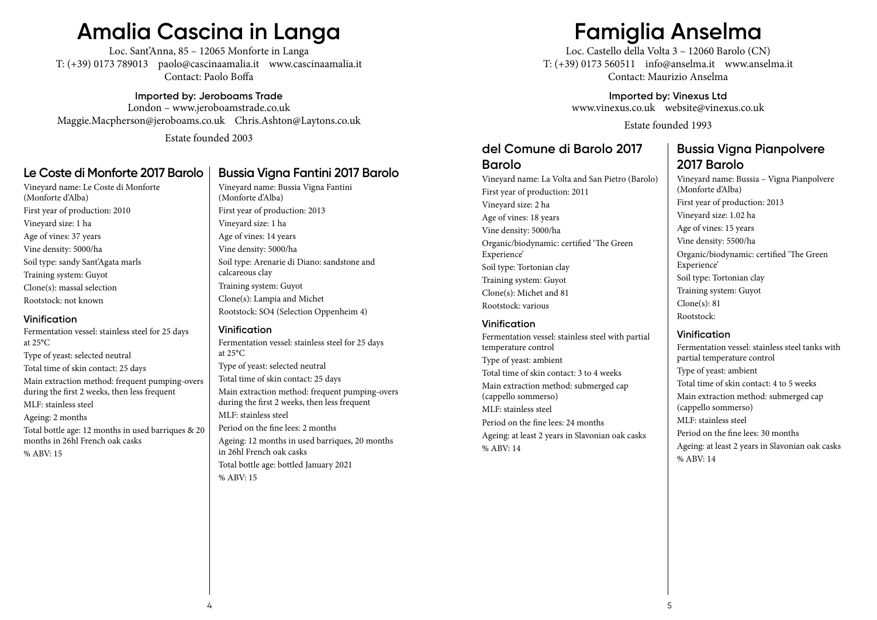# Amalia Cascina in Langa

Loc. Sant'Anna, 85 – 12065 Monforte in Langa
T: (+39) 0173 789013 paolo@cascinaamalia.it www.cascinaamalia.it
Contact: Paolo Boffa

**Imported by: Jeroboams Trade**
London – www.jeroboamstrade.co.uk
Maggie.Macpherson@jeroboams.co.uk Chris.Ashton@Laytons.co.uk

Estate founded 2003

## Le Coste di Monforte 2017 Barolo

Vineyard name: Le Coste di Monforte (Monforte d'Alba)
First year of production: 2010
Vineyard size: 1 ha
Age of vines: 37 years
Vine density: 5000/ha
Soil type: sandy Sant'Agata marls
Training system: Guyot
Clone(s): massal selection
Rootstock: not known

### Vinification

Fermentation vessel: stainless steel for 25 days at 25°C
Type of yeast: selected neutral
Total time of skin contact: 25 days
Main extraction method: frequent pumping-overs during the first 2 weeks, then less frequent
MLF: stainless steel
Ageing: 2 months
Total bottle age: 12 months in used barriques & 20 months in 26hl French oak casks
% ABV: 15

## Bussia Vigna Fantini 2017 Barolo

Vineyard name: Bussia Vigna Fantini (Monforte d'Alba)
First year of production: 2013
Vineyard size: 1 ha
Age of vines: 14 years
Vine density: 5000/ha
Soil type: Arenarie di Diano: sandstone and calcareous clay
Training system: Guyot
Clone(s): Lampia and Michet
Rootstock: SO4 (Selection Oppenheim 4)

### Vinification

Fermentation vessel: stainless steel for 25 days at 25°C
Type of yeast: selected neutral
Total time of skin contact: 25 days
Main extraction method: frequent pumping-overs during the first 2 weeks, then less frequent
MLF: stainless steel
Period on the fine lees: 2 months
Ageing: 12 months in used barriques, 20 months in 26hl French oak casks
Total bottle age: bottled January 2021
% ABV: 15

# Famiglia Anselma

Loc. Castello della Volta 3 – 12060 Barolo (CN)
T: (+39) 0173 560511 info@anselma.it www.anselma.it
Contact: Maurizio Anselma

**Imported by: Vinexus Ltd**
www.vinexus.co.uk website@vinexus.co.uk

Estate founded 1993

## del Comune di Barolo 2017 Barolo

Vineyard name: La Volta and San Pietro (Barolo)
First year of production: 2011
Vineyard size: 2 ha
Age of vines: 18 years
Vine density: 5000/ha
Organic/biodynamic: certified 'The Green Experience'
Soil type: Tortonian clay
Training system: Guyot
Clone(s): Michet and 81
Rootstock: various

### Vinification

Fermentation vessel: stainless steel with partial temperature control
Type of yeast: ambient
Total time of skin contact: 3 to 4 weeks
Main extraction method: submerged cap (cappello sommerso)
MLF: stainless steel
Period on the fine lees: 24 months
Ageing: at least 2 years in Slavonian oak casks
% ABV: 14

## Bussia Vigna Pianpolvere 2017 Barolo

Vineyard name: Bussia – Vigna Pianpolvere (Monforte d'Alba)
First year of production: 2013
Vineyard size: 1.02 ha
Age of vines: 15 years
Vine density: 5500/ha
Organic/biodynamic: certified 'The Green Experience'
Soil type: Tortonian clay
Training system: Guyot
Clone(s): 81
Rootstock:

### Vinification

Fermentation vessel: stainless steel tanks with partial temperature control
Type of yeast: ambient
Total time of skin contact: 4 to 5 weeks
Main extraction method: submerged cap (cappello sommerso)
MLF: stainless steel
Period on the fine lees: 30 months
Ageing: at least 2 years in Slavonian oak casks
% ABV: 14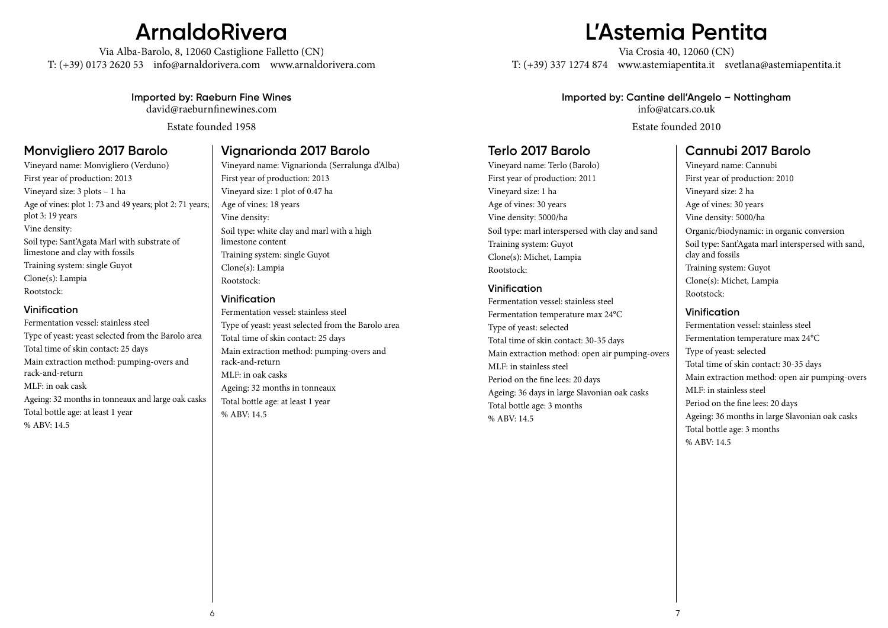# ArnaldoRivera

Via Alba-Barolo, 8, 12060 Castiglione Falletto (CN)
T: (+39) 0173 2620 53   info@arnaldorivera.com   www.arnaldorivera.com

**Imported by: Raeburn Fine Wines**
david@raeburnfinewines.com

Estate founded 1958

## Monvigliero 2017 Barolo

Vineyard name: Monvigliero (Verduno)
First year of production: 2013
Vineyard size: 3 plots – 1 ha
Age of vines: plot 1: 73 and 49 years; plot 2: 71 years; plot 3: 19 years
Vine density:
Soil type: Sant'Agata Marl with substrate of limestone and clay with fossils
Training system: single Guyot
Clone(s): Lampia
Rootstock:

### Vinification

Fermentation vessel: stainless steel
Type of yeast: yeast selected from the Barolo area
Total time of skin contact: 25 days
Main extraction method: pumping-overs and rack-and-return
MLF: in oak cask
Ageing: 32 months in tonneaux and large oak casks
Total bottle age: at least 1 year
% ABV: 14.5

## Vignarionda 2017 Barolo

Vineyard name: Vignarionda (Serralunga d'Alba)
First year of production: 2013
Vineyard size: 1 plot of 0.47 ha
Age of vines: 18 years
Vine density:
Soil type: white clay and marl with a high limestone content
Training system: single Guyot
Clone(s): Lampia
Rootstock:

### Vinification

Fermentation vessel: stainless steel
Type of yeast: yeast selected from the Barolo area
Total time of skin contact: 25 days
Main extraction method: pumping-overs and rack-and-return
MLF: in oak casks
Ageing: 32 months in tonneaux
Total bottle age: at least 1 year
% ABV: 14.5

# L'Astemia Pentita

Via Crosia 40, 12060 (CN)
T: (+39) 337 1274 874   www.astemiapentita.it   svetlana@astemiapentita.it

**Imported by: Cantine dell'Angelo – Nottingham**
info@atcars.co.uk

Estate founded 2010

## Terlo 2017 Barolo

Vineyard name: Terlo (Barolo)
First year of production: 2011
Vineyard size: 1 ha
Age of vines: 30 years
Vine density: 5000/ha
Soil type: marl interspersed with clay and sand
Training system: Guyot
Clone(s): Michet, Lampia
Rootstock:

### Vinification

Fermentation vessel: stainless steel
Fermentation temperature max 24°C
Type of yeast: selected
Total time of skin contact: 30-35 days
Main extraction method: open air pumping-overs
MLF: in stainless steel
Period on the fine lees: 20 days
Ageing: 36 days in large Slavonian oak casks
Total bottle age: 3 months
% ABV: 14.5

## Cannubi 2017 Barolo

Vineyard name: Cannubi
First year of production: 2010
Vineyard size: 2 ha
Age of vines: 30 years
Vine density: 5000/ha
Organic/biodynamic: in organic conversion
Soil type: Sant'Agata marl interspersed with sand, clay and fossils
Training system: Guyot
Clone(s): Michet, Lampia
Rootstock:

### Vinification

Fermentation vessel: stainless steel
Fermentation temperature max 24°C
Type of yeast: selected
Total time of skin contact: 30-35 days
Main extraction method: open air pumping-overs
MLF: in stainless steel
Period on the fine lees: 20 days
Ageing: 36 months in large Slavonian oak casks
Total bottle age: 3 months
% ABV: 14.5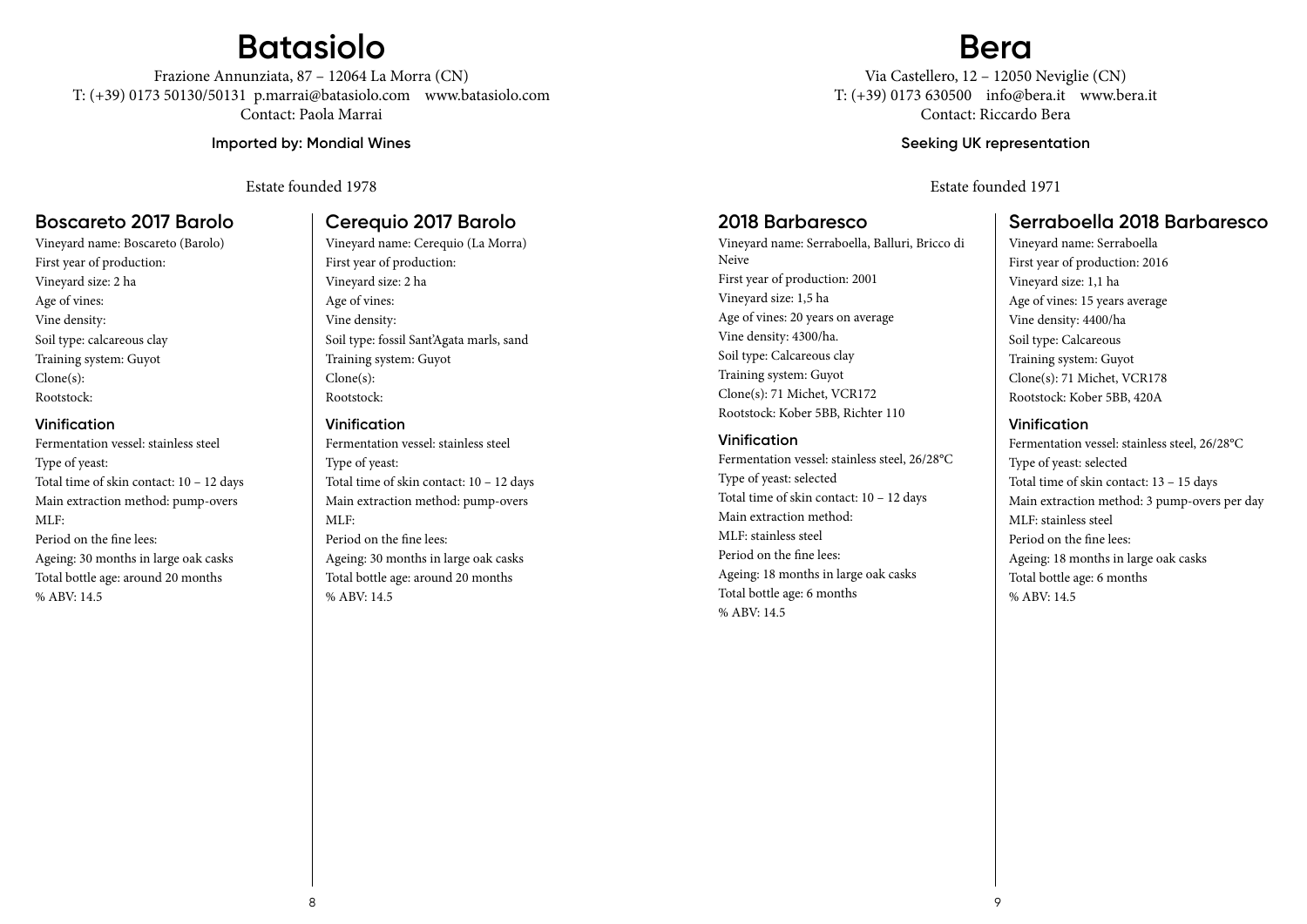# Batasiolo

Frazione Annunziata, 87 – 12064 La Morra (CN)
T: (+39) 0173 50130/50131 p.marrai@batasiolo.com www.batasiolo.com
Contact: Paola Marrai

**Imported by: Mondial Wines**

Estate founded 1978

## Boscareto 2017 Barolo

Vineyard name: Boscareto (Barolo)
First year of production:
Vineyard size: 2 ha
Age of vines:
Vine density:
Soil type: calcareous clay
Training system: Guyot
Clone(s):
Rootstock:

### Vinification

Fermentation vessel: stainless steel
Type of yeast:
Total time of skin contact: 10 – 12 days
Main extraction method: pump-overs
MLF:
Period on the fine lees:
Ageing: 30 months in large oak casks
Total bottle age: around 20 months
% ABV: 14.5

## Cerequio 2017 Barolo

Vineyard name: Cerequio (La Morra)
First year of production:
Vineyard size: 2 ha
Age of vines:
Vine density:
Soil type: fossil Sant'Agata marls, sand
Training system: Guyot
Clone(s):
Rootstock:

### Vinification

Fermentation vessel: stainless steel
Type of yeast:
Total time of skin contact: 10 – 12 days
Main extraction method: pump-overs
MLF:
Period on the fine lees:
Ageing: 30 months in large oak casks
Total bottle age: around 20 months
% ABV: 14.5

# Bera

Via Castellero, 12 – 12050 Neviglie (CN)
T: (+39) 0173 630500 info@bera.it www.bera.it
Contact: Riccardo Bera

**Seeking UK representation**

Estate founded 1971

## 2018 Barbaresco

Vineyard name: Serraboella, Balluri, Bricco di Neive
First year of production: 2001
Vineyard size: 1,5 ha
Age of vines: 20 years on average
Vine density: 4300/ha.
Soil type: Calcareous clay
Training system: Guyot
Clone(s): 71 Michet, VCR172
Rootstock: Kober 5BB, Richter 110

### Vinification

Fermentation vessel: stainless steel, 26/28°C
Type of yeast: selected
Total time of skin contact: 10 – 12 days
Main extraction method:
MLF: stainless steel
Period on the fine lees:
Ageing: 18 months in large oak casks
Total bottle age: 6 months
% ABV: 14.5

## Serraboella 2018 Barbaresco

Vineyard name: Serraboella
First year of production: 2016
Vineyard size: 1,1 ha
Age of vines: 15 years average
Vine density: 4400/ha
Soil type: Calcareous
Training system: Guyot
Clone(s): 71 Michet, VCR178
Rootstock: Kober 5BB, 420A

### Vinification

Fermentation vessel: stainless steel, 26/28°C
Type of yeast: selected
Total time of skin contact: 13 – 15 days
Main extraction method: 3 pump-overs per day
MLF: stainless steel
Period on the fine lees:
Ageing: 18 months in large oak casks
Total bottle age: 6 months
% ABV: 14.5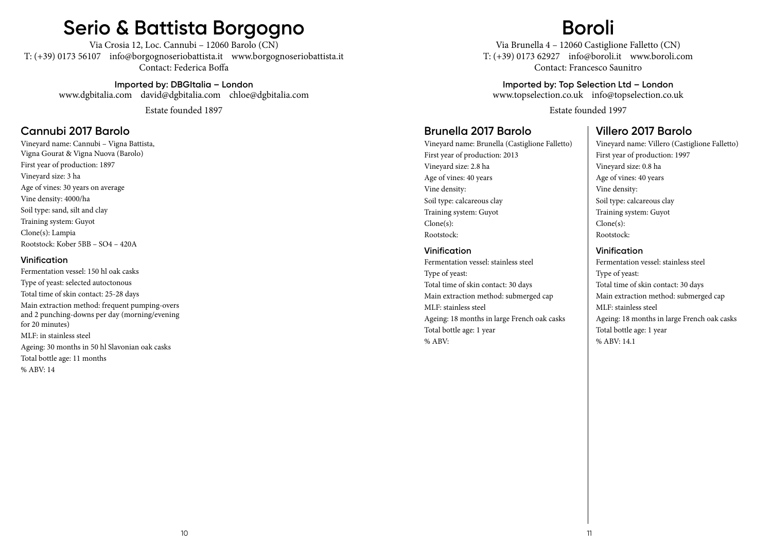# Serio & Battista Borgogno

Via Crosia 12, Loc. Cannubi – 12060 Barolo (CN)
T: (+39) 0173 56107 info@borgognoseriobattista.it www.borgognoseriobattista.it
Contact: Federica Boffa

**Imported by: DBGItalia – London**
www.dgbitalia.com david@dgbitalia.com chloe@dgbitalia.com

Estate founded 1897

## Cannubi 2017 Barolo

Vineyard name: Cannubi – Vigna Battista, Vigna Gourat & Vigna Nuova (Barolo)
First year of production: 1897
Vineyard size: 3 ha
Age of vines: 30 years on average
Vine density: 4000/ha
Soil type: sand, silt and clay
Training system: Guyot
Clone(s): Lampia
Rootstock: Kober 5BB – SO4 – 420A

### Vinification

Fermentation vessel: 150 hl oak casks
Type of yeast: selected autoctonous
Total time of skin contact: 25-28 days
Main extraction method: frequent pumping-overs and 2 punching-downs per day (morning/evening for 20 minutes)
MLF: in stainless steel
Ageing: 30 months in 50 hl Slavonian oak casks
Total bottle age: 11 months
% ABV: 14

# Boroli

Via Brunella 4 – 12060 Castiglione Falletto (CN)
T: (+39) 0173 62927 info@boroli.it www.boroli.com
Contact: Francesco Saunitro

**Imported by: Top Selection Ltd – London**
www.topselection.co.uk info@topselection.co.uk

Estate founded 1997

## Brunella 2017 Barolo

Vineyard name: Brunella (Castiglione Falletto)
First year of production: 2013
Vineyard size: 2.8 ha
Age of vines: 40 years
Vine density:
Soil type: calcareous clay
Training system: Guyot
Clone(s):
Rootstock:

### Vinification

Fermentation vessel: stainless steel
Type of yeast:
Total time of skin contact: 30 days
Main extraction method: submerged cap
MLF: stainless steel
Ageing: 18 months in large French oak casks
Total bottle age: 1 year
% ABV:

## Villero 2017 Barolo

Vineyard name: Villero (Castiglione Falletto)
First year of production: 1997
Vineyard size: 0.8 ha
Age of vines: 40 years
Vine density:
Soil type: calcareous clay
Training system: Guyot
Clone(s):
Rootstock:

### Vinification

Fermentation vessel: stainless steel
Type of yeast:
Total time of skin contact: 30 days
Main extraction method: submerged cap
MLF: stainless steel
Ageing: 18 months in large French oak casks
Total bottle age: 1 year
% ABV: 14.1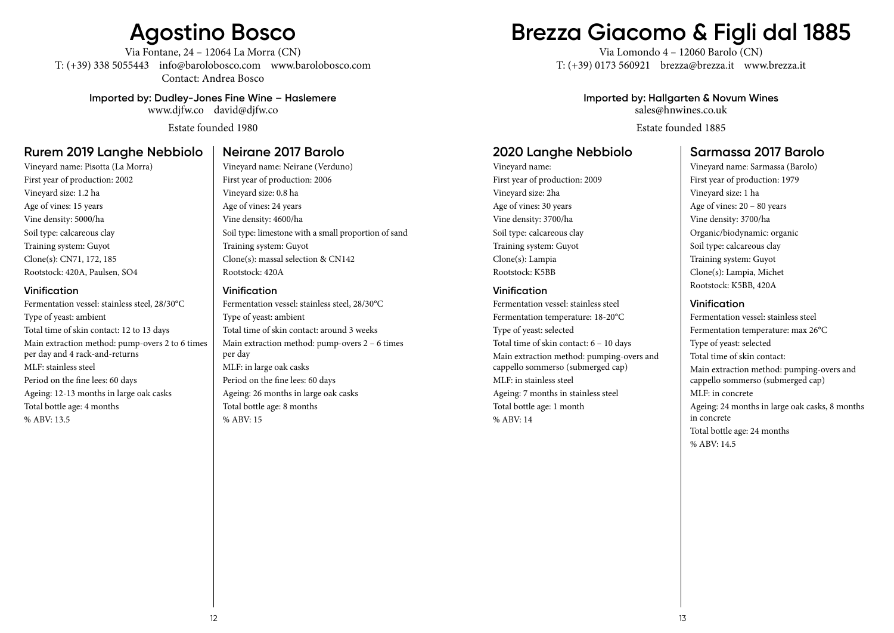# Agostino Bosco

Via Fontane, 24 – 12064 La Morra (CN)
T: (+39) 338 5055443 info@barolobosco.com www.barolobosco.com
Contact: Andrea Bosco

**Imported by: Dudley-Jones Fine Wine – Haslemere**
www.djfw.co david@djfw.co

Estate founded 1980

## Rurem 2019 Langhe Nebbiolo

Vineyard name: Pisotta (La Morra)
First year of production: 2002
Vineyard size: 1.2 ha
Age of vines: 15 years
Vine density: 5000/ha
Soil type: calcareous clay
Training system: Guyot
Clone(s): CN71, 172, 185
Rootstock: 420A, Paulsen, SO4

### Vinification

Fermentation vessel: stainless steel, 28/30°C
Type of yeast: ambient
Total time of skin contact: 12 to 13 days
Main extraction method: pump-overs 2 to 6 times per day and 4 rack-and-returns
MLF: stainless steel
Period on the fine lees: 60 days
Ageing: 12-13 months in large oak casks
Total bottle age: 4 months
% ABV: 13.5

## Neirane 2017 Barolo

Vineyard name: Neirane (Verduno)
First year of production: 2006
Vineyard size: 0.8 ha
Age of vines: 24 years
Vine density: 4600/ha
Soil type: limestone with a small proportion of sand
Training system: Guyot
Clone(s): massal selection & CN142
Rootstock: 420A

### Vinification

Fermentation vessel: stainless steel, 28/30°C
Type of yeast: ambient
Total time of skin contact: around 3 weeks
Main extraction method: pump-overs 2 – 6 times per day
MLF: in large oak casks
Period on the fine lees: 60 days
Ageing: 26 months in large oak casks
Total bottle age: 8 months
% ABV: 15

# Brezza Giacomo & Figli dal 1885

Via Lomondo 4 – 12060 Barolo (CN)
T: (+39) 0173 560921 brezza@brezza.it www.brezza.it

**Imported by: Hallgarten & Novum Wines**
sales@hnwines.co.uk

Estate founded 1885

## 2020 Langhe Nebbiolo

Vineyard name:
First year of production: 2009
Vineyard size: 2ha
Age of vines: 30 years
Vine density: 3700/ha
Soil type: calcareous clay
Training system: Guyot
Clone(s): Lampia
Rootstock: K5BB

### Vinification

Fermentation vessel: stainless steel
Fermentation temperature: 18-20°C
Type of yeast: selected
Total time of skin contact: 6 – 10 days
Main extraction method: pumping-overs and cappello sommerso (submerged cap)
MLF: in stainless steel
Ageing: 7 months in stainless steel
Total bottle age: 1 month
% ABV: 14

## Sarmassa 2017 Barolo

Vineyard name: Sarmassa (Barolo)
First year of production: 1979
Vineyard size: 1 ha
Age of vines: 20 – 80 years
Vine density: 3700/ha
Organic/biodynamic: organic
Soil type: calcareous clay
Training system: Guyot
Clone(s): Lampia, Michet
Rootstock: K5BB, 420A

### Vinification

Fermentation vessel: stainless steel
Fermentation temperature: max 26°C
Type of yeast: selected
Total time of skin contact:
Main extraction method: pumping-overs and cappello sommerso (submerged cap)
MLF: in concrete
Ageing: 24 months in large oak casks, 8 months in concrete
Total bottle age: 24 months
% ABV: 14.5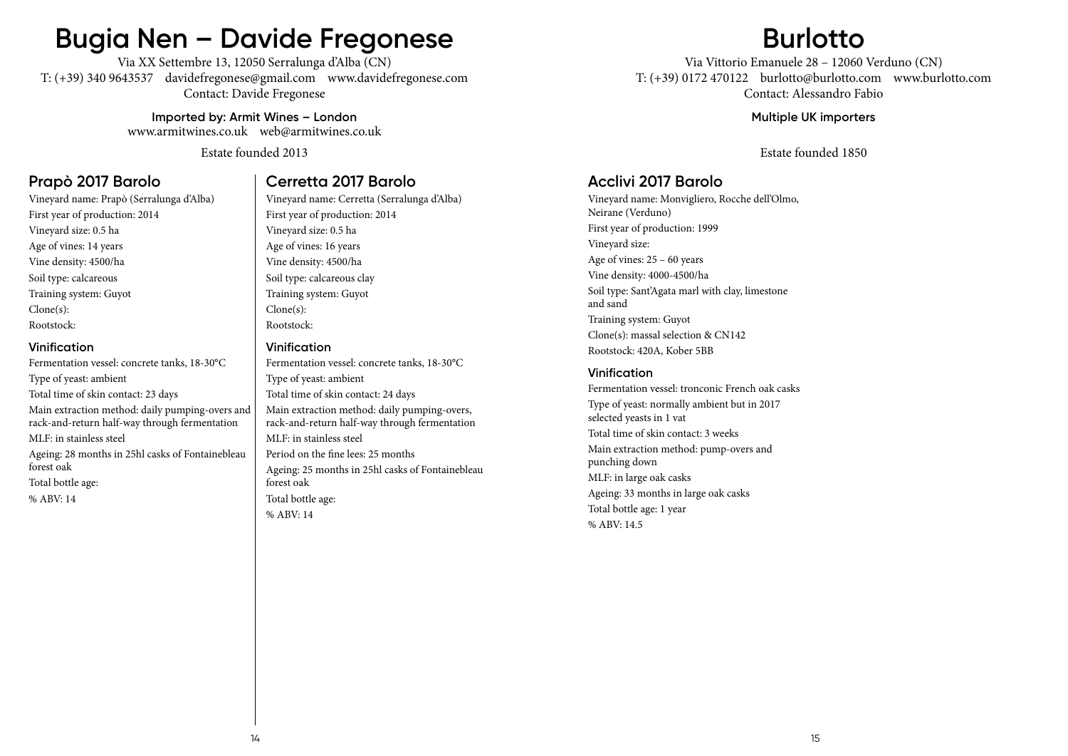# Bugia Nen – Davide Fregonese

Via XX Settembre 13, 12050 Serralunga d'Alba (CN)
T: (+39) 340 9643537 davidefregonese@gmail.com www.davidefregonese.com
Contact: Davide Fregonese

**Imported by: Armit Wines – London**
www.armitwines.co.uk web@armitwines.co.uk

Estate founded 2013

## Prapò 2017 Barolo

Vineyard name: Prapò (Serralunga d'Alba)
First year of production: 2014
Vineyard size: 0.5 ha
Age of vines: 14 years
Vine density: 4500/ha
Soil type: calcareous
Training system: Guyot
Clone(s):
Rootstock:

### Vinification

Fermentation vessel: concrete tanks, 18-30°C
Type of yeast: ambient
Total time of skin contact: 23 days
Main extraction method: daily pumping-overs and rack-and-return half-way through fermentation
MLF: in stainless steel
Ageing: 28 months in 25hl casks of Fontainebleau forest oak
Total bottle age:
% ABV: 14

## Cerretta 2017 Barolo

Vineyard name: Cerretta (Serralunga d'Alba)
First year of production: 2014
Vineyard size: 0.5 ha
Age of vines: 16 years
Vine density: 4500/ha
Soil type: calcareous clay
Training system: Guyot
Clone(s):
Rootstock:

### Vinification

Fermentation vessel: concrete tanks, 18-30°C
Type of yeast: ambient
Total time of skin contact: 24 days
Main extraction method: daily pumping-overs, rack-and-return half-way through fermentation
MLF: in stainless steel
Period on the fine lees: 25 months
Ageing: 25 months in 25hl casks of Fontainebleau forest oak
Total bottle age:
% ABV: 14

# Burlotto

Via Vittorio Emanuele 28 – 12060 Verduno (CN)
T: (+39) 0172 470122 burlotto@burlotto.com www.burlotto.com
Contact: Alessandro Fabio

**Multiple UK importers**

Estate founded 1850

## Acclivi 2017 Barolo

Vineyard name: Monvigliero, Rocche dell'Olmo, Neirane (Verduno)
First year of production: 1999
Vineyard size:
Age of vines: 25 – 60 years
Vine density: 4000-4500/ha
Soil type: Sant'Agata marl with clay, limestone and sand
Training system: Guyot
Clone(s): massal selection & CN142
Rootstock: 420A, Kober 5BB

### Vinification

Fermentation vessel: tronconic French oak casks
Type of yeast: normally ambient but in 2017 selected yeasts in 1 vat
Total time of skin contact: 3 weeks
Main extraction method: pump-overs and punching down
MLF: in large oak casks
Ageing: 33 months in large oak casks
Total bottle age: 1 year
% ABV: 14.5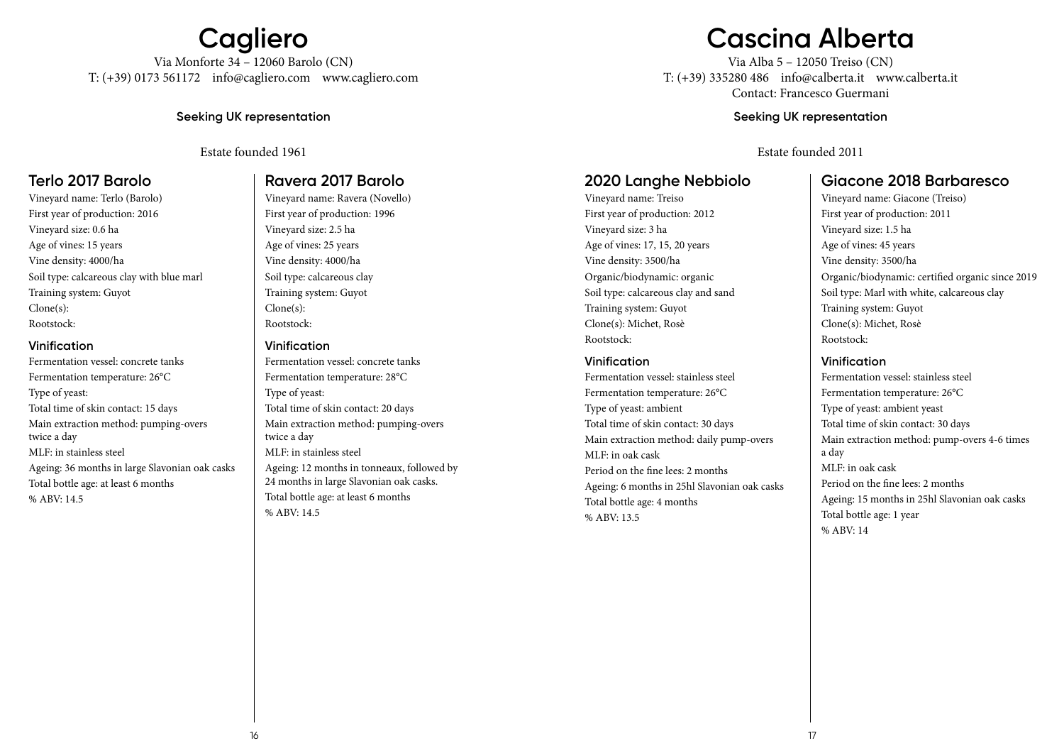# Cagliero

Via Monforte 34 – 12060 Barolo (CN)
T: (+39) 0173 561172 info@cagliero.com www.cagliero.com

**Seeking UK representation**

Estate founded 1961

## Terlo 2017 Barolo

Vineyard name: Terlo (Barolo)
First year of production: 2016
Vineyard size: 0.6 ha
Age of vines: 15 years
Vine density: 4000/ha
Soil type: calcareous clay with blue marl
Training system: Guyot
Clone(s):
Rootstock:

### Vinification

Fermentation vessel: concrete tanks
Fermentation temperature: 26°C
Type of yeast:
Total time of skin contact: 15 days
Main extraction method: pumping-overs twice a day
MLF: in stainless steel
Ageing: 36 months in large Slavonian oak casks
Total bottle age: at least 6 months
% ABV: 14.5

## Ravera 2017 Barolo

Vineyard name: Ravera (Novello)
First year of production: 1996
Vineyard size: 2.5 ha
Age of vines: 25 years
Vine density: 4000/ha
Soil type: calcareous clay
Training system: Guyot
Clone(s):
Rootstock:

### Vinification

Fermentation vessel: concrete tanks
Fermentation temperature: 28°C
Type of yeast:
Total time of skin contact: 20 days
Main extraction method: pumping-overs twice a day
MLF: in stainless steel
Ageing: 12 months in tonneaux, followed by 24 months in large Slavonian oak casks.
Total bottle age: at least 6 months
% ABV: 14.5

# Cascina Alberta

Via Alba 5 – 12050 Treiso (CN)
T: (+39) 335280 486 info@calberta.it www.calberta.it
Contact: Francesco Guermani

**Seeking UK representation**

Estate founded 2011

## 2020 Langhe Nebbiolo

Vineyard name: Treiso
First year of production: 2012
Vineyard size: 3 ha
Age of vines: 17, 15, 20 years
Vine density: 3500/ha
Organic/biodynamic: organic
Soil type: calcareous clay and sand
Training system: Guyot
Clone(s): Michet, Rosè
Rootstock:

### Vinification

Fermentation vessel: stainless steel
Fermentation temperature: 26°C
Type of yeast: ambient
Total time of skin contact: 30 days
Main extraction method: daily pump-overs
MLF: in oak cask
Period on the fine lees: 2 months
Ageing: 6 months in 25hl Slavonian oak casks
Total bottle age: 4 months
% ABV: 13.5

## Giacone 2018 Barbaresco

Vineyard name: Giacone (Treiso)
First year of production: 2011
Vineyard size: 1.5 ha
Age of vines: 45 years
Vine density: 3500/ha
Organic/biodynamic: certified organic since 2019
Soil type: Marl with white, calcareous clay
Training system: Guyot
Clone(s): Michet, Rosè
Rootstock:

### Vinification

Fermentation vessel: stainless steel
Fermentation temperature: 26°C
Type of yeast: ambient yeast
Total time of skin contact: 30 days
Main extraction method: pump-overs 4-6 times a day
MLF: in oak cask
Period on the fine lees: 2 months
Ageing: 15 months in 25hl Slavonian oak casks
Total bottle age: 1 year
% ABV: 14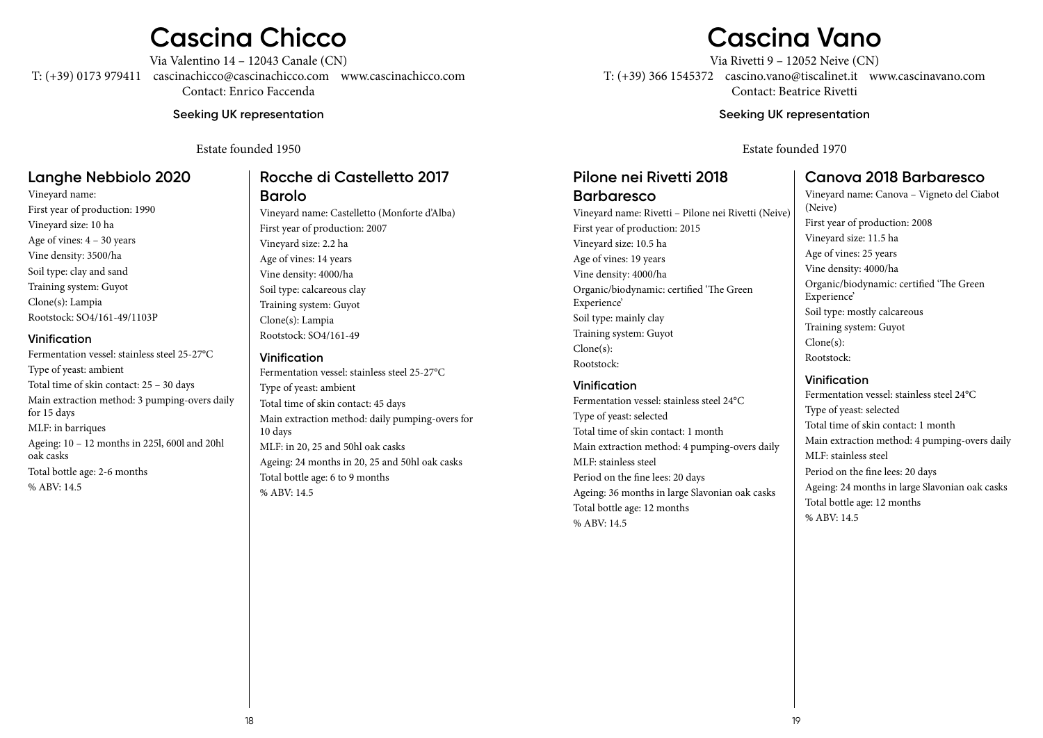# Cascina Chicco

Via Valentino 14 – 12043 Canale (CN)
T: (+39) 0173 979411 cascinachicco@cascinachicco.com www.cascinachicco.com
Contact: Enrico Faccenda

**Seeking UK representation**

Estate founded 1950

## Langhe Nebbiolo 2020

Vineyard name:
First year of production: 1990
Vineyard size: 10 ha
Age of vines: 4 – 30 years
Vine density: 3500/ha
Soil type: clay and sand
Training system: Guyot
Clone(s): Lampia
Rootstock: SO4/161-49/1103P

### Vinification

Fermentation vessel: stainless steel 25-27°C
Type of yeast: ambient
Total time of skin contact: 25 – 30 days
Main extraction method: 3 pumping-overs daily for 15 days
MLF: in barriques
Ageing: 10 – 12 months in 225l, 600l and 20hl oak casks
Total bottle age: 2-6 months
% ABV: 14.5

## Rocche di Castelletto 2017 Barolo

Vineyard name: Castelletto (Monforte d'Alba)
First year of production: 2007
Vineyard size: 2.2 ha
Age of vines: 14 years
Vine density: 4000/ha
Soil type: calcareous clay
Training system: Guyot
Clone(s): Lampia
Rootstock: SO4/161-49

### Vinification

Fermentation vessel: stainless steel 25-27°C
Type of yeast: ambient
Total time of skin contact: 45 days
Main extraction method: daily pumping-overs for 10 days
MLF: in 20, 25 and 50hl oak casks
Ageing: 24 months in 20, 25 and 50hl oak casks
Total bottle age: 6 to 9 months
% ABV: 14.5

# Cascina Vano

Via Rivetti 9 – 12052 Neive (CN)
T: (+39) 366 1545372 cascino.vano@tiscalinet.it www.cascinavano.com
Contact: Beatrice Rivetti

**Seeking UK representation**

Estate founded 1970

## Pilone nei Rivetti 2018 Barbaresco

Vineyard name: Rivetti – Pilone nei Rivetti (Neive)
First year of production: 2015
Vineyard size: 10.5 ha
Age of vines: 19 years
Vine density: 4000/ha
Organic/biodynamic: certified 'The Green Experience'
Soil type: mainly clay
Training system: Guyot
Clone(s):
Rootstock:

### Vinification

Fermentation vessel: stainless steel 24°C
Type of yeast: selected
Total time of skin contact: 1 month
Main extraction method: 4 pumping-overs daily
MLF: stainless steel
Period on the fine lees: 20 days
Ageing: 36 months in large Slavonian oak casks
Total bottle age: 12 months
% ABV: 14.5

## Canova 2018 Barbaresco

Vineyard name: Canova – Vigneto del Ciabot (Neive)
First year of production: 2008
Vineyard size: 11.5 ha
Age of vines: 25 years
Vine density: 4000/ha
Organic/biodynamic: certified 'The Green Experience'
Soil type: mostly calcareous
Training system: Guyot
Clone(s):
Rootstock:

### Vinification

Fermentation vessel: stainless steel 24°C
Type of yeast: selected
Total time of skin contact: 1 month
Main extraction method: 4 pumping-overs daily
MLF: stainless steel
Period on the fine lees: 20 days
Ageing: 24 months in large Slavonian oak casks
Total bottle age: 12 months
% ABV: 14.5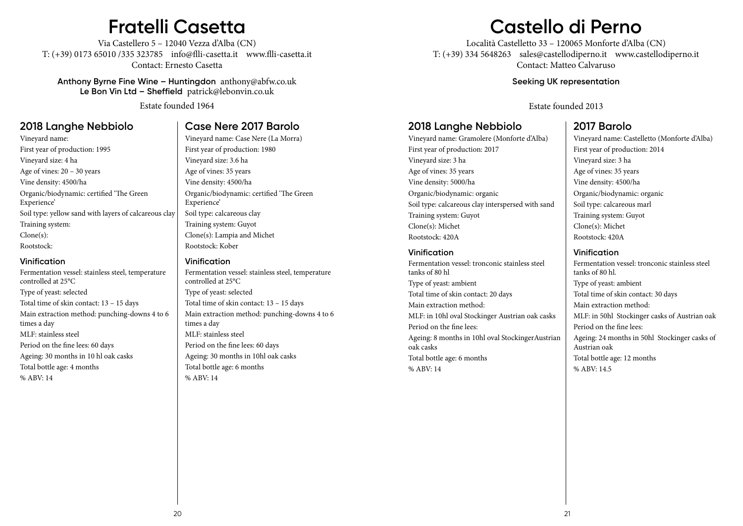# Fratelli Casetta

Via Castellero 5 – 12040 Vezza d'Alba (CN)
T: (+39) 0173 65010 /335 323785 info@flli-casetta.it www.flli-casetta.it
Contact: Ernesto Casetta

**Anthony Byrne Fine Wine – Huntingdon** anthony@abfw.co.uk
**Le Bon Vin Ltd – Sheffield** patrick@lebonvin.co.uk

Estate founded 1964

## 2018 Langhe Nebbiolo

Vineyard name:
First year of production: 1995
Vineyard size: 4 ha
Age of vines: 20 – 30 years
Vine density: 4500/ha
Organic/biodynamic: certified 'The Green Experience'
Soil type: yellow sand with layers of calcareous clay
Training system:
Clone(s):
Rootstock:

### Vinification

Fermentation vessel: stainless steel, temperature controlled at 25°C
Type of yeast: selected
Total time of skin contact: 13 – 15 days
Main extraction method: punching-downs 4 to 6 times a day
MLF: stainless steel
Period on the fine lees: 60 days
Ageing: 30 months in 10 hl oak casks
Total bottle age: 4 months
% ABV: 14

## Case Nere 2017 Barolo

Vineyard name: Case Nere (La Morra)
First year of production: 1980
Vineyard size: 3.6 ha
Age of vines: 35 years
Vine density: 4500/ha
Organic/biodynamic: certified 'The Green Experience'
Soil type: calcareous clay
Training system: Guyot
Clone(s): Lampia and Michet
Rootstock: Kober

### Vinification

Fermentation vessel: stainless steel, temperature controlled at 25°C
Type of yeast: selected
Total time of skin contact: 13 – 15 days
Main extraction method: punching-downs 4 to 6 times a day
MLF: stainless steel
Period on the fine lees: 60 days
Ageing: 30 months in 10hl oak casks
Total bottle age: 6 months
% ABV: 14

# Castello di Perno

Località Castelletto 33 – 120065 Monforte d'Alba (CN)
T: (+39) 334 5648263 sales@castellodiperno.it www.castellodiperno.it
Contact: Matteo Calvaruso

**Seeking UK representation**

Estate founded 2013

## 2018 Langhe Nebbiolo

Vineyard name: Gramolere (Monforte d'Alba)
First year of production: 2017
Vineyard size: 3 ha
Age of vines: 35 years
Vine density: 5000/ha
Organic/biodynamic: organic
Soil type: calcareous clay interspersed with sand
Training system: Guyot
Clone(s): Michet
Rootstock: 420A

### Vinification

Fermentation vessel: tronconic stainless steel tanks of 80 hl
Type of yeast: ambient
Total time of skin contact: 20 days
Main extraction method:
MLF: in 10hl oval Stockinger Austrian oak casks
Period on the fine lees:
Ageing: 8 months in 10hl oval StockingerAustrian oak casks
Total bottle age: 6 months
% ABV: 14

## 2017 Barolo

Vineyard name: Castelletto (Monforte d'Alba)
First year of production: 2014
Vineyard size: 3 ha
Age of vines: 35 years
Vine density: 4500/ha
Organic/biodynamic: organic
Soil type: calcareous marl
Training system: Guyot
Clone(s): Michet
Rootstock: 420A

### Vinification

Fermentation vessel: tronconic stainless steel tanks of 80 hl.
Type of yeast: ambient
Total time of skin contact: 30 days
Main extraction method:
MLF: in 50hl Stockinger casks of Austrian oak
Period on the fine lees:
Ageing: 24 months in 50hl Stockinger casks of Austrian oak
Total bottle age: 12 months
% ABV: 14.5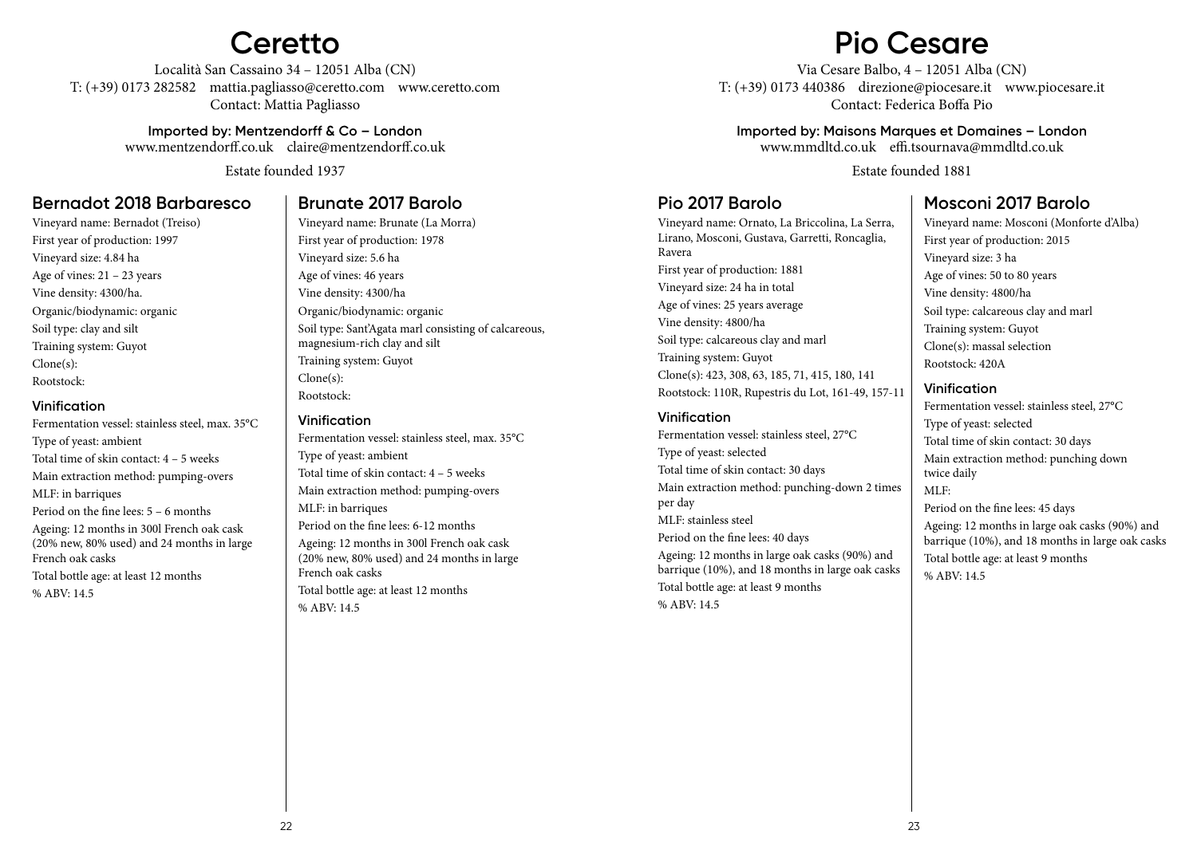# Ceretto

Località San Cassaino 34 – 12051 Alba (CN)
T: (+39) 0173 282582  mattia.pagliasso@ceretto.com  www.ceretto.com
Contact: Mattia Pagliasso

**Imported by: Mentzendorff & Co – London**
www.mentzendorff.co.uk  claire@mentzendorff.co.uk

Estate founded 1937

## Bernadot 2018 Barbaresco

Vineyard name: Bernadot (Treiso)
First year of production: 1997
Vineyard size: 4.84 ha
Age of vines: 21 – 23 years
Vine density: 4300/ha.
Organic/biodynamic: organic
Soil type: clay and silt
Training system: Guyot
Clone(s):
Rootstock:

### Vinification

Fermentation vessel: stainless steel, max. 35°C
Type of yeast: ambient
Total time of skin contact: 4 – 5 weeks
Main extraction method: pumping-overs
MLF: in barriques
Period on the fine lees: 5 – 6 months
Ageing: 12 months in 300l French oak cask (20% new, 80% used) and 24 months in large French oak casks
Total bottle age: at least 12 months
% ABV: 14.5

## Brunate 2017 Barolo

Vineyard name: Brunate (La Morra)
First year of production: 1978
Vineyard size: 5.6 ha
Age of vines: 46 years
Vine density: 4300/ha
Organic/biodynamic: organic
Soil type: Sant'Agata marl consisting of calcareous, magnesium-rich clay and silt
Training system: Guyot
Clone(s):
Rootstock:

### Vinification

Fermentation vessel: stainless steel, max. 35°C
Type of yeast: ambient
Total time of skin contact: 4 – 5 weeks
Main extraction method: pumping-overs
MLF: in barriques
Period on the fine lees: 6-12 months
Ageing: 12 months in 300l French oak cask (20% new, 80% used) and 24 months in large French oak casks
Total bottle age: at least 12 months
% ABV: 14.5

# Pio Cesare

Via Cesare Balbo, 4 – 12051 Alba (CN)
T: (+39) 0173 440386  direzione@piocesare.it  www.piocesare.it
Contact: Federica Boffa Pio

**Imported by: Maisons Marques et Domaines – London**
www.mmdltd.co.uk  effi.tsournava@mmdltd.co.uk

Estate founded 1881

## Pio 2017 Barolo

Vineyard name: Ornato, La Briccolina, La Serra, Lirano, Mosconi, Gustava, Garretti, Roncaglia, Ravera
First year of production: 1881
Vineyard size: 24 ha in total
Age of vines: 25 years average
Vine density: 4800/ha
Soil type: calcareous clay and marl
Training system: Guyot
Clone(s): 423, 308, 63, 185, 71, 415, 180, 141
Rootstock: 110R, Rupestris du Lot, 161-49, 157-11

### Vinification

Fermentation vessel: stainless steel, 27°C
Type of yeast: selected
Total time of skin contact: 30 days
Main extraction method: punching-down 2 times per day
MLF: stainless steel
Period on the fine lees: 40 days
Ageing: 12 months in large oak casks (90%) and barrique (10%), and 18 months in large oak casks
Total bottle age: at least 9 months
% ABV: 14.5

## Mosconi 2017 Barolo

Vineyard name: Mosconi (Monforte d'Alba)
First year of production: 2015
Vineyard size: 3 ha
Age of vines: 50 to 80 years
Vine density: 4800/ha
Soil type: calcareous clay and marl
Training system: Guyot
Clone(s): massal selection
Rootstock: 420A

### Vinification

Fermentation vessel: stainless steel, 27°C
Type of yeast: selected
Total time of skin contact: 30 days
Main extraction method: punching down twice daily
MLF:
Period on the fine lees: 45 days
Ageing: 12 months in large oak casks (90%) and barrique (10%), and 18 months in large oak casks
Total bottle age: at least 9 months
% ABV: 14.5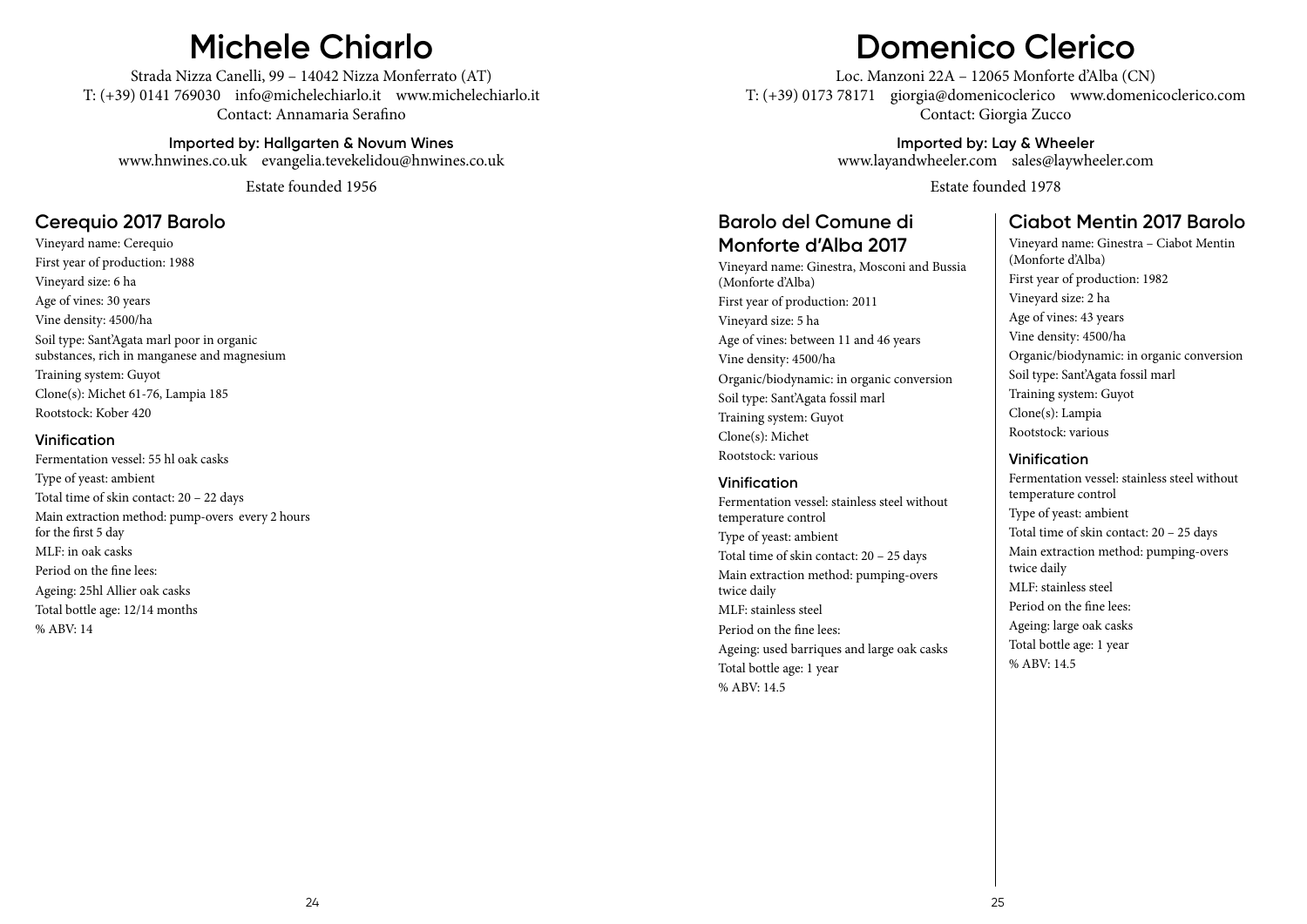# Michele Chiarlo

Strada Nizza Canelli, 99 – 14042 Nizza Monferrato (AT)
T: (+39) 0141 769030 info@michelechiarlo.it www.michelechiarlo.it
Contact: Annamaria Serafino

**Imported by: Hallgarten & Novum Wines**
www.hnwines.co.uk evangelia.tevekelidou@hnwines.co.uk

Estate founded 1956

## Cerequio 2017 Barolo

Vineyard name: Cerequio
First year of production: 1988
Vineyard size: 6 ha
Age of vines: 30 years
Vine density: 4500/ha
Soil type: Sant'Agata marl poor in organic substances, rich in manganese and magnesium
Training system: Guyot
Clone(s): Michet 61-76, Lampia 185
Rootstock: Kober 420

### Vinification

Fermentation vessel: 55 hl oak casks
Type of yeast: ambient
Total time of skin contact: 20 – 22 days
Main extraction method: pump-overs every 2 hours for the first 5 day
MLF: in oak casks
Period on the fine lees:
Ageing: 25hl Allier oak casks
Total bottle age: 12/14 months
% ABV: 14

# Domenico Clerico

Loc. Manzoni 22A – 12065 Monforte d'Alba (CN)
T: (+39) 0173 78171 giorgia@domenicoclerico www.domenicoclerico.com
Contact: Giorgia Zucco

**Imported by: Lay & Wheeler**
www.layandwheeler.com sales@laywheeler.com

Estate founded 1978

## Barolo del Comune di Monforte d'Alba 2017

Vineyard name: Ginestra, Mosconi and Bussia (Monforte d'Alba)
First year of production: 2011
Vineyard size: 5 ha
Age of vines: between 11 and 46 years
Vine density: 4500/ha
Organic/biodynamic: in organic conversion
Soil type: Sant'Agata fossil marl
Training system: Guyot
Clone(s): Michet
Rootstock: various

### Vinification

Fermentation vessel: stainless steel without temperature control
Type of yeast: ambient
Total time of skin contact: 20 – 25 days
Main extraction method: pumping-overs twice daily
MLF: stainless steel
Period on the fine lees:
Ageing: used barriques and large oak casks
Total bottle age: 1 year
% ABV: 14.5

## Ciabot Mentin 2017 Barolo

Vineyard name: Ginestra – Ciabot Mentin (Monforte d'Alba)
First year of production: 1982
Vineyard size: 2 ha
Age of vines: 43 years
Vine density: 4500/ha
Organic/biodynamic: in organic conversion
Soil type: Sant'Agata fossil marl
Training system: Guyot
Clone(s): Lampia
Rootstock: various

### Vinification

Fermentation vessel: stainless steel without temperature control
Type of yeast: ambient
Total time of skin contact: 20 – 25 days
Main extraction method: pumping-overs twice daily
MLF: stainless steel
Period on the fine lees:
Ageing: large oak casks
Total bottle age: 1 year
% ABV: 14.5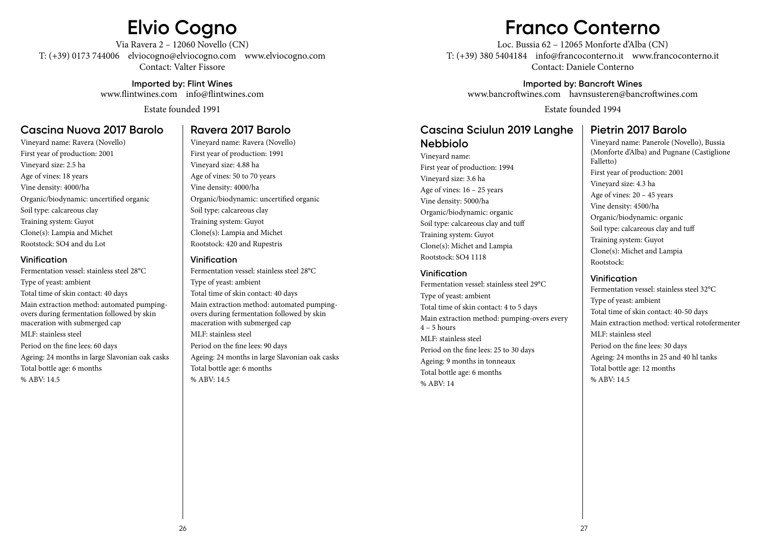# Elvio Cogno

Via Ravera 2 – 12060 Novello (CN)
T: (+39) 0173 744006 elviocogno@elviocogno.com www.elviocogno.com
Contact: Valter Fissore

**Imported by: Flint Wines**
www.flintwines.com info@flintwines.com

Estate founded 1991

## Cascina Nuova 2017 Barolo

Vineyard name: Ravera (Novello)
First year of production: 2001
Vineyard size: 2.5 ha
Age of vines: 18 years
Vine density: 4000/ha
Organic/biodynamic: uncertified organic
Soil type: calcareous clay
Training system: Guyot
Clone(s): Lampia and Michet
Rootstock: SO4 and du Lot

### Vinification

Fermentation vessel: stainless steel 28°C
Type of yeast: ambient
Total time of skin contact: 40 days
Main extraction method: automated pumping-overs during fermentation followed by skin maceration with submerged cap
MLF: stainless steel
Period on the fine lees: 60 days
Ageing: 24 months in large Slavonian oak casks
Total bottle age: 6 months
% ABV: 14.5

## Ravera 2017 Barolo

Vineyard name: Ravera (Novello)
First year of production: 1991
Vineyard size: 4.88 ha
Age of vines: 50 to 70 years
Vine density: 4000/ha
Organic/biodynamic: uncertified organic
Soil type: calcareous clay
Training system: Guyot
Clone(s): Lampia and Michet
Rootstock: 420 and Rupestris

### Vinification

Fermentation vessel: stainless steel 28°C
Type of yeast: ambient
Total time of skin contact: 40 days
Main extraction method: automated pumping-overs during fermentation followed by skin maceration with submerged cap
MLF: stainless steel
Period on the fine lees: 90 days
Ageing: 24 months in large Slavonian oak casks
Total bottle age: 6 months
% ABV: 14.5

# Franco Conterno

Loc. Bussia 62 – 12065 Monforte d'Alba (CN)
T: (+39) 380 5404184 info@francoconterno.it www.francoconterno.it
Contact: Daniele Conterno

**Imported by: Bancroft Wines**
www.bancroftwines.com havnsusteren@bancroftwines.com

Estate founded 1994

## Cascina Sciulun 2019 Langhe Nebbiolo

Vineyard name:
First year of production: 1994
Vineyard size: 3.6 ha
Age of vines: 16 – 25 years
Vine density: 5000/ha
Organic/biodynamic: organic
Soil type: calcareous clay and tuff
Training system: Guyot
Clone(s): Michet and Lampia
Rootstock: SO4 1118

### Vinification

Fermentation vessel: stainless steel 29°C
Type of yeast: ambient
Total time of skin contact: 4 to 5 days
Main extraction method: pumping-overs every 4 – 5 hours
MLF: stainless steel
Period on the fine lees: 25 to 30 days
Ageing: 9 months in tonneaux
Total bottle age: 6 months
% ABV: 14

## Pietrin 2017 Barolo

Vineyard name: Panerole (Novello), Bussia (Monforte d'Alba) and Pugnane (Castiglione Falletto)
First year of production: 2001
Vineyard size: 4.3 ha
Age of vines: 20 – 45 years
Vine density: 4500/ha
Organic/biodynamic: organic
Soil type: calcareous clay and tuff
Training system: Guyot
Clone(s): Michet and Lampia
Rootstock:

### Vinification

Fermentation vessel: stainless steel 32°C
Type of yeast: ambient
Total time of skin contact: 40-50 days
Main extraction method: vertical rotofermenter
MLF: stainless steel
Period on the fine lees: 30 days
Ageing: 24 months in 25 and 40 hl tanks
Total bottle age: 12 months
% ABV: 14.5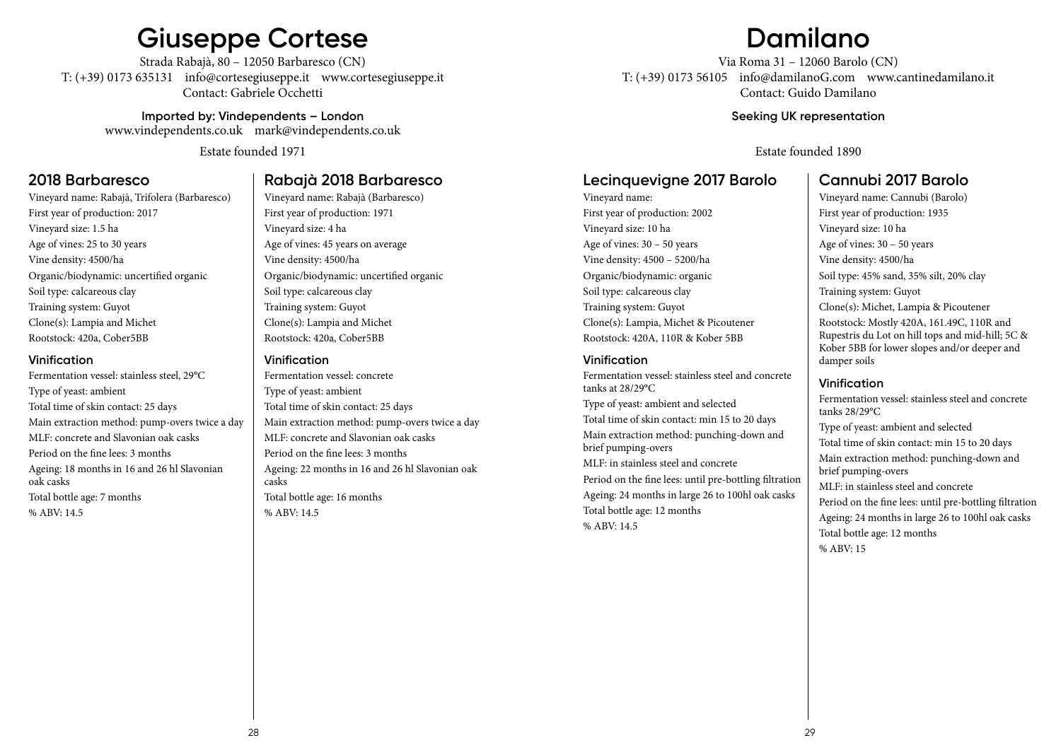# Giuseppe Cortese

Strada Rabajà, 80 – 12050 Barbaresco (CN)
T: (+39) 0173 635131 info@cortesegiuseppe.it www.cortesegiuseppe.it
Contact: Gabriele Occhetti

**Imported by: Vindependents – London**
www.vindependents.co.uk mark@vindependents.co.uk

Estate founded 1971

## 2018 Barbaresco

Vineyard name: Rabajà, Trifolera (Barbaresco)
First year of production: 2017
Vineyard size: 1.5 ha
Age of vines: 25 to 30 years
Vine density: 4500/ha
Organic/biodynamic: uncertified organic
Soil type: calcareous clay
Training system: Guyot
Clone(s): Lampia and Michet
Rootstock: 420a, Cober5BB

### Vinification

Fermentation vessel: stainless steel, 29°C
Type of yeast: ambient
Total time of skin contact: 25 days
Main extraction method: pump-overs twice a day
MLF: concrete and Slavonian oak casks
Period on the fine lees: 3 months
Ageing: 18 months in 16 and 26 hl Slavonian oak casks
Total bottle age: 7 months
% ABV: 14.5

## Rabajà 2018 Barbaresco

Vineyard name: Rabajà (Barbaresco)
First year of production: 1971
Vineyard size: 4 ha
Age of vines: 45 years on average
Vine density: 4500/ha
Organic/biodynamic: uncertified organic
Soil type: calcareous clay
Training system: Guyot
Clone(s): Lampia and Michet
Rootstock: 420a, Cober5BB

### Vinification

Fermentation vessel: concrete
Type of yeast: ambient
Total time of skin contact: 25 days
Main extraction method: pump-overs twice a day
MLF: concrete and Slavonian oak casks
Period on the fine lees: 3 months
Ageing: 22 months in 16 and 26 hl Slavonian oak casks
Total bottle age: 16 months
% ABV: 14.5

# Damilano

Via Roma 31 – 12060 Barolo (CN)
T: (+39) 0173 56105 info@damilanoG.com www.cantinedamilano.it
Contact: Guido Damilano

**Seeking UK representation**

Estate founded 1890

## Lecinquevigne 2017 Barolo

Vineyard name:
First year of production: 2002
Vineyard size: 10 ha
Age of vines: 30 – 50 years
Vine density: 4500 – 5200/ha
Organic/biodynamic: organic
Soil type: calcareous clay
Training system: Guyot
Clone(s): Lampia, Michet & Picoutener
Rootstock: 420A, 110R & Kober 5BB

### Vinification

Fermentation vessel: stainless steel and concrete tanks at 28/29°C
Type of yeast: ambient and selected
Total time of skin contact: min 15 to 20 days
Main extraction method: punching-down and brief pumping-overs
MLF: in stainless steel and concrete
Period on the fine lees: until pre-bottling filtration
Ageing: 24 months in large 26 to 100hl oak casks
Total bottle age: 12 months
% ABV: 14.5

## Cannubi 2017 Barolo

Vineyard name: Cannubi (Barolo)
First year of production: 1935
Vineyard size: 10 ha
Age of vines: 30 – 50 years
Vine density: 4500/ha
Soil type: 45% sand, 35% silt, 20% clay
Training system: Guyot
Clone(s): Michet, Lampia & Picoutener
Rootstock: Mostly 420A, 161.49C, 110R and Rupestris du Lot on hill tops and mid-hill; 5C & Kober 5BB for lower slopes and/or deeper and damper soils

### Vinification

Fermentation vessel: stainless steel and concrete tanks 28/29°C
Type of yeast: ambient and selected
Total time of skin contact: min 15 to 20 days
Main extraction method: punching-down and brief pumping-overs
MLF: in stainless steel and concrete
Period on the fine lees: until pre-bottling filtration
Ageing: 24 months in large 26 to 100hl oak casks
Total bottle age: 12 months
% ABV: 15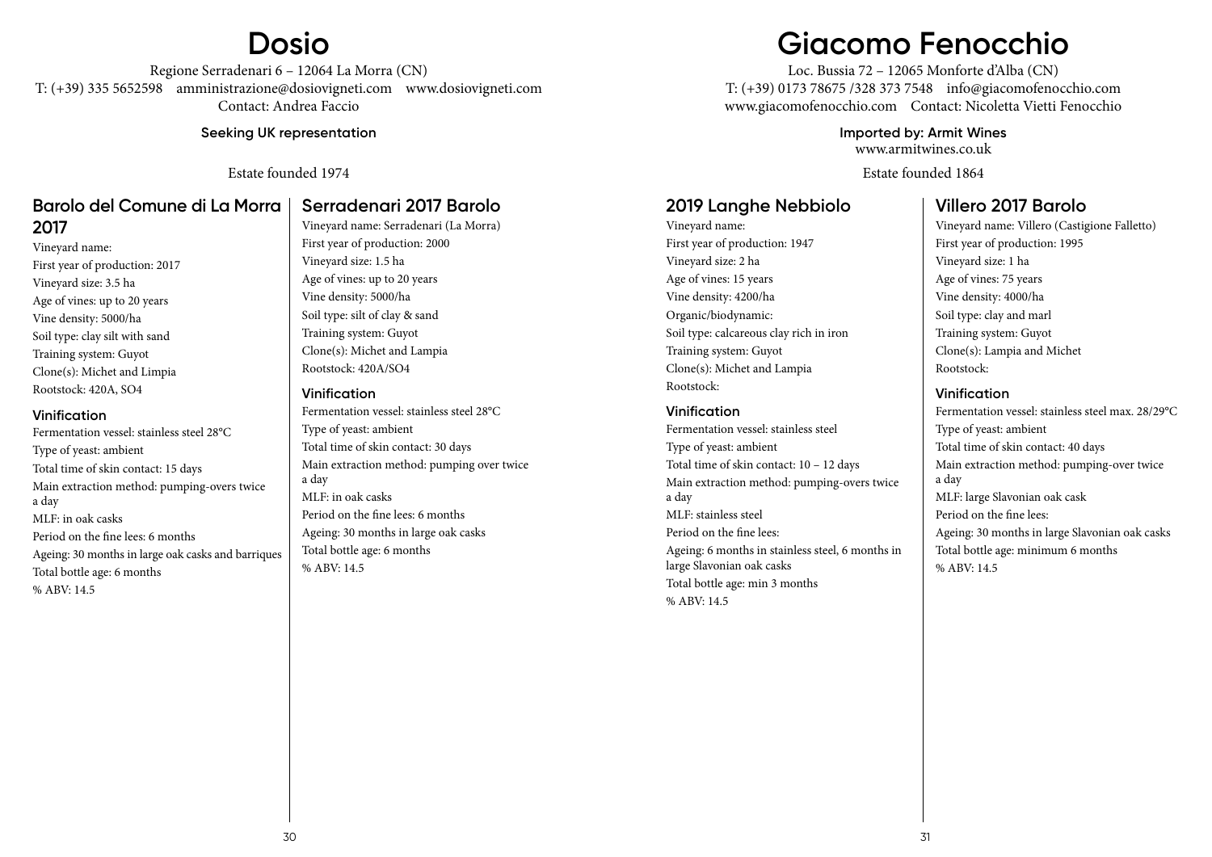# Dosio

Regione Serradenari 6 – 12064 La Morra (CN)
T: (+39) 335 5652598 amministrazione@dosiovigneti.com www.dosiovigneti.com
Contact: Andrea Faccio

**Seeking UK representation**

Estate founded 1974

## Barolo del Comune di La Morra 2017

Vineyard name:
First year of production: 2017
Vineyard size: 3.5 ha
Age of vines: up to 20 years
Vine density: 5000/ha
Soil type: clay silt with sand
Training system: Guyot
Clone(s): Michet and Limpia
Rootstock: 420A, SO4

### Vinification

Fermentation vessel: stainless steel 28°C
Type of yeast: ambient
Total time of skin contact: 15 days
Main extraction method: pumping-overs twice a day
MLF: in oak casks
Period on the fine lees: 6 months
Ageing: 30 months in large oak casks and barriques
Total bottle age: 6 months
% ABV: 14.5

## Serradenari 2017 Barolo

Vineyard name: Serradenari (La Morra)
First year of production: 2000
Vineyard size: 1.5 ha
Age of vines: up to 20 years
Vine density: 5000/ha
Soil type: silt of clay & sand
Training system: Guyot
Clone(s): Michet and Lampia
Rootstock: 420A/SO4

### Vinification

Fermentation vessel: stainless steel 28°C
Type of yeast: ambient
Total time of skin contact: 30 days
Main extraction method: pumping over twice a day
MLF: in oak casks
Period on the fine lees: 6 months
Ageing: 30 months in large oak casks
Total bottle age: 6 months
% ABV: 14.5

# Giacomo Fenocchio

Loc. Bussia 72 – 12065 Monforte d'Alba (CN)
T: (+39) 0173 78675 /328 373 7548 info@giacomofenocchio.com
www.giacomofenocchio.com Contact: Nicoletta Vietti Fenocchio

**Imported by: Armit Wines**
www.armitwines.co.uk

Estate founded 1864

## 2019 Langhe Nebbiolo

Vineyard name:
First year of production: 1947
Vineyard size: 2 ha
Age of vines: 15 years
Vine density: 4200/ha
Organic/biodynamic:
Soil type: calcareous clay rich in iron
Training system: Guyot
Clone(s): Michet and Lampia
Rootstock:

### Vinification

Fermentation vessel: stainless steel
Type of yeast: ambient
Total time of skin contact: 10 – 12 days
Main extraction method: pumping-overs twice a day
MLF: stainless steel
Period on the fine lees:
Ageing: 6 months in stainless steel, 6 months in large Slavonian oak casks
Total bottle age: min 3 months
% ABV: 14.5

## Villero 2017 Barolo

Vineyard name: Villero (Castigione Falletto)
First year of production: 1995
Vineyard size: 1 ha
Age of vines: 75 years
Vine density: 4000/ha
Soil type: clay and marl
Training system: Guyot
Clone(s): Lampia and Michet
Rootstock:

### Vinification

Fermentation vessel: stainless steel max. 28/29°C
Type of yeast: ambient
Total time of skin contact: 40 days
Main extraction method: pumping-over twice a day
MLF: large Slavonian oak cask
Period on the fine lees:
Ageing: 30 months in large Slavonian oak casks
Total bottle age: minimum 6 months
% ABV: 14.5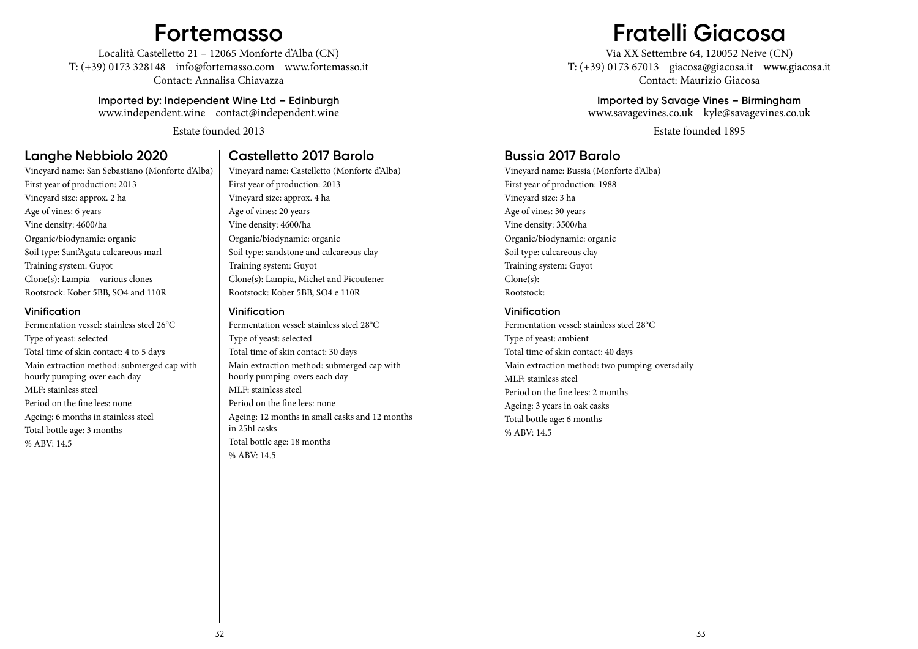# Fortemasso

Località Castelletto 21 – 12065 Monforte d'Alba (CN)
T: (+39) 0173 328148 info@fortemasso.com www.fortemasso.it
Contact: Annalisa Chiavazza

**Imported by: Independent Wine Ltd – Edinburgh**
www.independent.wine contact@independent.wine

Estate founded 2013

## Langhe Nebbiolo 2020

Vineyard name: San Sebastiano (Monforte d'Alba)
First year of production: 2013
Vineyard size: approx. 2 ha
Age of vines: 6 years
Vine density: 4600/ha
Organic/biodynamic: organic
Soil type: Sant'Agata calcareous marl
Training system: Guyot
Clone(s): Lampia – various clones
Rootstock: Kober 5BB, SO4 and 110R

### Vinification

Fermentation vessel: stainless steel 26°C
Type of yeast: selected
Total time of skin contact: 4 to 5 days
Main extraction method: submerged cap with hourly pumping-over each day
MLF: stainless steel
Period on the fine lees: none
Ageing: 6 months in stainless steel
Total bottle age: 3 months
% ABV: 14.5

## Castelletto 2017 Barolo

Vineyard name: Castelletto (Monforte d'Alba)
First year of production: 2013
Vineyard size: approx. 4 ha
Age of vines: 20 years
Vine density: 4600/ha
Organic/biodynamic: organic
Soil type: sandstone and calcareous clay
Training system: Guyot
Clone(s): Lampia, Michet and Picoutener
Rootstock: Kober 5BB, SO4 e 110R

### Vinification

Fermentation vessel: stainless steel 28°C
Type of yeast: selected
Total time of skin contact: 30 days
Main extraction method: submerged cap with hourly pumping-overs each day
MLF: stainless steel
Period on the fine lees: none
Ageing: 12 months in small casks and 12 months in 25hl casks
Total bottle age: 18 months
% ABV: 14.5

# Fratelli Giacosa

Via XX Settembre 64, 120052 Neive (CN)
T: (+39) 0173 67013 giacosa@giacosa.it www.giacosa.it
Contact: Maurizio Giacosa

**Imported by Savage Vines – Birmingham**
www.savagevines.co.uk kyle@savagevines.co.uk

Estate founded 1895

## Bussia 2017 Barolo

Vineyard name: Bussia (Monforte d'Alba)
First year of production: 1988
Vineyard size: 3 ha
Age of vines: 30 years
Vine density: 3500/ha
Organic/biodynamic: organic
Soil type: calcareous clay
Training system: Guyot
Clone(s):
Rootstock:

### Vinification

Fermentation vessel: stainless steel 28°C
Type of yeast: ambient
Total time of skin contact: 40 days
Main extraction method: two pumping-oversdaily
MLF: stainless steel
Period on the fine lees: 2 months
Ageing: 3 years in oak casks
Total bottle age: 6 months
% ABV: 14.5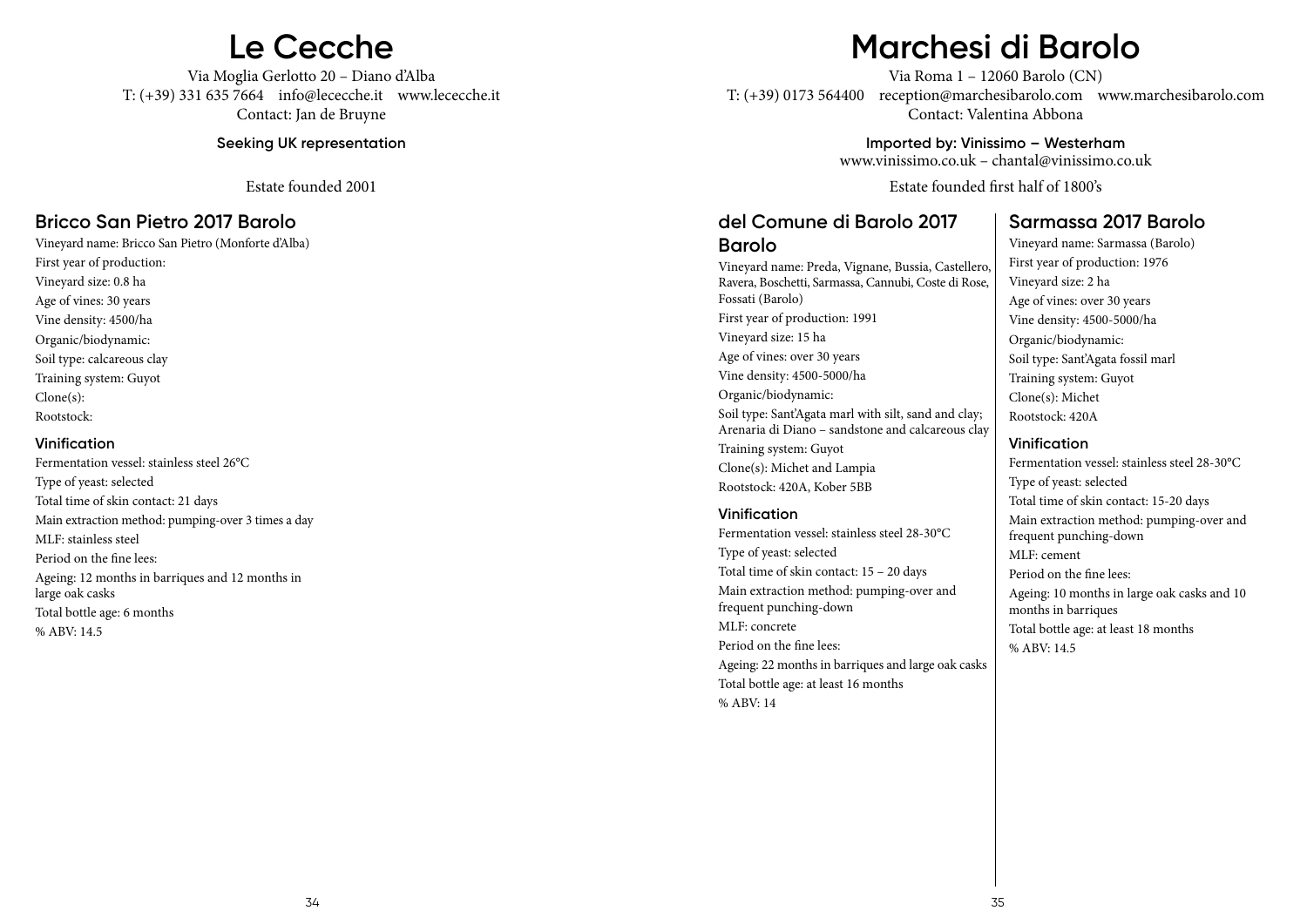# Le Cecche

Via Moglia Gerlotto 20 – Diano d'Alba
T: (+39) 331 635 7664 info@lececche.it www.lececche.it
Contact: Jan de Bruyne

**Seeking UK representation**

Estate founded 2001

## Bricco San Pietro 2017 Barolo

Vineyard name: Bricco San Pietro (Monforte d'Alba)
First year of production:
Vineyard size: 0.8 ha
Age of vines: 30 years
Vine density: 4500/ha
Organic/biodynamic:
Soil type: calcareous clay
Training system: Guyot
Clone(s):
Rootstock:

### Vinification

Fermentation vessel: stainless steel 26°C
Type of yeast: selected
Total time of skin contact: 21 days
Main extraction method: pumping-over 3 times a day
MLF: stainless steel
Period on the fine lees:
Ageing: 12 months in barriques and 12 months in large oak casks
Total bottle age: 6 months
% ABV: 14.5

# Marchesi di Barolo

Via Roma 1 – 12060 Barolo (CN)
T: (+39) 0173 564400 reception@marchesibarolo.com www.marchesibarolo.com
Contact: Valentina Abbona

**Imported by: Vinissimo – Westerham**
www.vinissimo.co.uk – chantal@vinissimo.co.uk

Estate founded first half of 1800's

## del Comune di Barolo 2017 Barolo

Vineyard name: Preda, Vignane, Bussia, Castellero, Ravera, Boschetti, Sarmassa, Cannubi, Coste di Rose, Fossati (Barolo)
First year of production: 1991
Vineyard size: 15 ha
Age of vines: over 30 years
Vine density: 4500-5000/ha
Organic/biodynamic:
Soil type: Sant'Agata marl with silt, sand and clay; Arenaria di Diano – sandstone and calcareous clay
Training system: Guyot
Clone(s): Michet and Lampia
Rootstock: 420A, Kober 5BB

### Vinification

Fermentation vessel: stainless steel 28-30°C
Type of yeast: selected
Total time of skin contact: 15 – 20 days
Main extraction method: pumping-over and frequent punching-down
MLF: concrete
Period on the fine lees:
Ageing: 22 months in barriques and large oak casks
Total bottle age: at least 16 months
% ABV: 14

## Sarmassa 2017 Barolo

Vineyard name: Sarmassa (Barolo)
First year of production: 1976
Vineyard size: 2 ha
Age of vines: over 30 years
Vine density: 4500-5000/ha
Organic/biodynamic:
Soil type: Sant'Agata fossil marl
Training system: Guyot
Clone(s): Michet
Rootstock: 420A

### Vinification

Fermentation vessel: stainless steel 28-30°C
Type of yeast: selected
Total time of skin contact: 15-20 days
Main extraction method: pumping-over and frequent punching-down
MLF: cement
Period on the fine lees:
Ageing: 10 months in large oak casks and 10 months in barriques
Total bottle age: at least 18 months
% ABV: 14.5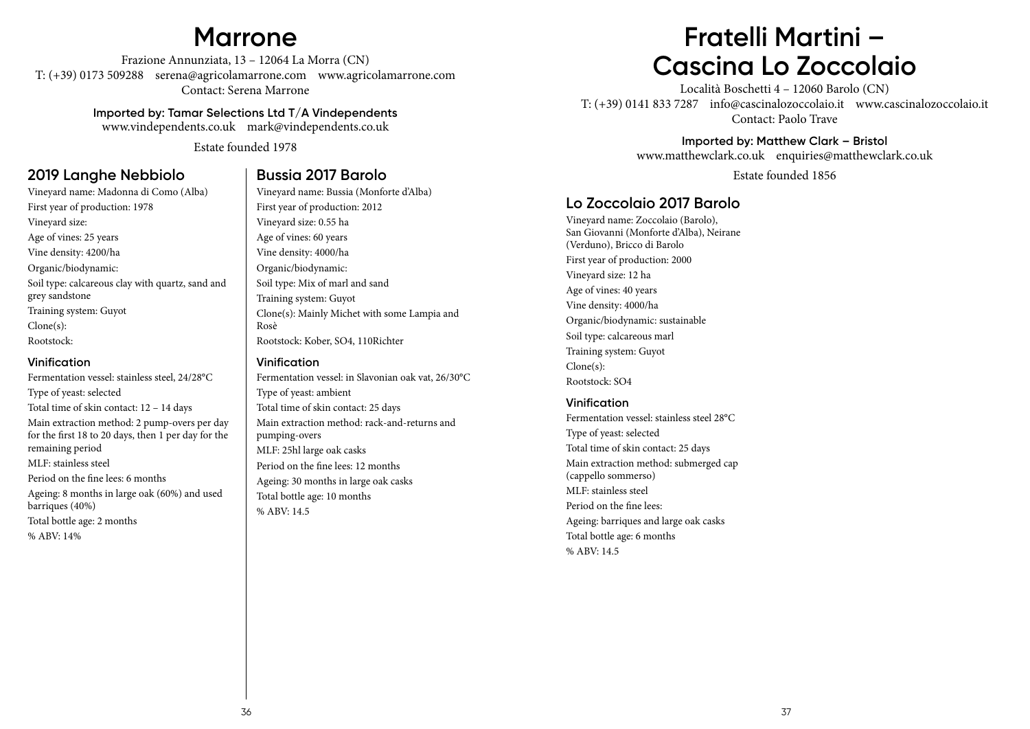# Marrone

Frazione Annunziata, 13 – 12064 La Morra (CN)
T: (+39) 0173 509288 serena@agricolamarrone.com www.agricolamarrone.com
Contact: Serena Marrone

**Imported by: Tamar Selections Ltd T/A Vindependents**
www.vindependents.co.uk mark@vindependents.co.uk

Estate founded 1978

## 2019 Langhe Nebbiolo

Vineyard name: Madonna di Como (Alba)
First year of production: 1978
Vineyard size:
Age of vines: 25 years
Vine density: 4200/ha
Organic/biodynamic:
Soil type: calcareous clay with quartz, sand and grey sandstone
Training system: Guyot
Clone(s):
Rootstock:

### Vinification

Fermentation vessel: stainless steel, 24/28°C
Type of yeast: selected
Total time of skin contact: 12 – 14 days
Main extraction method: 2 pump-overs per day for the first 18 to 20 days, then 1 per day for the remaining period
MLF: stainless steel
Period on the fine lees: 6 months
Ageing: 8 months in large oak (60%) and used barriques (40%)
Total bottle age: 2 months
% ABV: 14%

## Bussia 2017 Barolo

Vineyard name: Bussia (Monforte d'Alba)
First year of production: 2012
Vineyard size: 0.55 ha
Age of vines: 60 years
Vine density: 4000/ha
Organic/biodynamic:
Soil type: Mix of marl and sand
Training system: Guyot
Clone(s): Mainly Michet with some Lampia and Rosè
Rootstock: Kober, SO4, 110Richter

### Vinification

Fermentation vessel: in Slavonian oak vat, 26/30°C
Type of yeast: ambient
Total time of skin contact: 25 days
Main extraction method: rack-and-returns and pumping-overs
MLF: 25hl large oak casks
Period on the fine lees: 12 months
Ageing: 30 months in large oak casks
Total bottle age: 10 months
% ABV: 14.5

# Fratelli Martini – Cascina Lo Zoccolaio

Località Boschetti 4 – 12060 Barolo (CN)
T: (+39) 0141 833 7287 info@cascinalozoccolaio.it www.cascinalozoccolaio.it
Contact: Paolo Trave

**Imported by: Matthew Clark – Bristol**
www.matthewclark.co.uk enquiries@matthewclark.co.uk

Estate founded 1856

## Lo Zoccolaio 2017 Barolo

Vineyard name: Zoccolaio (Barolo), San Giovanni (Monforte d'Alba), Neirane (Verduno), Bricco di Barolo
First year of production: 2000
Vineyard size: 12 ha
Age of vines: 40 years
Vine density: 4000/ha
Organic/biodynamic: sustainable
Soil type: calcareous marl
Training system: Guyot
Clone(s):
Rootstock: SO4

### Vinification

Fermentation vessel: stainless steel 28°C
Type of yeast: selected
Total time of skin contact: 25 days
Main extraction method: submerged cap (cappello sommerso)
MLF: stainless steel
Period on the fine lees:
Ageing: barriques and large oak casks
Total bottle age: 6 months
% ABV: 14.5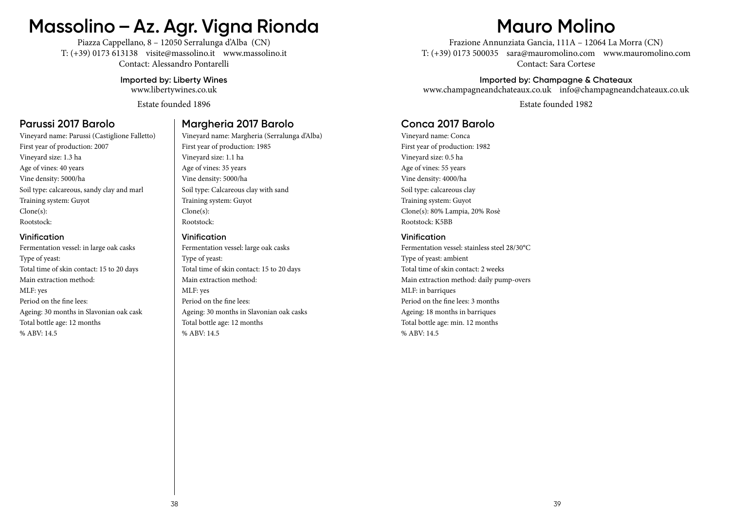# Massolino – Az. Agr. Vigna Rionda

Piazza Cappellano, 8 – 12050 Serralunga d'Alba (CN)
T: (+39) 0173 613138 visite@massolino.it www.massolino.it
Contact: Alessandro Pontarelli

**Imported by: Liberty Wines**
www.libertywines.co.uk

Estate founded 1896

## Parussi 2017 Barolo

Vineyard name: Parussi (Castiglione Falletto)
First year of production: 2007
Vineyard size: 1.3 ha
Age of vines: 40 years
Vine density: 5000/ha
Soil type: calcareous, sandy clay and marl
Training system: Guyot
Clone(s):
Rootstock:

### Vinification

Fermentation vessel: in large oak casks
Type of yeast:
Total time of skin contact: 15 to 20 days
Main extraction method:
MLF: yes
Period on the fine lees:
Ageing: 30 months in Slavonian oak cask
Total bottle age: 12 months
% ABV: 14.5

## Margheria 2017 Barolo

Vineyard name: Margheria (Serralunga d'Alba)
First year of production: 1985
Vineyard size: 1.1 ha
Age of vines: 35 years
Vine density: 5000/ha
Soil type: Calcareous clay with sand
Training system: Guyot
Clone(s):
Rootstock:

### Vinification

Fermentation vessel: large oak casks
Type of yeast:
Total time of skin contact: 15 to 20 days
Main extraction method:
MLF: yes
Period on the fine lees:
Ageing: 30 months in Slavonian oak casks
Total bottle age: 12 months
% ABV: 14.5

# Mauro Molino

Frazione Annunziata Gancia, 111A – 12064 La Morra (CN)
T: (+39) 0173 500035 sara@mauromolino.com www.mauromolino.com
Contact: Sara Cortese

**Imported by: Champagne & Chateaux**
www.champagneandchateaux.co.uk info@champagneandchateaux.co.uk

Estate founded 1982

## Conca 2017 Barolo

Vineyard name: Conca
First year of production: 1982
Vineyard size: 0.5 ha
Age of vines: 55 years
Vine density: 4000/ha
Soil type: calcareous clay
Training system: Guyot
Clone(s): 80% Lampia, 20% Rosè
Rootstock: K5BB

### Vinification

Fermentation vessel: stainless steel 28/30°C
Type of yeast: ambient
Total time of skin contact: 2 weeks
Main extraction method: daily pump-overs
MLF: in barriques
Period on the fine lees: 3 months
Ageing: 18 months in barriques
Total bottle age: min. 12 months
% ABV: 14.5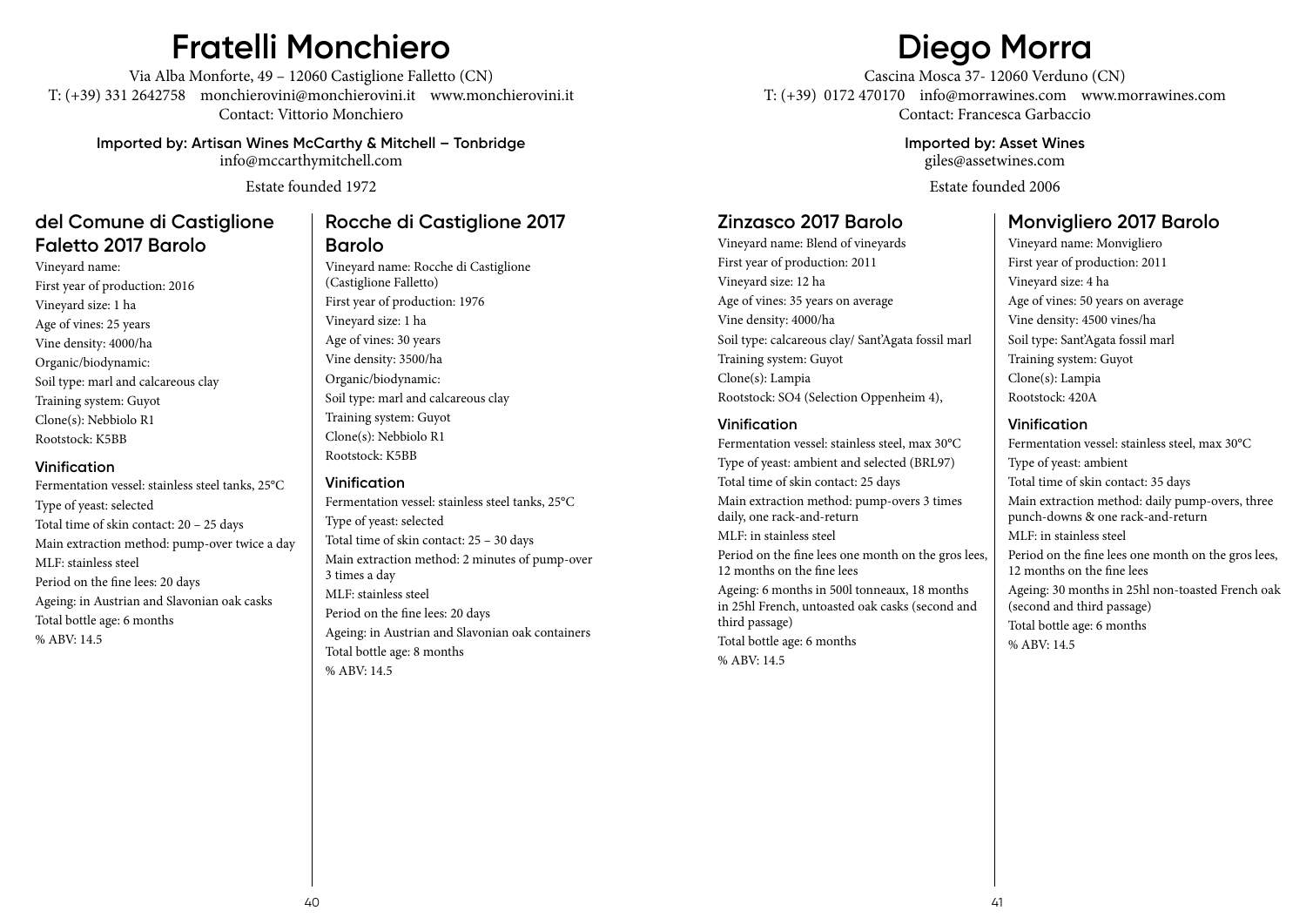# Fratelli Monchiero

Via Alba Monforte, 49 – 12060 Castiglione Falletto (CN)
T: (+39) 331 2642758 monchierovini@monchierovini.it www.monchierovini.it
Contact: Vittorio Monchiero

**Imported by: Artisan Wines McCarthy & Mitchell – Tonbridge**
info@mccarthymitchell.com

Estate founded 1972

## del Comune di Castiglione Faletto 2017 Barolo

Vineyard name:
First year of production: 2016
Vineyard size: 1 ha
Age of vines: 25 years
Vine density: 4000/ha
Organic/biodynamic:
Soil type: marl and calcareous clay
Training system: Guyot
Clone(s): Nebbiolo R1
Rootstock: K5BB

### Vinification

Fermentation vessel: stainless steel tanks, 25°C
Type of yeast: selected
Total time of skin contact: 20 – 25 days
Main extraction method: pump-over twice a day
MLF: stainless steel
Period on the fine lees: 20 days
Ageing: in Austrian and Slavonian oak casks
Total bottle age: 6 months
% ABV: 14.5

## Rocche di Castiglione 2017 Barolo

Vineyard name: Rocche di Castiglione (Castiglione Falletto)
First year of production: 1976
Vineyard size: 1 ha
Age of vines: 30 years
Vine density: 3500/ha
Organic/biodynamic:
Soil type: marl and calcareous clay
Training system: Guyot
Clone(s): Nebbiolo R1
Rootstock: K5BB

### Vinification

Fermentation vessel: stainless steel tanks, 25°C
Type of yeast: selected
Total time of skin contact: 25 – 30 days
Main extraction method: 2 minutes of pump-over 3 times a day
MLF: stainless steel
Period on the fine lees: 20 days
Ageing: in Austrian and Slavonian oak containers
Total bottle age: 8 months
% ABV: 14.5

# Diego Morra

Cascina Mosca 37- 12060 Verduno (CN)
T: (+39) 0172 470170 info@morrawines.com www.morrawines.com
Contact: Francesca Garbaccio

**Imported by: Asset Wines**
giles@assetwines.com

Estate founded 2006

## Zinzasco 2017 Barolo

Vineyard name: Blend of vineyards
First year of production: 2011
Vineyard size: 12 ha
Age of vines: 35 years on average
Vine density: 4000/ha
Soil type: calcareous clay/ Sant'Agata fossil marl
Training system: Guyot
Clone(s): Lampia
Rootstock: SO4 (Selection Oppenheim 4),

### Vinification

Fermentation vessel: stainless steel, max 30°C
Type of yeast: ambient and selected (BRL97)
Total time of skin contact: 25 days
Main extraction method: pump-overs 3 times daily, one rack-and-return
MLF: in stainless steel
Period on the fine lees one month on the gros lees, 12 months on the fine lees
Ageing: 6 months in 500l tonneaux, 18 months in 25hl French, untoasted oak casks (second and third passage)
Total bottle age: 6 months
% ABV: 14.5

## Monvigliero 2017 Barolo

Vineyard name: Monvigliero
First year of production: 2011
Vineyard size: 4 ha
Age of vines: 50 years on average
Vine density: 4500 vines/ha
Soil type: Sant'Agata fossil marl
Training system: Guyot
Clone(s): Lampia
Rootstock: 420A

### Vinification

Fermentation vessel: stainless steel, max 30°C
Type of yeast: ambient
Total time of skin contact: 35 days
Main extraction method: daily pump-overs, three punch-downs & one rack-and-return
MLF: in stainless steel
Period on the fine lees one month on the gros lees, 12 months on the fine lees
Ageing: 30 months in 25hl non-toasted French oak (second and third passage)
Total bottle age: 6 months
% ABV: 14.5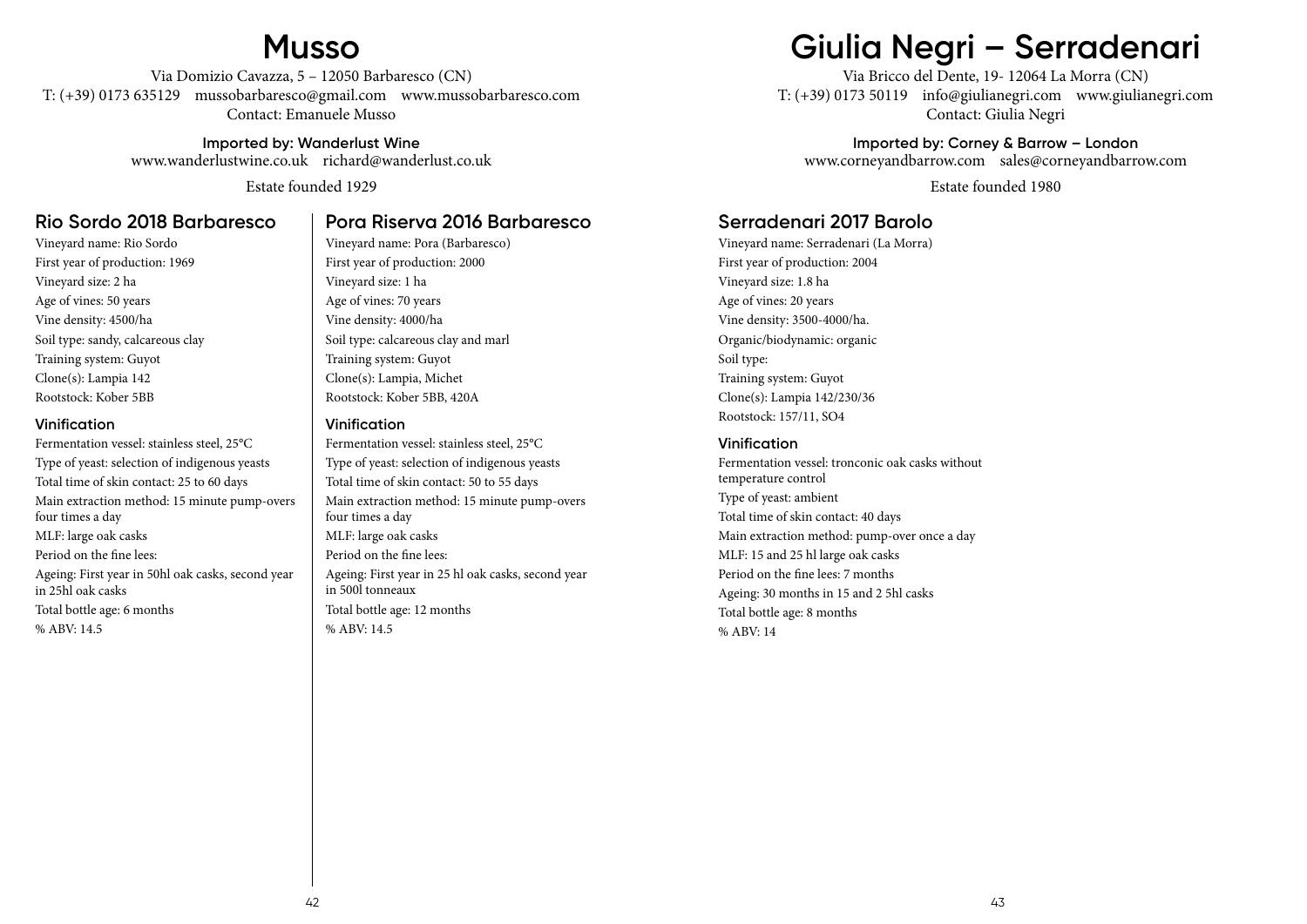# Musso

Via Domizio Cavazza, 5 – 12050 Barbaresco (CN)
T: (+39) 0173 635129  mussobarbaresco@gmail.com  www.mussobarbaresco.com
Contact: Emanuele Musso

**Imported by: Wanderlust Wine**
www.wanderlustwine.co.uk  richard@wanderlust.co.uk

Estate founded 1929

## Rio Sordo 2018 Barbaresco

Vineyard name: Rio Sordo
First year of production: 1969
Vineyard size: 2 ha
Age of vines: 50 years
Vine density: 4500/ha
Soil type: sandy, calcareous clay
Training system: Guyot
Clone(s): Lampia 142
Rootstock: Kober 5BB

### Vinification

Fermentation vessel: stainless steel, 25°C
Type of yeast: selection of indigenous yeasts
Total time of skin contact: 25 to 60 days
Main extraction method: 15 minute pump-overs four times a day
MLF: large oak casks
Period on the fine lees:
Ageing: First year in 50hl oak casks, second year in 25hl oak casks
Total bottle age: 6 months
% ABV: 14.5

## Pora Riserva 2016 Barbaresco

Vineyard name: Pora (Barbaresco)
First year of production: 2000
Vineyard size: 1 ha
Age of vines: 70 years
Vine density: 4000/ha
Soil type: calcareous clay and marl
Training system: Guyot
Clone(s): Lampia, Michet
Rootstock: Kober 5BB, 420A

### Vinification

Fermentation vessel: stainless steel, 25°C
Type of yeast: selection of indigenous yeasts
Total time of skin contact: 50 to 55 days
Main extraction method: 15 minute pump-overs four times a day
MLF: large oak casks
Period on the fine lees:
Ageing: First year in 25 hl oak casks, second year in 500l tonneaux
Total bottle age: 12 months
% ABV: 14.5

# Giulia Negri – Serradenari

Via Bricco del Dente, 19- 12064 La Morra (CN)
T: (+39) 0173 50119  info@giulianegri.com  www.giulianegri.com
Contact: Giulia Negri

**Imported by: Corney & Barrow – London**
www.corneyandbarrow.com  sales@corneyandbarrow.com

Estate founded 1980

## Serradenari 2017 Barolo

Vineyard name: Serradenari (La Morra)
First year of production: 2004
Vineyard size: 1.8 ha
Age of vines: 20 years
Vine density: 3500-4000/ha.
Organic/biodynamic: organic
Soil type:
Training system: Guyot
Clone(s): Lampia 142/230/36
Rootstock: 157/11, SO4

### Vinification

Fermentation vessel: tronconic oak casks without temperature control
Type of yeast: ambient
Total time of skin contact: 40 days
Main extraction method: pump-over once a day
MLF: 15 and 25 hl large oak casks
Period on the fine lees: 7 months
Ageing: 30 months in 15 and 2 5hl casks
Total bottle age: 8 months
% ABV: 14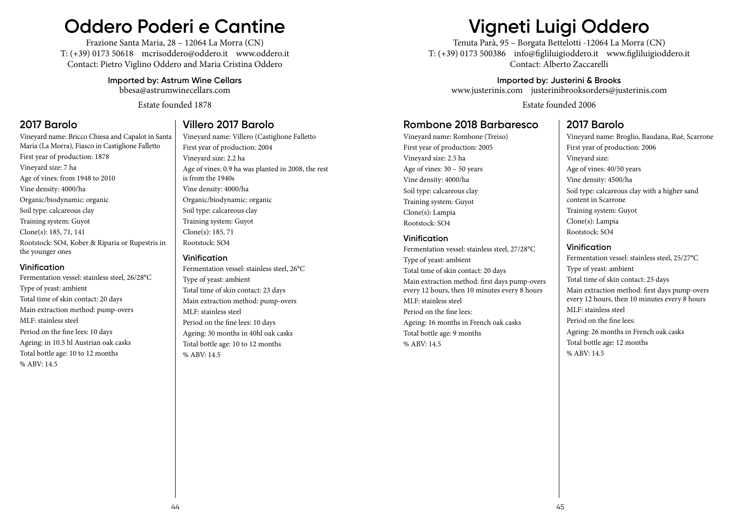# Oddero Poderi e Cantine

Frazione Santa Maria, 28 – 12064 La Morra (CN)
T: (+39) 0173 50618  mcrisoddero@oddero.it  www.oddero.it
Contact: Pietro Viglino Oddero and Maria Cristina Oddero

**Imported by: Astrum Wine Cellars**
bbesa@astrumwinecellars.com

Estate founded 1878

## 2017 Barolo

Vineyard name: Bricco Chiesa and Capalot in Santa Maria (La Morra), Fiasco in Castiglione Falletto
First year of production: 1878
Vineyard size: 7 ha
Age of vines: from 1948 to 2010
Vine density: 4000/ha
Organic/biodynamic: organic
Soil type: calcareous clay
Training system: Guyot
Clone(s): 185, 71, 141
Rootstock: SO4, Kober & Riparia or Rupestris in the younger ones

### Vinification

Fermentation vessel: stainless steel, 26/28°C
Type of yeast: ambient
Total time of skin contact: 20 days
Main extraction method: pump-overs
MLF: stainless steel
Period on the fine lees: 10 days
Ageing: in 10.5 hl Austrian oak casks
Total bottle age: 10 to 12 months
% ABV: 14.5

## Villero 2017 Barolo

Vineyard name: Villero (Castiglione Falletto
First year of production: 2004
Vineyard size: 2.2 ha
Age of vines: 0.9 ha was planted in 2008, the rest is from the 1940s
Vine density: 4000/ha
Organic/biodynamic: organic
Soil type: calcareous clay
Training system: Guyot
Clone(s): 185, 71
Rootstock: SO4

### Vinification

Fermentation vessel: stainless steel, 26°C
Type of yeast: ambient
Total time of skin contact: 23 days
Main extraction method: pump-overs
MLF: stainless steel
Period on the fine lees: 10 days
Ageing: 30 months in 40hl oak casks
Total bottle age: 10 to 12 months
% ABV: 14.5

# Vigneti Luigi Oddero

Tenuta Parà, 95 – Borgata Bettelotti -12064 La Morra (CN)
T: (+39) 0173 500386  info@figliluigioddero.it  www.figliluigioddero.it
Contact: Alberto Zaccarelli

**Imported by: Justerini & Brooks**
www.justerinis.com  justerinibrooksorders@justerinis.com

Estate founded 2006

## Rombone 2018 Barbaresco

Vineyard name: Rombone (Treiso)
First year of production: 2005
Vineyard size: 2.5 ha
Age of vines: 30 – 50 years
Vine density: 4000/ha
Soil type: calcareous clay
Training system: Guyot
Clone(s): Lampia
Rootstock: SO4

### Vinification

Fermentation vessel: stainless steel, 27/28°C
Type of yeast: ambient
Total time of skin contact: 20 days
Main extraction method: first days pump-overs every 12 hours, then 10 minutes every 8 hours
MLF: stainless steel
Period on the fine lees:
Ageing: 16 months in French oak casks
Total bottle age: 9 months
% ABV: 14.5

## 2017 Barolo

Vineyard name: Broglio, Baudana, Rué, Scarrone
First year of production: 2006
Vineyard size:
Age of vines: 40/50 years
Vine density: 4500/ha
Soil type: calcareous clay with a higher sand content in Scarrone
Training system: Guyot
Clone(s): Lampia
Rootstock: SO4

### Vinification

Fermentation vessel: stainless steel, 25/27°C
Type of yeast: ambient
Total time of skin contact: 25 days
Main extraction method: first days pump-overs every 12 hours, then 10 minutes every 8 hours
MLF: stainless steel
Period on the fine lees:
Ageing: 26 months in French oak casks
Total bottle age: 12 months
% ABV: 14.5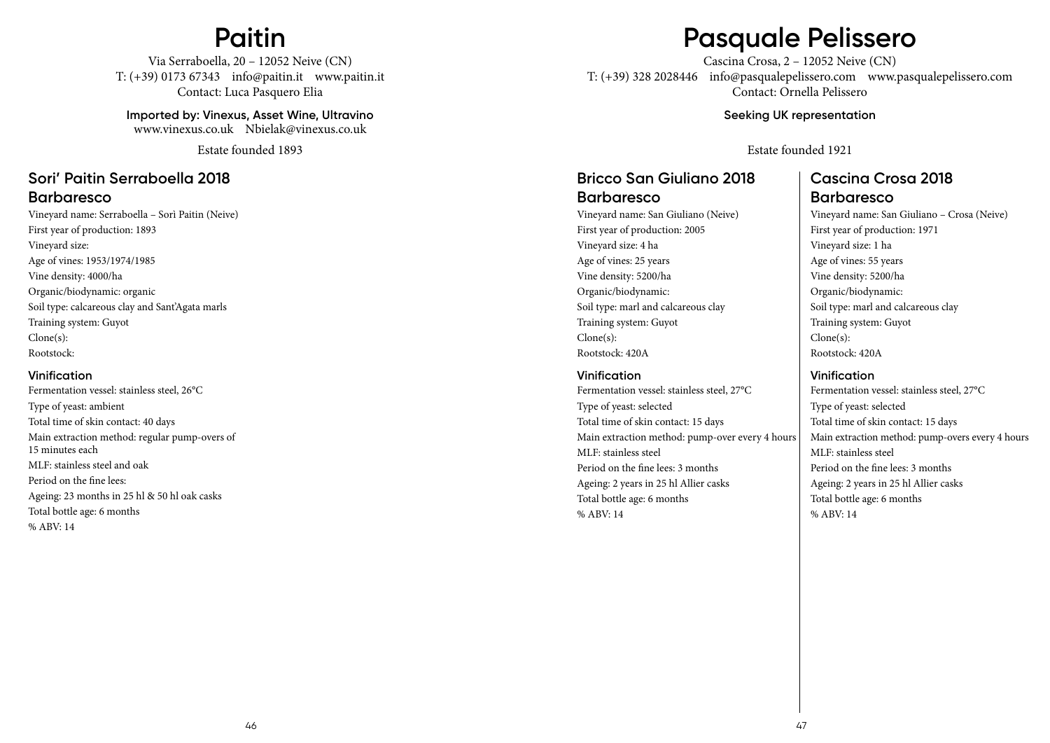# Paitin

Via Serraboella, 20 – 12052 Neive (CN)
T: (+39) 0173 67343 info@paitin.it www.paitin.it
Contact: Luca Pasquero Elia

**Imported by: Vinexus, Asset Wine, Ultravino**
www.vinexus.co.uk Nbielak@vinexus.co.uk

Estate founded 1893

## Sori' Paitin Serraboella 2018
## Barbaresco

Vineyard name: Serraboella – Sorì Paitin (Neive)
First year of production: 1893
Vineyard size:
Age of vines: 1953/1974/1985
Vine density: 4000/ha
Organic/biodynamic: organic
Soil type: calcareous clay and Sant'Agata marls
Training system: Guyot
Clone(s):
Rootstock:

### Vinification

Fermentation vessel: stainless steel, 26°C
Type of yeast: ambient
Total time of skin contact: 40 days
Main extraction method: regular pump-overs of 15 minutes each
MLF: stainless steel and oak
Period on the fine lees:
Ageing: 23 months in 25 hl & 50 hl oak casks
Total bottle age: 6 months
% ABV: 14

# Pasquale Pelissero

Cascina Crosa, 2 – 12052 Neive (CN)
T: (+39) 328 2028446 info@pasqualepelissero.com www.pasqualepelissero.com
Contact: Ornella Pelissero

**Seeking UK representation**

Estate founded 1921

## Bricco San Giuliano 2018
## Barbaresco

Vineyard name: San Giuliano (Neive)
First year of production: 2005
Vineyard size: 4 ha
Age of vines: 25 years
Vine density: 5200/ha
Organic/biodynamic:
Soil type: marl and calcareous clay
Training system: Guyot
Clone(s):
Rootstock: 420A

### Vinification

Fermentation vessel: stainless steel, 27°C
Type of yeast: selected
Total time of skin contact: 15 days
Main extraction method: pump-over every 4 hours
MLF: stainless steel
Period on the fine lees: 3 months
Ageing: 2 years in 25 hl Allier casks
Total bottle age: 6 months
% ABV: 14

## Cascina Crosa 2018
## Barbaresco

Vineyard name: San Giuliano – Crosa (Neive)
First year of production: 1971
Vineyard size: 1 ha
Age of vines: 55 years
Vine density: 5200/ha
Organic/biodynamic:
Soil type: marl and calcareous clay
Training system: Guyot
Clone(s):
Rootstock: 420A

### Vinification

Fermentation vessel: stainless steel, 27°C
Type of yeast: selected
Total time of skin contact: 15 days
Main extraction method: pump-overs every 4 hours
MLF: stainless steel
Period on the fine lees: 3 months
Ageing: 2 years in 25 hl Allier casks
Total bottle age: 6 months
% ABV: 14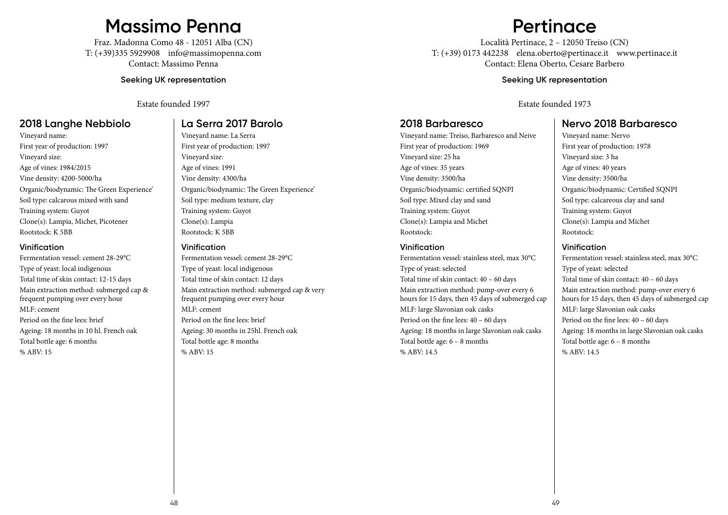# Massimo Penna

Fraz. Madonna Como 48 - 12051 Alba (CN)
T: (+39)335 5929908 info@massimopenna.com
Contact: Massimo Penna

**Seeking UK representation**

Estate founded 1997

## 2018 Langhe Nebbiolo

Vineyard name:
First year of production: 1997
Vineyard size:
Age of vines: 1984/2015
Vine density: 4200-5000/ha
Organic/biodynamic: The Green Experience'
Soil type: calcarous mixed with sand
Training system: Guyot
Clone(s): Lampia, Michet, Picotener
Rootstock: K 5BB

### Vinification

Fermentation vessel: cement 28-29°C
Type of yeast: local indigenous
Total time of skin contact: 12-15 days
Main extraction method: submerged cap & frequent pumping over every hour
MLF: cement
Period on the fine lees: brief
Ageing: 18 months in 10 hl. French oak
Total bottle age: 6 months
% ABV: 15

## La Serra 2017 Barolo

Vineyard name: La Serra
First year of production: 1997
Vineyard size:
Age of vines: 1991
Vine density: 4300/ha
Organic/biodynamic: The Green Experience'
Soil type: medium texture, clay
Training system: Guyot
Clone(s): Lampia
Rootstock: K 5BB

### Vinification

Fermentation vessel: cement 28-29°C
Type of yeast: local indigenous
Total time of skin contact: 12 days
Main extraction method: submerged cap & very frequent pumping over every hour
MLF: cement
Period on the fine lees: brief
Ageing: 30 months in 25hl. French oak
Total bottle age: 8 months
% ABV: 15

# Pertinace

Località Pertinace, 2 – 12050 Treiso (CN)
T: (+39) 0173 442238 elena.oberto@pertinace.it www.pertinace.it
Contact: Elena Oberto, Cesare Barbero

**Seeking UK representation**

Estate founded 1973

## 2018 Barbaresco

Vineyard name: Treiso, Barbaresco and Neive
First year of production: 1969
Vineyard size: 25 ha
Age of vines: 35 years
Vine density: 3500/ha
Organic/biodynamic: certified SQNPI
Soil type: Mixed clay and sand
Training system: Guyot
Clone(s): Lampia and Michet
Rootstock:

### Vinification

Fermentation vessel: stainless steel, max 30°C
Type of yeast: selected
Total time of skin contact: 40 – 60 days
Main extraction method: pump-over every 6 hours for 15 days, then 45 days of submerged cap
MLF: large Slavonian oak casks
Period on the fine lees: 40 – 60 days
Ageing: 18 months in large Slavonian oak casks
Total bottle age: 6 – 8 months
% ABV: 14.5

## Nervo 2018 Barbaresco

Vineyard name: Nervo
First year of production: 1978
Vineyard size: 3 ha
Age of vines: 40 years
Vine density: 3500/ha
Organic/biodynamic: Certified SQNPI
Soil type: calcareous clay and sand
Training system: Guyot
Clone(s): Lampia and Michet
Rootstock:

### Vinification

Fermentation vessel: stainless steel, max 30°C
Type of yeast: selected
Total time of skin contact: 40 – 60 days
Main extraction method: pump-over every 6 hours for 15 days, then 45 days of submerged cap
MLF: large Slavonian oak casks
Period on the fine lees: 40 – 60 days
Ageing: 18 months in large Slavonian oak casks
Total bottle age: 6 – 8 months
% ABV: 14.5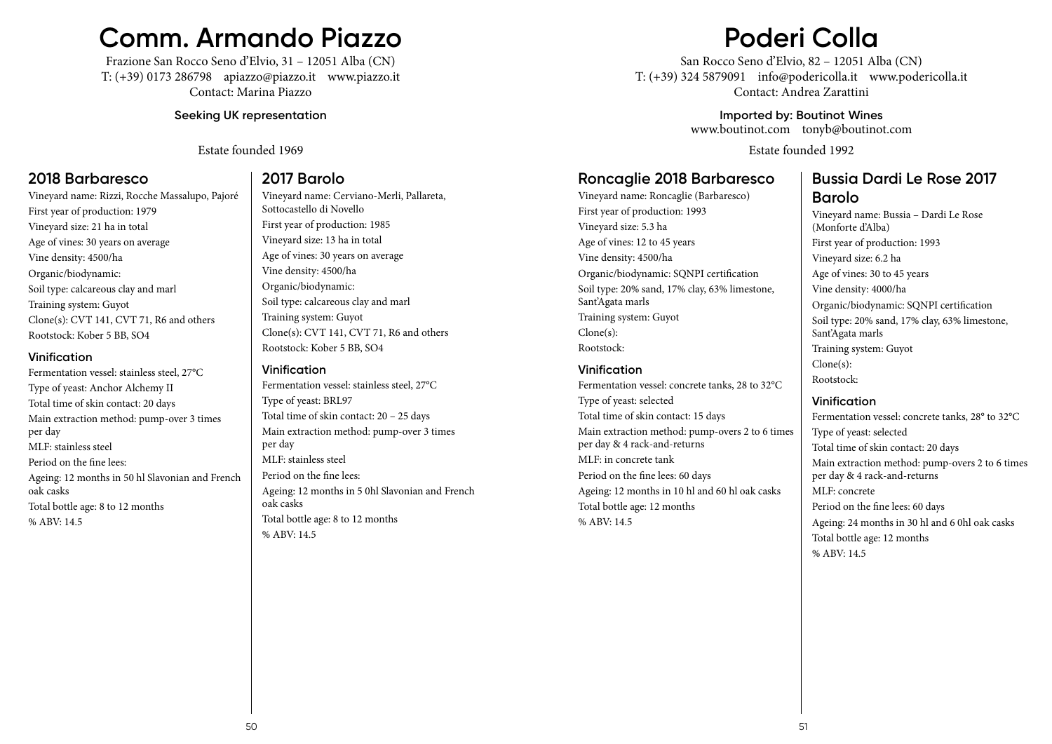# Comm. Armando Piazzo

Frazione San Rocco Seno d'Elvio, 31 – 12051 Alba (CN)
T: (+39) 0173 286798 apiazzo@piazzo.it www.piazzo.it
Contact: Marina Piazzo

**Seeking UK representation**

Estate founded 1969

## 2018 Barbaresco

Vineyard name: Rizzi, Rocche Massalupo, Pajoré
First year of production: 1979
Vineyard size: 21 ha in total
Age of vines: 30 years on average
Vine density: 4500/ha
Organic/biodynamic:
Soil type: calcareous clay and marl
Training system: Guyot
Clone(s): CVT 141, CVT 71, R6 and others
Rootstock: Kober 5 BB, SO4

### Vinification

Fermentation vessel: stainless steel, 27°C
Type of yeast: Anchor Alchemy II
Total time of skin contact: 20 days
Main extraction method: pump-over 3 times per day
MLF: stainless steel
Period on the fine lees:
Ageing: 12 months in 50 hl Slavonian and French oak casks
Total bottle age: 8 to 12 months
% ABV: 14.5

## 2017 Barolo

Vineyard name: Cerviano-Merli, Pallareta, Sottocastello di Novello
First year of production: 1985
Vineyard size: 13 ha in total
Age of vines: 30 years on average
Vine density: 4500/ha
Organic/biodynamic:
Soil type: calcareous clay and marl
Training system: Guyot
Clone(s): CVT 141, CVT 71, R6 and others
Rootstock: Kober 5 BB, SO4

### Vinification

Fermentation vessel: stainless steel, 27°C
Type of yeast: BRL97
Total time of skin contact: 20 – 25 days
Main extraction method: pump-over 3 times per day
MLF: stainless steel
Period on the fine lees:
Ageing: 12 months in 5 0hl Slavonian and French oak casks
Total bottle age: 8 to 12 months
% ABV: 14.5

# Poderi Colla

San Rocco Seno d'Elvio, 82 – 12051 Alba (CN)
T: (+39) 324 5879091 info@podericolla.it www.podericolla.it
Contact: Andrea Zarattini

**Imported by: Boutinot Wines**
www.boutinot.com tonyb@boutinot.com

Estate founded 1992

## Roncaglie 2018 Barbaresco

Vineyard name: Roncaglie (Barbaresco)
First year of production: 1993
Vineyard size: 5.3 ha
Age of vines: 12 to 45 years
Vine density: 4500/ha
Organic/biodynamic: SQNPI certification
Soil type: 20% sand, 17% clay, 63% limestone, Sant'Agata marls
Training system: Guyot
Clone(s):
Rootstock:

### Vinification

Fermentation vessel: concrete tanks, 28 to 32°C
Type of yeast: selected
Total time of skin contact: 15 days
Main extraction method: pump-overs 2 to 6 times per day & 4 rack-and-returns
MLF: in concrete tank
Period on the fine lees: 60 days
Ageing: 12 months in 10 hl and 60 hl oak casks
Total bottle age: 12 months
% ABV: 14.5

## Bussia Dardi Le Rose 2017 Barolo

Vineyard name: Bussia – Dardi Le Rose (Monforte d'Alba)
First year of production: 1993
Vineyard size: 6.2 ha
Age of vines: 30 to 45 years
Vine density: 4000/ha
Organic/biodynamic: SQNPI certification
Soil type: 20% sand, 17% clay, 63% limestone, Sant'Agata marls
Training system: Guyot
Clone(s):
Rootstock:

### Vinification

Fermentation vessel: concrete tanks, 28° to 32°C
Type of yeast: selected
Total time of skin contact: 20 days
Main extraction method: pump-overs 2 to 6 times per day & 4 rack-and-returns
MLF: concrete
Period on the fine lees: 60 days
Ageing: 24 months in 30 hl and 6 0hl oak casks
Total bottle age: 12 months
% ABV: 14.5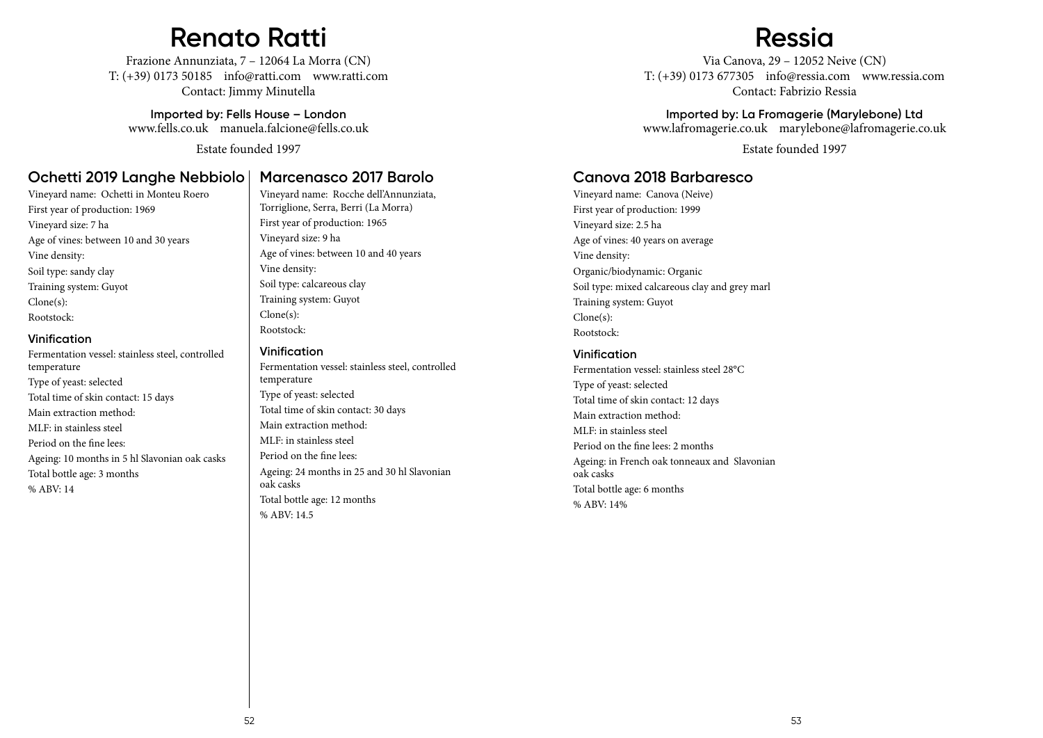# Renato Ratti

Frazione Annunziata, 7 – 12064 La Morra (CN)
T: (+39) 0173 50185 info@ratti.com www.ratti.com
Contact: Jimmy Minutella

**Imported by: Fells House – London**
www.fells.co.uk manuela.falcione@fells.co.uk

Estate founded 1997

## Ochetti 2019 Langhe Nebbiolo

Vineyard name: Ochetti in Monteu Roero
First year of production: 1969
Vineyard size: 7 ha
Age of vines: between 10 and 30 years
Vine density:
Soil type: sandy clay
Training system: Guyot
Clone(s):
Rootstock:

### Vinification

Fermentation vessel: stainless steel, controlled temperature
Type of yeast: selected
Total time of skin contact: 15 days
Main extraction method:
MLF: in stainless steel
Period on the fine lees:
Ageing: 10 months in 5 hl Slavonian oak casks
Total bottle age: 3 months
% ABV: 14

## Marcenasco 2017 Barolo

Vineyard name: Rocche dell'Annunziata, Torriglione, Serra, Berri (La Morra)
First year of production: 1965
Vineyard size: 9 ha
Age of vines: between 10 and 40 years
Vine density:
Soil type: calcareous clay
Training system: Guyot
Clone(s):
Rootstock:

### Vinification

Fermentation vessel: stainless steel, controlled temperature
Type of yeast: selected
Total time of skin contact: 30 days
Main extraction method:
MLF: in stainless steel
Period on the fine lees:
Ageing: 24 months in 25 and 30 hl Slavonian oak casks
Total bottle age: 12 months
% ABV: 14.5

# Ressia

Via Canova, 29 – 12052 Neive (CN)
T: (+39) 0173 677305 info@ressia.com www.ressia.com
Contact: Fabrizio Ressia

**Imported by: La Fromagerie (Marylebone) Ltd**
www.lafromagerie.co.uk marylebone@lafromagerie.co.uk

Estate founded 1997

## Canova 2018 Barbaresco

Vineyard name: Canova (Neive)
First year of production: 1999
Vineyard size: 2.5 ha
Age of vines: 40 years on average
Vine density:
Organic/biodynamic: Organic
Soil type: mixed calcareous clay and grey marl
Training system: Guyot
Clone(s):
Rootstock:

### Vinification

Fermentation vessel: stainless steel 28°C
Type of yeast: selected
Total time of skin contact: 12 days
Main extraction method:
MLF: in stainless steel
Period on the fine lees: 2 months
Ageing: in French oak tonneaux and Slavonian oak casks
Total bottle age: 6 months
% ABV: 14%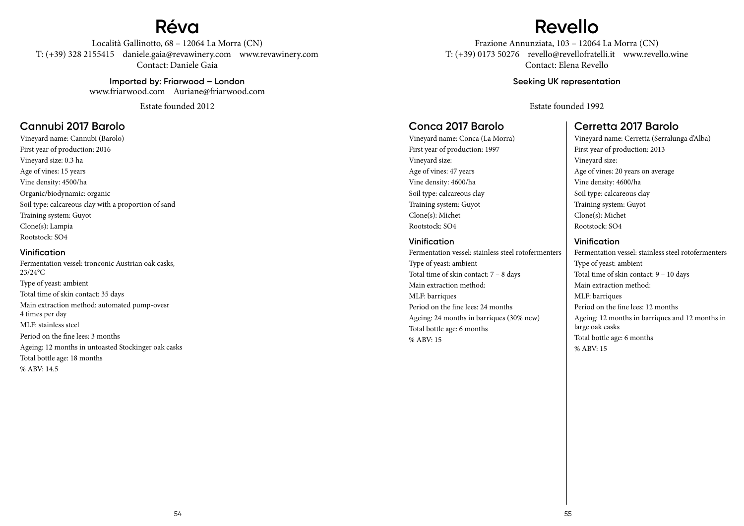# Réva

Località Gallinotto, 68 – 12064 La Morra (CN)
T: (+39) 328 2155415 daniele.gaia@revawinery.com www.revawinery.com
Contact: Daniele Gaia

**Imported by: Friarwood – London**
www.friarwood.com Auriane@friarwood.com

Estate founded 2012

## Cannubi 2017 Barolo

Vineyard name: Cannubi (Barolo)
First year of production: 2016
Vineyard size: 0.3 ha
Age of vines: 15 years
Vine density: 4500/ha
Organic/biodynamic: organic
Soil type: calcareous clay with a proportion of sand
Training system: Guyot
Clone(s): Lampia
Rootstock: SO4

### Vinification

Fermentation vessel: tronconic Austrian oak casks, 23/24°C
Type of yeast: ambient
Total time of skin contact: 35 days
Main extraction method: automated pump-ovesr 4 times per day
MLF: stainless steel
Period on the fine lees: 3 months
Ageing: 12 months in untoasted Stockinger oak casks
Total bottle age: 18 months
% ABV: 14.5

# Revello

Frazione Annunziata, 103 – 12064 La Morra (CN)
T: (+39) 0173 50276 revello@revellofratelli.it www.revello.wine
Contact: Elena Revello

**Seeking UK representation**

Estate founded 1992

## Conca 2017 Barolo

Vineyard name: Conca (La Morra)
First year of production: 1997
Vineyard size:
Age of vines: 47 years
Vine density: 4600/ha
Soil type: calcareous clay
Training system: Guyot
Clone(s): Michet
Rootstock: SO4

### Vinification

Fermentation vessel: stainless steel rotofermenters
Type of yeast: ambient
Total time of skin contact: 7 – 8 days
Main extraction method:
MLF: barriques
Period on the fine lees: 24 months
Ageing: 24 months in barriques (30% new)
Total bottle age: 6 months
% ABV: 15

## Cerretta 2017 Barolo

Vineyard name: Cerretta (Serralunga d'Alba)
First year of production: 2013
Vineyard size:
Age of vines: 20 years on average
Vine density: 4600/ha
Soil type: calcareous clay
Training system: Guyot
Clone(s): Michet
Rootstock: SO4

### Vinification

Fermentation vessel: stainless steel rotofermenters
Type of yeast: ambient
Total time of skin contact: 9 – 10 days
Main extraction method:
MLF: barriques
Period on the fine lees: 12 months
Ageing: 12 months in barriques and 12 months in large oak casks
Total bottle age: 6 months
% ABV: 15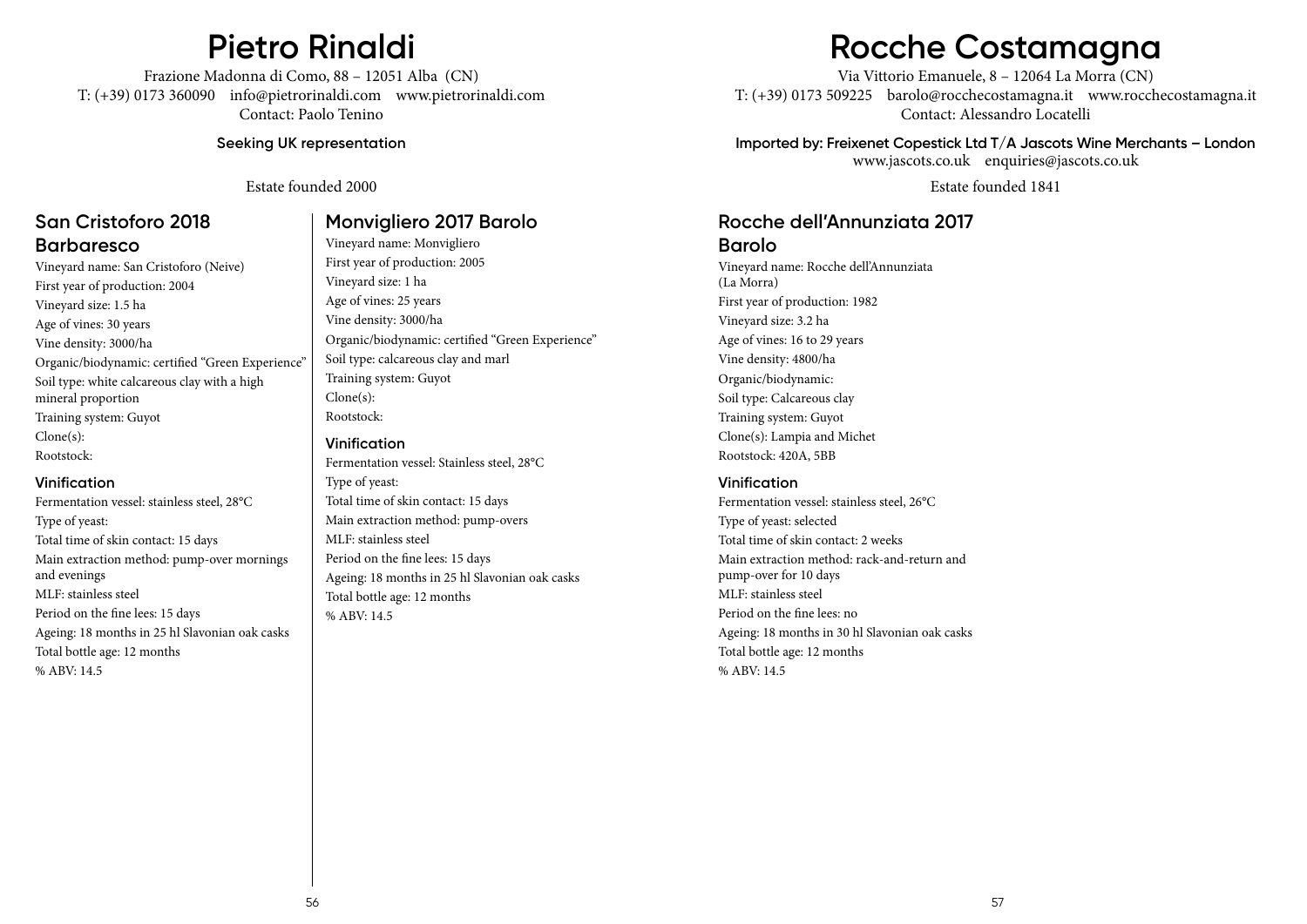# Pietro Rinaldi

Frazione Madonna di Como, 88 – 12051 Alba (CN)
T: (+39) 0173 360090 info@pietrorinaldi.com www.pietrorinaldi.com
Contact: Paolo Tenino

**Seeking UK representation**

Estate founded 2000

## San Cristoforo 2018 Barbaresco

Vineyard name: San Cristoforo (Neive)
First year of production: 2004
Vineyard size: 1.5 ha
Age of vines: 30 years
Vine density: 3000/ha
Organic/biodynamic: certified "Green Experience"
Soil type: white calcareous clay with a high mineral proportion
Training system: Guyot
Clone(s):
Rootstock:

### Vinification

Fermentation vessel: stainless steel, 28°C
Type of yeast:
Total time of skin contact: 15 days
Main extraction method: pump-over mornings and evenings
MLF: stainless steel
Period on the fine lees: 15 days
Ageing: 18 months in 25 hl Slavonian oak casks
Total bottle age: 12 months
% ABV: 14.5

## Monvigliero 2017 Barolo

Vineyard name: Monvigliero
First year of production: 2005
Vineyard size: 1 ha
Age of vines: 25 years
Vine density: 3000/ha
Organic/biodynamic: certified "Green Experience"
Soil type: calcareous clay and marl
Training system: Guyot
Clone(s):
Rootstock:

### Vinification

Fermentation vessel: Stainless steel, 28°C
Type of yeast:
Total time of skin contact: 15 days
Main extraction method: pump-overs
MLF: stainless steel
Period on the fine lees: 15 days
Ageing: 18 months in 25 hl Slavonian oak casks
Total bottle age: 12 months
% ABV: 14.5

# Rocche Costamagna

Via Vittorio Emanuele, 8 – 12064 La Morra (CN)
T: (+39) 0173 509225 barolo@rocchecostamagna.it www.rocchecostamagna.it
Contact: Alessandro Locatelli

**Imported by: Freixenet Copestick Ltd T/A Jascots Wine Merchants – London**
www.jascots.co.uk enquiries@jascots.co.uk

Estate founded 1841

## Rocche dell'Annunziata 2017 Barolo

Vineyard name: Rocche dell'Annunziata (La Morra)
First year of production: 1982
Vineyard size: 3.2 ha
Age of vines: 16 to 29 years
Vine density: 4800/ha
Organic/biodynamic:
Soil type: Calcareous clay
Training system: Guyot
Clone(s): Lampia and Michet
Rootstock: 420A, 5BB

### Vinification

Fermentation vessel: stainless steel, 26°C
Type of yeast: selected
Total time of skin contact: 2 weeks
Main extraction method: rack-and-return and pump-over for 10 days
MLF: stainless steel
Period on the fine lees: no
Ageing: 18 months in 30 hl Slavonian oak casks
Total bottle age: 12 months
% ABV: 14.5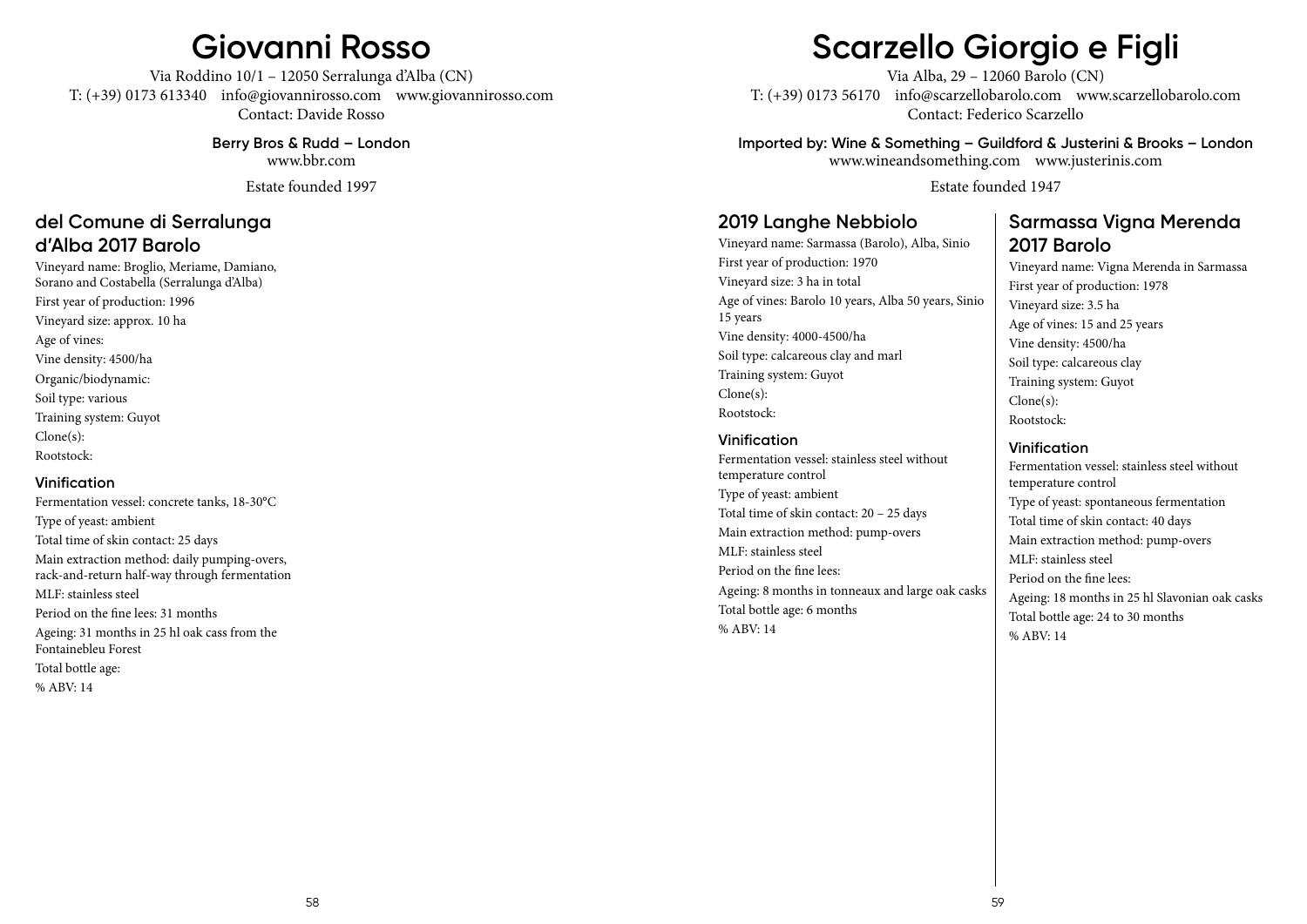# Giovanni Rosso

Via Roddino 10/1 – 12050 Serralunga d'Alba (CN)
T: (+39) 0173 613340 info@giovannirosso.com www.giovannirosso.com
Contact: Davide Rosso

**Berry Bros & Rudd – London**
www.bbr.com

Estate founded 1997

## del Comune di Serralunga d'Alba 2017 Barolo

Vineyard name: Broglio, Meriame, Damiano, Sorano and Costabella (Serralunga d'Alba)
First year of production: 1996
Vineyard size: approx. 10 ha
Age of vines:
Vine density: 4500/ha
Organic/biodynamic:
Soil type: various
Training system: Guyot
Clone(s):
Rootstock:

### Vinification

Fermentation vessel: concrete tanks, 18-30°C
Type of yeast: ambient
Total time of skin contact: 25 days
Main extraction method: daily pumping-overs, rack-and-return half-way through fermentation
MLF: stainless steel
Period on the fine lees: 31 months
Ageing: 31 months in 25 hl oak cass from the Fontainebleu Forest
Total bottle age:
% ABV: 14

# Scarzello Giorgio e Figli

Via Alba, 29 – 12060 Barolo (CN)
T: (+39) 0173 56170 info@scarzellobarolo.com www.scarzellobarolo.com
Contact: Federico Scarzello

**Imported by: Wine & Something – Guildford & Justerini & Brooks – London**
www.wineandsomething.com www.justerinis.com

Estate founded 1947

## 2019 Langhe Nebbiolo

Vineyard name: Sarmassa (Barolo), Alba, Sinio
First year of production: 1970
Vineyard size: 3 ha in total
Age of vines: Barolo 10 years, Alba 50 years, Sinio 15 years
Vine density: 4000-4500/ha
Soil type: calcareous clay and marl
Training system: Guyot
Clone(s):
Rootstock:

### Vinification

Fermentation vessel: stainless steel without temperature control
Type of yeast: ambient
Total time of skin contact: 20 – 25 days
Main extraction method: pump-overs
MLF: stainless steel
Period on the fine lees:
Ageing: 8 months in tonneaux and large oak casks
Total bottle age: 6 months
% ABV: 14

## Sarmassa Vigna Merenda 2017 Barolo

Vineyard name: Vigna Merenda in Sarmassa
First year of production: 1978
Vineyard size: 3.5 ha
Age of vines: 15 and 25 years
Vine density: 4500/ha
Soil type: calcareous clay
Training system: Guyot
Clone(s):
Rootstock:

### Vinification

Fermentation vessel: stainless steel without temperature control
Type of yeast: spontaneous fermentation
Total time of skin contact: 40 days
Main extraction method: pump-overs
MLF: stainless steel
Period on the fine lees:
Ageing: 18 months in 25 hl Slavonian oak casks
Total bottle age: 24 to 30 months
% ABV: 14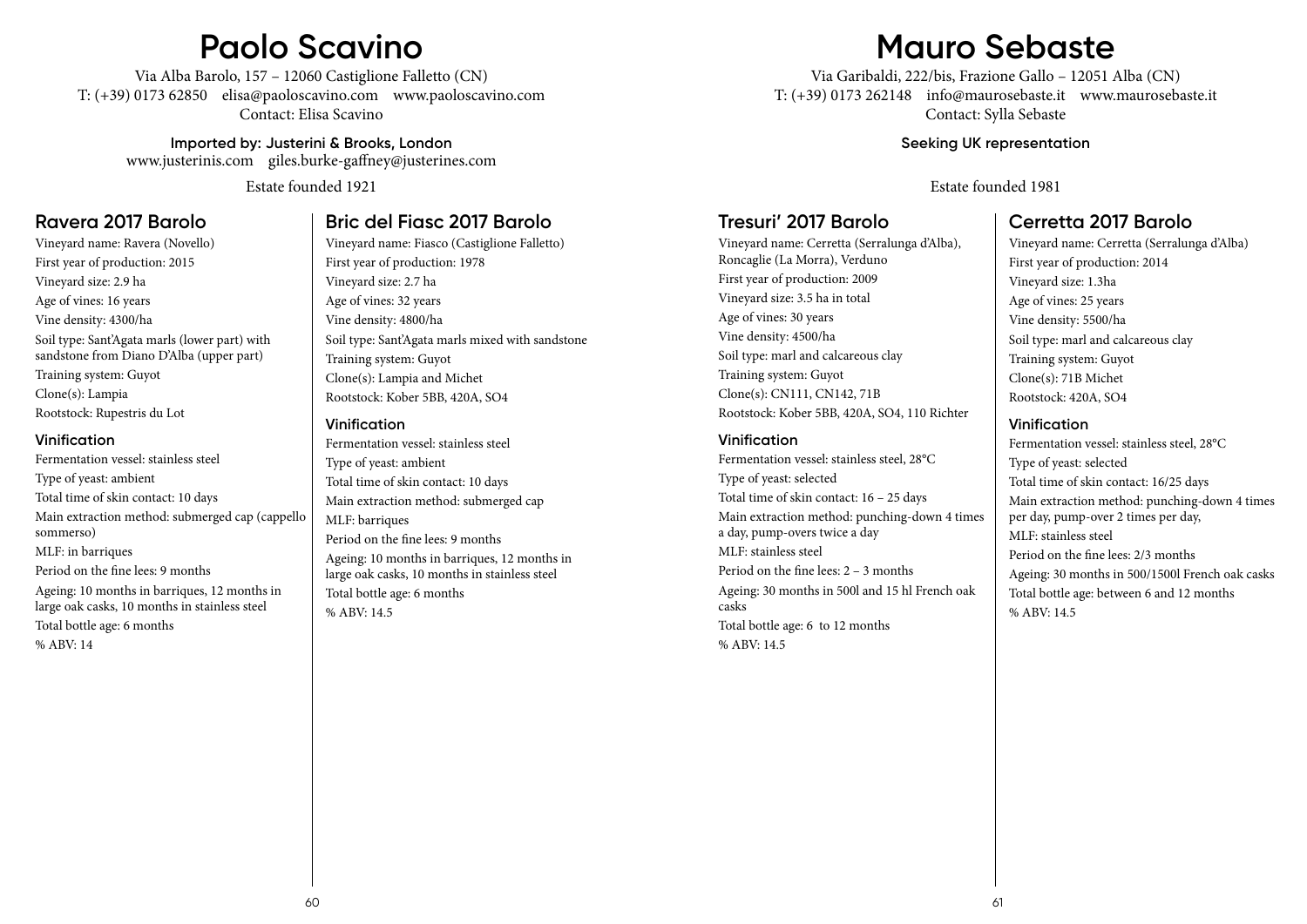# Paolo Scavino

Via Alba Barolo, 157 – 12060 Castiglione Falletto (CN)
T: (+39) 0173 62850 elisa@paoloscavino.com www.paoloscavino.com
Contact: Elisa Scavino

**Imported by: Justerini & Brooks, London**
www.justerinis.com giles.burke-gaffney@justerines.com

Estate founded 1921

## Ravera 2017 Barolo

Vineyard name: Ravera (Novello)
First year of production: 2015
Vineyard size: 2.9 ha
Age of vines: 16 years
Vine density: 4300/ha
Soil type: Sant'Agata marls (lower part) with sandstone from Diano D'Alba (upper part)
Training system: Guyot
Clone(s): Lampia
Rootstock: Rupestris du Lot

### Vinification

Fermentation vessel: stainless steel
Type of yeast: ambient
Total time of skin contact: 10 days
Main extraction method: submerged cap (cappello sommerso)
MLF: in barriques
Period on the fine lees: 9 months
Ageing: 10 months in barriques, 12 months in large oak casks, 10 months in stainless steel
Total bottle age: 6 months
% ABV: 14

## Bric del Fiasc 2017 Barolo

Vineyard name: Fiasco (Castiglione Falletto)
First year of production: 1978
Vineyard size: 2.7 ha
Age of vines: 32 years
Vine density: 4800/ha
Soil type: Sant'Agata marls mixed with sandstone
Training system: Guyot
Clone(s): Lampia and Michet
Rootstock: Kober 5BB, 420A, SO4

### Vinification

Fermentation vessel: stainless steel
Type of yeast: ambient
Total time of skin contact: 10 days
Main extraction method: submerged cap
MLF: barriques
Period on the fine lees: 9 months
Ageing: 10 months in barriques, 12 months in large oak casks, 10 months in stainless steel
Total bottle age: 6 months
% ABV: 14.5

# Mauro Sebaste

Via Garibaldi, 222/bis, Frazione Gallo – 12051 Alba (CN)
T: (+39) 0173 262148 info@maurosebaste.it www.maurosebaste.it
Contact: Sylla Sebaste

**Seeking UK representation**

Estate founded 1981

## Tresuri' 2017 Barolo

Vineyard name: Cerretta (Serralunga d'Alba), Roncaglie (La Morra), Verduno
First year of production: 2009
Vineyard size: 3.5 ha in total
Age of vines: 30 years
Vine density: 4500/ha
Soil type: marl and calcareous clay
Training system: Guyot
Clone(s): CN111, CN142, 71B
Rootstock: Kober 5BB, 420A, SO4, 110 Richter

### Vinification

Fermentation vessel: stainless steel, 28°C
Type of yeast: selected
Total time of skin contact: 16 – 25 days
Main extraction method: punching-down 4 times a day, pump-overs twice a day
MLF: stainless steel
Period on the fine lees: 2 – 3 months
Ageing: 30 months in 500l and 15 hl French oak casks
Total bottle age: 6 to 12 months
% ABV: 14.5

## Cerretta 2017 Barolo

Vineyard name: Cerretta (Serralunga d'Alba)
First year of production: 2014
Vineyard size: 1.3ha
Age of vines: 25 years
Vine density: 5500/ha
Soil type: marl and calcareous clay
Training system: Guyot
Clone(s): 71B Michet
Rootstock: 420A, SO4

### Vinification

Fermentation vessel: stainless steel, 28°C
Type of yeast: selected
Total time of skin contact: 16/25 days
Main extraction method: punching-down 4 times per day, pump-over 2 times per day,
MLF: stainless steel
Period on the fine lees: 2/3 months
Ageing: 30 months in 500/1500l French oak casks
Total bottle age: between 6 and 12 months
% ABV: 14.5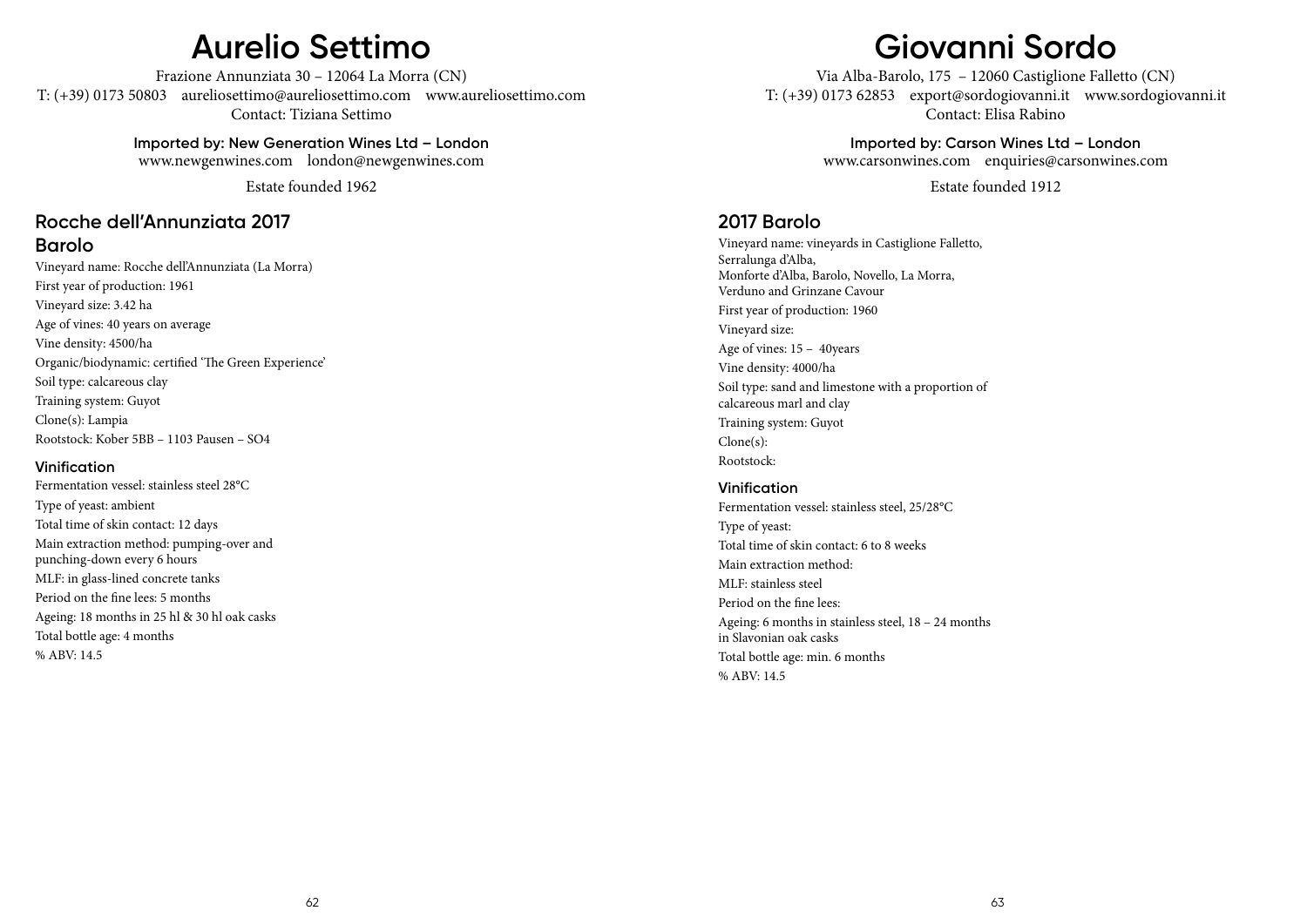# Aurelio Settimo

Frazione Annunziata 30 – 12064 La Morra (CN)
T: (+39) 0173 50803 aureliosettimo@aureliosettimo.com www.aureliosettimo.com
Contact: Tiziana Settimo

**Imported by: New Generation Wines Ltd – London**
www.newgenwines.com london@newgenwines.com

Estate founded 1962

## Rocche dell'Annunziata 2017 Barolo

Vineyard name: Rocche dell'Annunziata (La Morra)
First year of production: 1961
Vineyard size: 3.42 ha
Age of vines: 40 years on average
Vine density: 4500/ha
Organic/biodynamic: certified 'The Green Experience'
Soil type: calcareous clay
Training system: Guyot
Clone(s): Lampia
Rootstock: Kober 5BB – 1103 Pausen – SO4

### Vinification

Fermentation vessel: stainless steel 28°C
Type of yeast: ambient
Total time of skin contact: 12 days
Main extraction method: pumping-over and punching-down every 6 hours
MLF: in glass-lined concrete tanks
Period on the fine lees: 5 months
Ageing: 18 months in 25 hl & 30 hl oak casks
Total bottle age: 4 months
% ABV: 14.5

# Giovanni Sordo

Via Alba-Barolo, 175 – 12060 Castiglione Falletto (CN)
T: (+39) 0173 62853 export@sordogiovanni.it www.sordogiovanni.it
Contact: Elisa Rabino

**Imported by: Carson Wines Ltd – London**
www.carsonwines.com enquiries@carsonwines.com

Estate founded 1912

## 2017 Barolo

Vineyard name: vineyards in Castiglione Falletto, Serralunga d'Alba, Monforte d'Alba, Barolo, Novello, La Morra, Verduno and Grinzane Cavour
First year of production: 1960
Vineyard size:
Age of vines: 15 – 40years
Vine density: 4000/ha
Soil type: sand and limestone with a proportion of calcareous marl and clay
Training system: Guyot
Clone(s):
Rootstock:

### Vinification

Fermentation vessel: stainless steel, 25/28°C
Type of yeast:
Total time of skin contact: 6 to 8 weeks
Main extraction method:
MLF: stainless steel
Period on the fine lees:
Ageing: 6 months in stainless steel, 18 – 24 months in Slavonian oak casks
Total bottle age: min. 6 months
% ABV: 14.5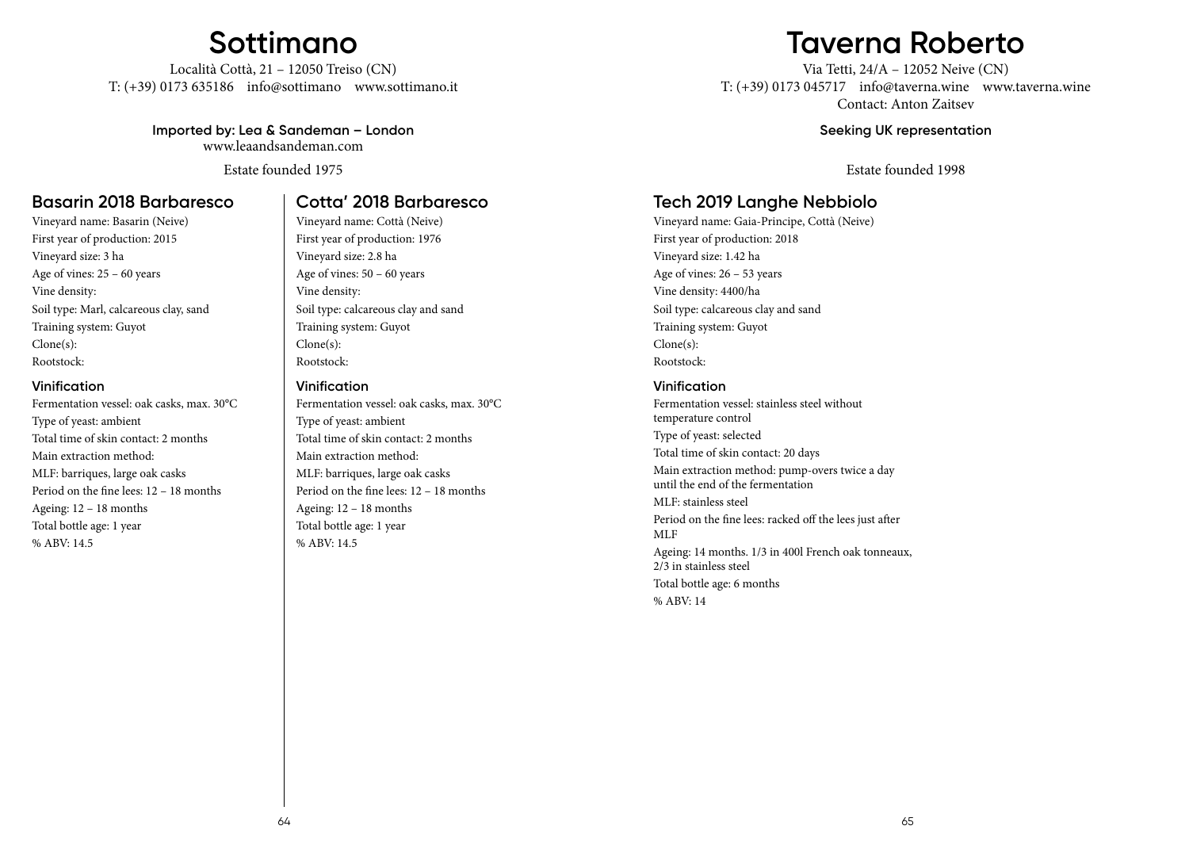# Sottimano

Località Cottà, 21 – 12050 Treiso (CN)
T: (+39) 0173 635186 info@sottimano www.sottimano.it

**Imported by: Lea & Sandeman – London**
www.leaandsandeman.com

Estate founded 1975

## Basarin 2018 Barbaresco

Vineyard name: Basarin (Neive)
First year of production: 2015
Vineyard size: 3 ha
Age of vines: 25 – 60 years
Vine density:
Soil type: Marl, calcareous clay, sand
Training system: Guyot
Clone(s):
Rootstock:

### Vinification

Fermentation vessel: oak casks, max. 30°C
Type of yeast: ambient
Total time of skin contact: 2 months
Main extraction method:
MLF: barriques, large oak casks
Period on the fine lees: 12 – 18 months
Ageing: 12 – 18 months
Total bottle age: 1 year
% ABV: 14.5

## Cotta' 2018 Barbaresco

Vineyard name: Cottà (Neive)
First year of production: 1976
Vineyard size: 2.8 ha
Age of vines: 50 – 60 years
Vine density:
Soil type: calcareous clay and sand
Training system: Guyot
Clone(s):
Rootstock:

### Vinification

Fermentation vessel: oak casks, max. 30°C
Type of yeast: ambient
Total time of skin contact: 2 months
Main extraction method:
MLF: barriques, large oak casks
Period on the fine lees: 12 – 18 months
Ageing: 12 – 18 months
Total bottle age: 1 year
% ABV: 14.5

# Taverna Roberto

Via Tetti, 24/A – 12052 Neive (CN)
T: (+39) 0173 045717 info@taverna.wine www.taverna.wine
Contact: Anton Zaitsev

**Seeking UK representation**

Estate founded 1998

## Tech 2019 Langhe Nebbiolo

Vineyard name: Gaia-Principe, Cottà (Neive)
First year of production: 2018
Vineyard size: 1.42 ha
Age of vines: 26 – 53 years
Vine density: 4400/ha
Soil type: calcareous clay and sand
Training system: Guyot
Clone(s):
Rootstock:

### Vinification

Fermentation vessel: stainless steel without temperature control
Type of yeast: selected
Total time of skin contact: 20 days
Main extraction method: pump-overs twice a day until the end of the fermentation
MLF: stainless steel
Period on the fine lees: racked off the lees just after MLF
Ageing: 14 months. 1/3 in 400l French oak tonneaux, 2/3 in stainless steel
Total bottle age: 6 months
% ABV: 14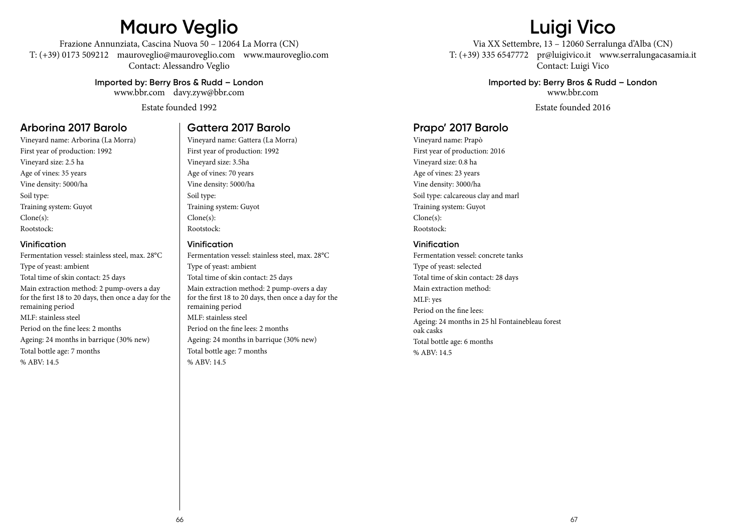# Mauro Veglio

Frazione Annunziata, Cascina Nuova 50 – 12064 La Morra (CN)
T: (+39) 0173 509212  mauroveglio@mauroveglio.com  www.mauroveglio.com
Contact: Alessandro Veglio

**Imported by: Berry Bros & Rudd – London**
www.bbr.com  davy.zyw@bbr.com

Estate founded 1992

## Arborina 2017 Barolo

Vineyard name: Arborina (La Morra)
First year of production: 1992
Vineyard size: 2.5 ha
Age of vines: 35 years
Vine density: 5000/ha
Soil type:
Training system: Guyot
Clone(s):
Rootstock:

### Vinification

Fermentation vessel: stainless steel, max. 28°C
Type of yeast: ambient
Total time of skin contact: 25 days
Main extraction method: 2 pump-overs a day for the first 18 to 20 days, then once a day for the remaining period
MLF: stainless steel
Period on the fine lees: 2 months
Ageing: 24 months in barrique (30% new)
Total bottle age: 7 months
% ABV: 14.5

## Gattera 2017 Barolo

Vineyard name: Gattera (La Morra)
First year of production: 1992
Vineyard size: 3.5ha
Age of vines: 70 years
Vine density: 5000/ha
Soil type:
Training system: Guyot
Clone(s):
Rootstock:

### Vinification

Fermentation vessel: stainless steel, max. 28°C
Type of yeast: ambient
Total time of skin contact: 25 days
Main extraction method: 2 pump-overs a day for the first 18 to 20 days, then once a day for the remaining period
MLF: stainless steel
Period on the fine lees: 2 months
Ageing: 24 months in barrique (30% new)
Total bottle age: 7 months
% ABV: 14.5

# Luigi Vico

Via XX Settembre, 13 – 12060 Serralunga d'Alba (CN)
T: (+39) 335 6547772  pr@luigivico.it  www.serralungacasamia.it
Contact: Luigi Vico

**Imported by: Berry Bros & Rudd – London**
www.bbr.com

Estate founded 2016

## Prapo' 2017 Barolo

Vineyard name: Prapò
First year of production: 2016
Vineyard size: 0.8 ha
Age of vines: 23 years
Vine density: 3000/ha
Soil type: calcareous clay and marl
Training system: Guyot
Clone(s):
Rootstock:

### Vinification

Fermentation vessel: concrete tanks
Type of yeast: selected
Total time of skin contact: 28 days
Main extraction method:
MLF: yes
Period on the fine lees:
Ageing: 24 months in 25 hl Fontainebleau forest oak casks
Total bottle age: 6 months
% ABV: 14.5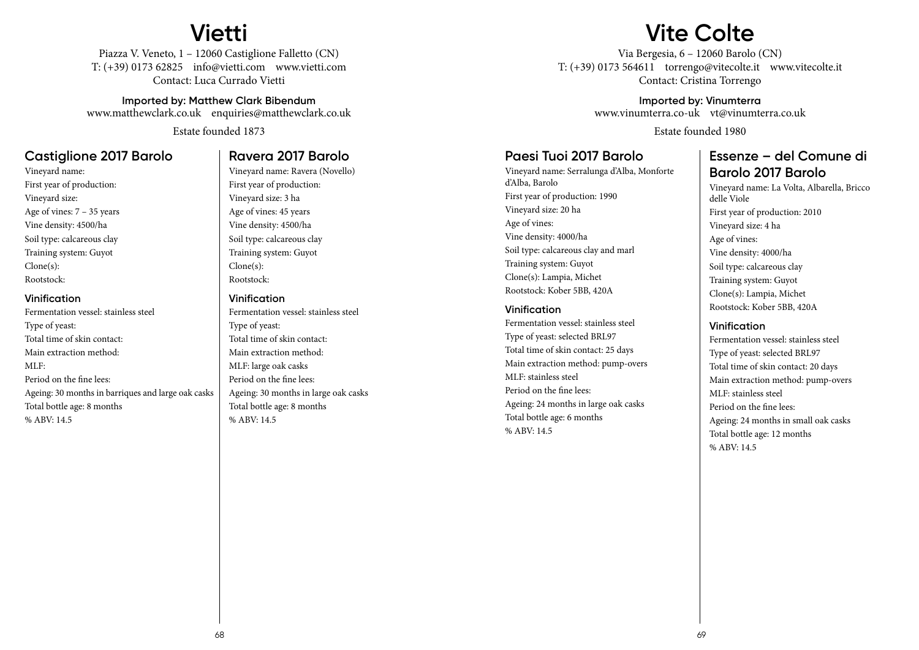# Vietti

Piazza V. Veneto, 1 – 12060 Castiglione Falletto (CN)
T: (+39) 0173 62825 info@vietti.com www.vietti.com
Contact: Luca Currado Vietti

**Imported by: Matthew Clark Bibendum**
www.matthewclark.co.uk enquiries@matthewclark.co.uk

Estate founded 1873

## Castiglione 2017 Barolo

Vineyard name:
First year of production:
Vineyard size:
Age of vines: 7 – 35 years
Vine density: 4500/ha
Soil type: calcareous clay
Training system: Guyot
Clone(s):
Rootstock:

### Vinification

Fermentation vessel: stainless steel
Type of yeast:
Total time of skin contact:
Main extraction method:
MLF:
Period on the fine lees:
Ageing: 30 months in barriques and large oak casks
Total bottle age: 8 months
% ABV: 14.5

## Ravera 2017 Barolo

Vineyard name: Ravera (Novello)
First year of production:
Vineyard size: 3 ha
Age of vines: 45 years
Vine density: 4500/ha
Soil type: calcareous clay
Training system: Guyot
Clone(s):
Rootstock:

### Vinification

Fermentation vessel: stainless steel
Type of yeast:
Total time of skin contact:
Main extraction method:
MLF: large oak casks
Period on the fine lees:
Ageing: 30 months in large oak casks
Total bottle age: 8 months
% ABV: 14.5

# Vite Colte

Via Bergesia, 6 – 12060 Barolo (CN)
T: (+39) 0173 564611 torrengo@vitecolte.it www.vitecolte.it
Contact: Cristina Torrengo

**Imported by: Vinumterra**
www.vinumterra.co-uk vt@vinumterra.co.uk

Estate founded 1980

## Paesi Tuoi 2017 Barolo

Vineyard name: Serralunga d'Alba, Monforte d'Alba, Barolo
First year of production: 1990
Vineyard size: 20 ha
Age of vines:
Vine density: 4000/ha
Soil type: calcareous clay and marl
Training system: Guyot
Clone(s): Lampia, Michet
Rootstock: Kober 5BB, 420A

### Vinification

Fermentation vessel: stainless steel
Type of yeast: selected BRL97
Total time of skin contact: 25 days
Main extraction method: pump-overs
MLF: stainless steel
Period on the fine lees:
Ageing: 24 months in large oak casks
Total bottle age: 6 months
% ABV: 14.5

## Essenze – del Comune di Barolo 2017 Barolo

Vineyard name: La Volta, Albarella, Bricco delle Viole
First year of production: 2010
Vineyard size: 4 ha
Age of vines:
Vine density: 4000/ha
Soil type: calcareous clay
Training system: Guyot
Clone(s): Lampia, Michet
Rootstock: Kober 5BB, 420A

### Vinification

Fermentation vessel: stainless steel
Type of yeast: selected BRL97
Total time of skin contact: 20 days
Main extraction method: pump-overs
MLF: stainless steel
Period on the fine lees:
Ageing: 24 months in small oak casks
Total bottle age: 12 months
% ABV: 14.5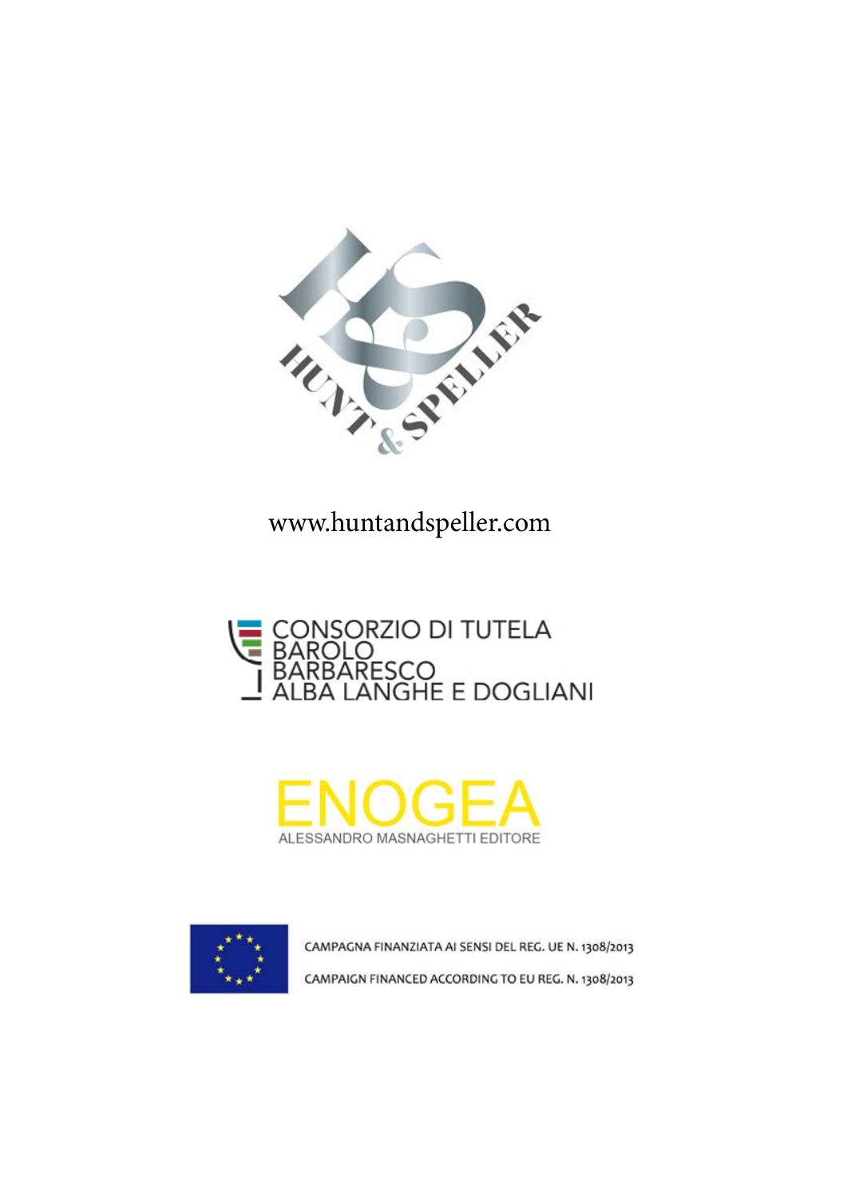HUNT & SPELLER

www.huntandspeller.com

CONSORZIO DI TUTELA
BAROLO
BARBARESCO
ALBA LANGHE E DOGLIANI

ENOGEA

ALESSANDRO MASNAGHETTI EDITORE

CAMPAGNA FINANZIATA AI SENSI DEL REG. UE N. 1308/2013

CAMPAIGN FINANCED ACCORDING TO EU REG. N. 1308/2013